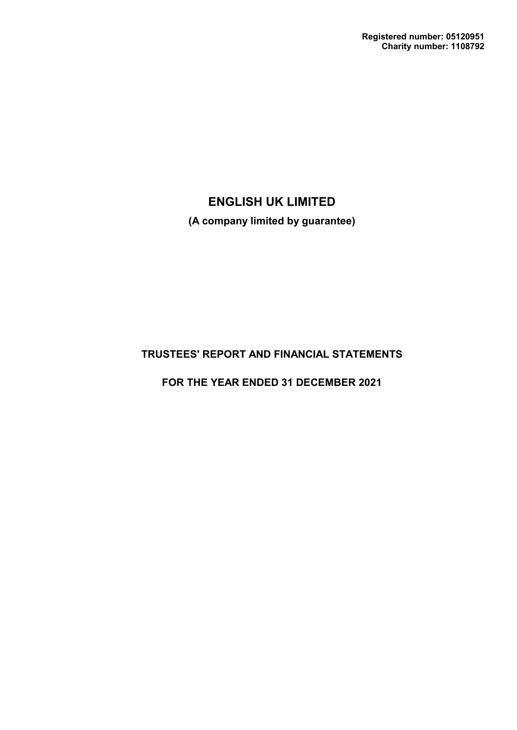**Registered number: 05120951**
**Charity number: 1108792**

# ENGLISH UK LIMITED

**(A company limited by guarantee)**

## TRUSTEES' REPORT AND FINANCIAL STATEMENTS

## FOR THE YEAR ENDED 31 DECEMBER 2021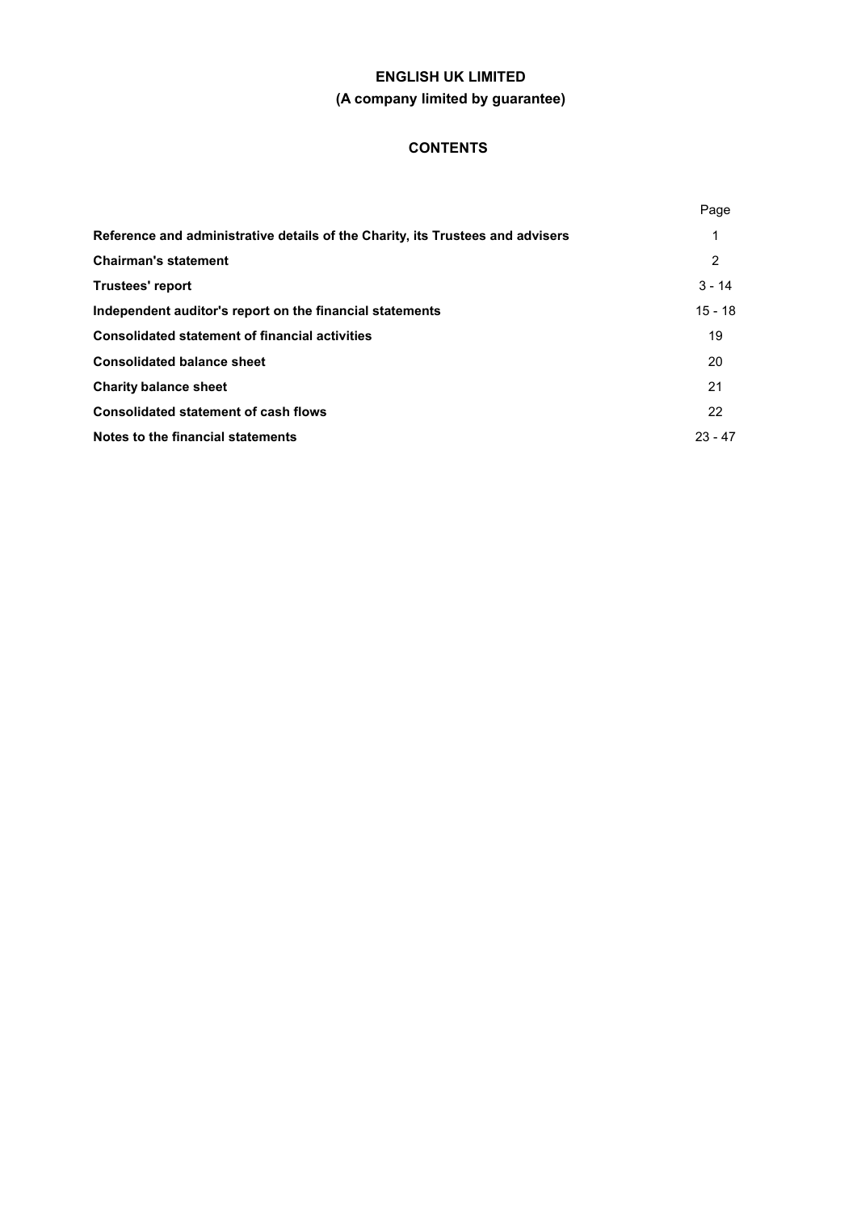# ENGLISH UK LIMITED

## (A company limited by guarantee)

## CONTENTS

| | Page |
|---|---|
| **Reference and administrative details of the Charity, its Trustees and advisers** | 1 |
| **Chairman's statement** | 2 |
| **Trustees' report** | 3 - 14 |
| **Independent auditor's report on the financial statements** | 15 - 18 |
| **Consolidated statement of financial activities** | 19 |
| **Consolidated balance sheet** | 20 |
| **Charity balance sheet** | 21 |
| **Consolidated statement of cash flows** | 22 |
| **Notes to the financial statements** | 23 - 47 |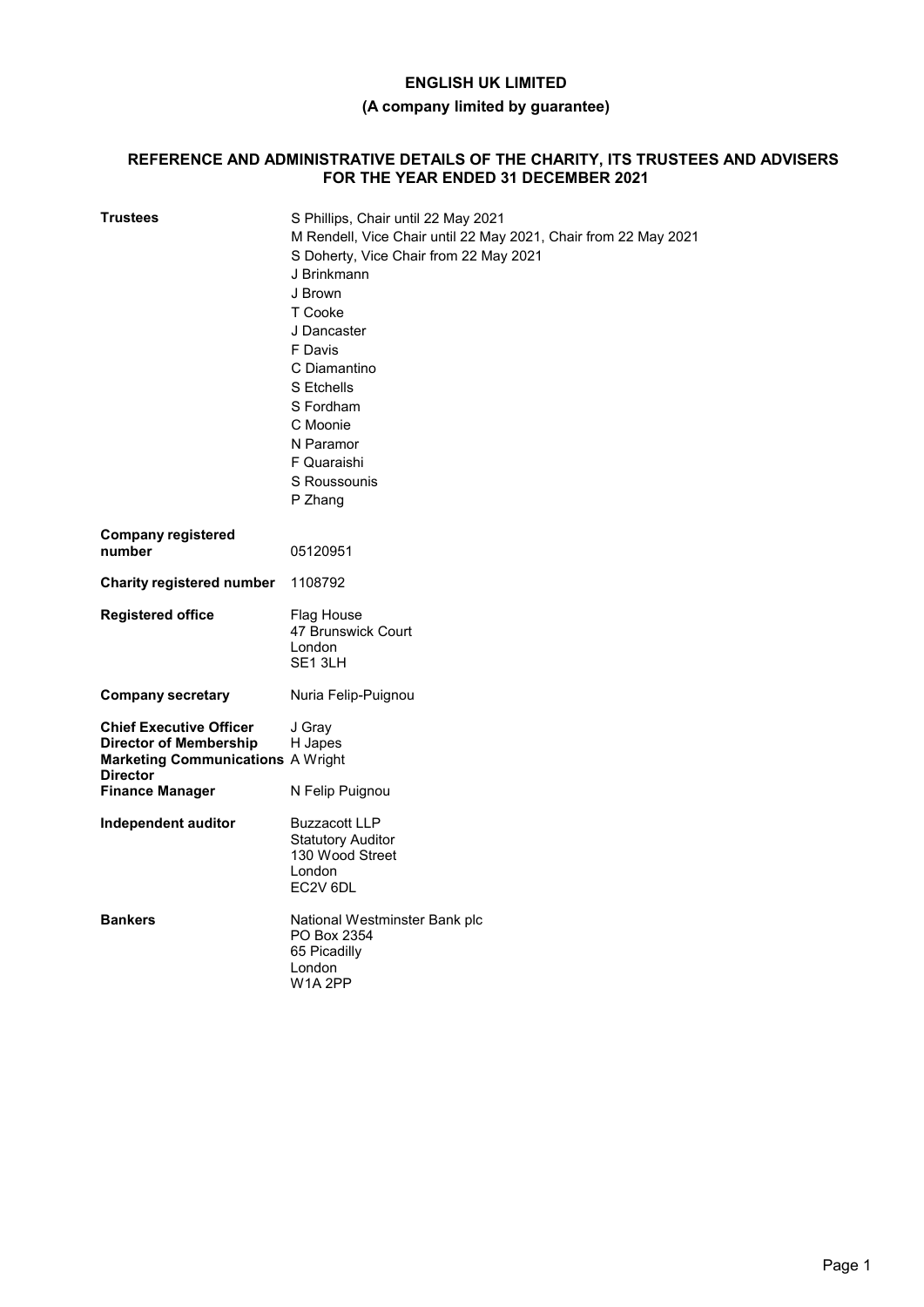**ENGLISH UK LIMITED**

**(A company limited by guarantee)**

## REFERENCE AND ADMINISTRATIVE DETAILS OF THE CHARITY, ITS TRUSTEES AND ADVISERS FOR THE YEAR ENDED 31 DECEMBER 2021

| | |
|---|---|
| **Trustees** | S Phillips, Chair until 22 May 2021<br>M Rendell, Vice Chair until 22 May 2021, Chair from 22 May 2021<br>S Doherty, Vice Chair from 22 May 2021<br>J Brinkmann<br>J Brown<br>T Cooke<br>J Dancaster<br>F Davis<br>C Diamantino<br>S Etchells<br>S Fordham<br>C Moonie<br>N Paramor<br>F Quaraishi<br>S Roussounis<br>P Zhang |
| **Company registered number** | 05120951 |
| **Charity registered number** | 1108792 |
| **Registered office** | Flag House<br>47 Brunswick Court<br>London<br>SE1 3LH |
| **Company secretary** | Nuria Felip-Puignou |
| **Chief Executive Officer** | J Gray |
| **Director of Membership** | H Japes |
| **Marketing Communications Director** | A Wright |
| **Finance Manager** | N Felip Puignou |
| **Independent auditor** | Buzzacott LLP<br>Statutory Auditor<br>130 Wood Street<br>London<br>EC2V 6DL |
| **Bankers** | National Westminster Bank plc<br>PO Box 2354<br>65 Picadilly<br>London<br>W1A 2PP |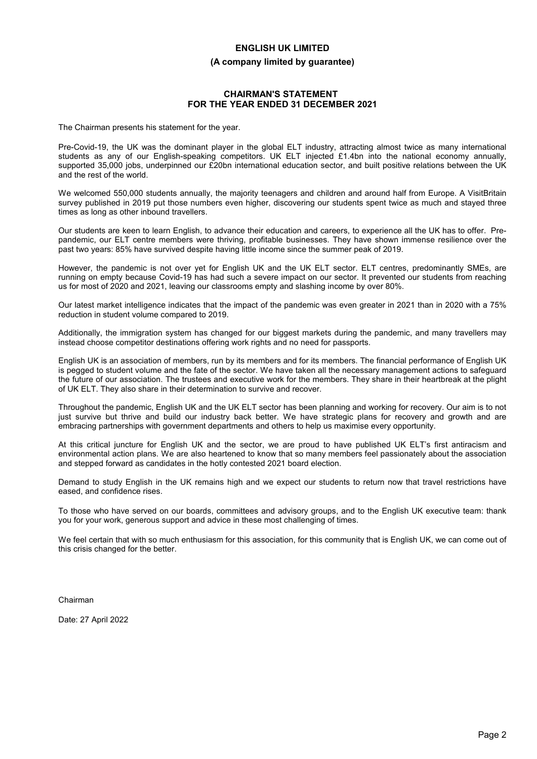**ENGLISH UK LIMITED**

**(A company limited by guarantee)**

# CHAIRMAN'S STATEMENT
## FOR THE YEAR ENDED 31 DECEMBER 2021

The Chairman presents his statement for the year.

Pre-Covid-19, the UK was the dominant player in the global ELT industry, attracting almost twice as many international students as any of our English-speaking competitors. UK ELT injected £1.4bn into the national economy annually, supported 35,000 jobs, underpinned our £20bn international education sector, and built positive relations between the UK and the rest of the world.

We welcomed 550,000 students annually, the majority teenagers and children and around half from Europe. A VisitBritain survey published in 2019 put those numbers even higher, discovering our students spent twice as much and stayed three times as long as other inbound travellers.

Our students are keen to learn English, to advance their education and careers, to experience all the UK has to offer. Pre-pandemic, our ELT centre members were thriving, profitable businesses. They have shown immense resilience over the past two years: 85% have survived despite having little income since the summer peak of 2019.

However, the pandemic is not over yet for English UK and the UK ELT sector. ELT centres, predominantly SMEs, are running on empty because Covid-19 has had such a severe impact on our sector. It prevented our students from reaching us for most of 2020 and 2021, leaving our classrooms empty and slashing income by over 80%.

Our latest market intelligence indicates that the impact of the pandemic was even greater in 2021 than in 2020 with a 75% reduction in student volume compared to 2019.

Additionally, the immigration system has changed for our biggest markets during the pandemic, and many travellers may instead choose competitor destinations offering work rights and no need for passports.

English UK is an association of members, run by its members and for its members. The financial performance of English UK is pegged to student volume and the fate of the sector. We have taken all the necessary management actions to safeguard the future of our association. The trustees and executive work for the members. They share in their heartbreak at the plight of UK ELT. They also share in their determination to survive and recover.

Throughout the pandemic, English UK and the UK ELT sector has been planning and working for recovery. Our aim is to not just survive but thrive and build our industry back better. We have strategic plans for recovery and growth and are embracing partnerships with government departments and others to help us maximise every opportunity.

At this critical juncture for English UK and the sector, we are proud to have published UK ELT's first antiracism and environmental action plans. We are also heartened to know that so many members feel passionately about the association and stepped forward as candidates in the hotly contested 2021 board election.

Demand to study English in the UK remains high and we expect our students to return now that travel restrictions have eased, and confidence rises.

To those who have served on our boards, committees and advisory groups, and to the English UK executive team: thank you for your work, generous support and advice in these most challenging of times.

We feel certain that with so much enthusiasm for this association, for this community that is English UK, we can come out of this crisis changed for the better.

Chairman

Date: 27 April 2022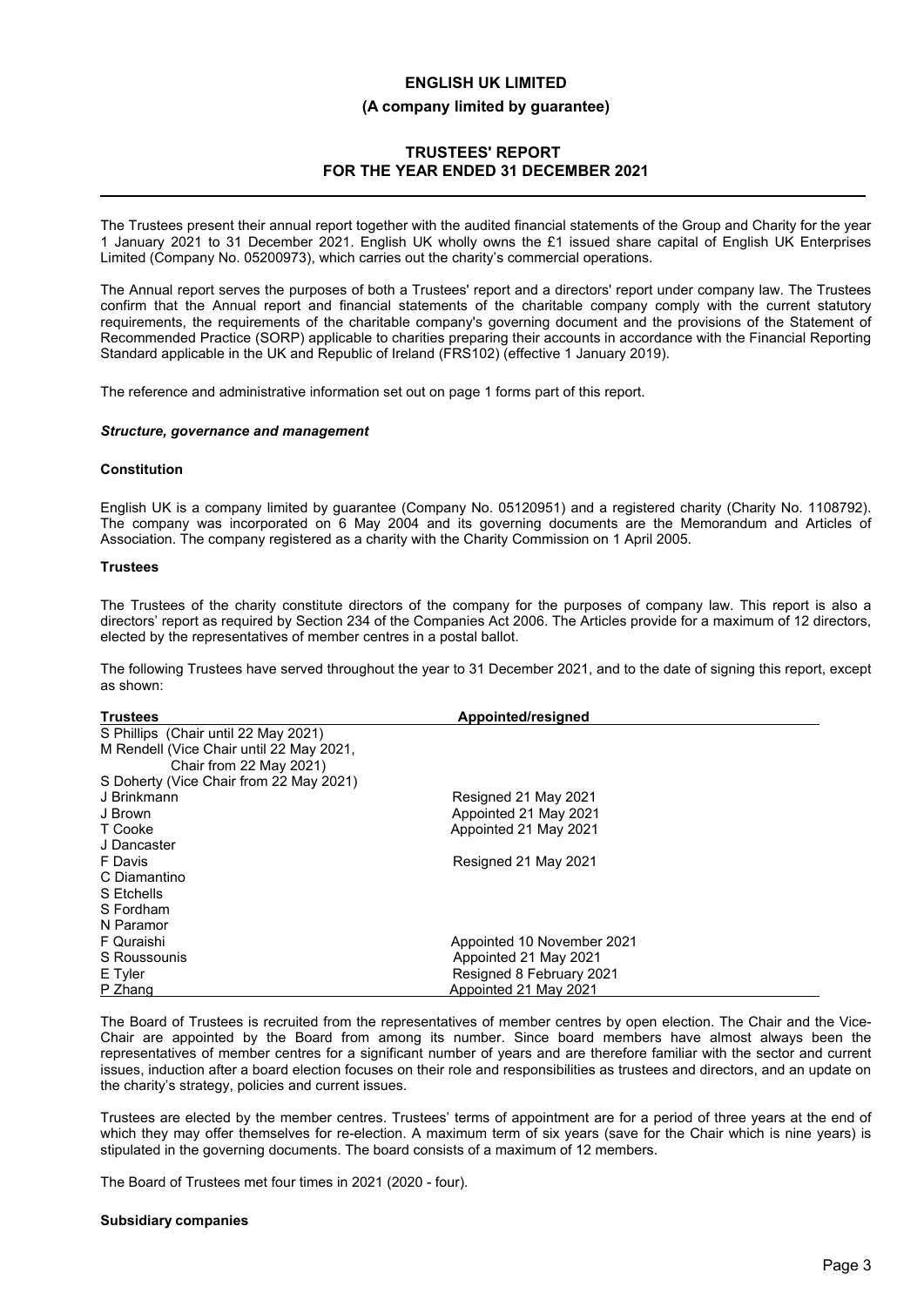# ENGLISH UK LIMITED

**(A company limited by guarantee)**

## TRUSTEES' REPORT
## FOR THE YEAR ENDED 31 DECEMBER 2021

The Trustees present their annual report together with the audited financial statements of the Group and Charity for the year 1 January 2021 to 31 December 2021. English UK wholly owns the £1 issued share capital of English UK Enterprises Limited (Company No. 05200973), which carries out the charity's commercial operations.

The Annual report serves the purposes of both a Trustees' report and a directors' report under company law. The Trustees confirm that the Annual report and financial statements of the charitable company comply with the current statutory requirements, the requirements of the charitable company's governing document and the provisions of the Statement of Recommended Practice (SORP) applicable to charities preparing their accounts in accordance with the Financial Reporting Standard applicable in the UK and Republic of Ireland (FRS102) (effective 1 January 2019).

The reference and administrative information set out on page 1 forms part of this report.

***Structure, governance and management***

**Constitution**

English UK is a company limited by guarantee (Company No. 05120951) and a registered charity (Charity No. 1108792). The company was incorporated on 6 May 2004 and its governing documents are the Memorandum and Articles of Association. The company registered as a charity with the Charity Commission on 1 April 2005.

**Trustees**

The Trustees of the charity constitute directors of the company for the purposes of company law. This report is also a directors' report as required by Section 234 of the Companies Act 2006. The Articles provide for a maximum of 12 directors, elected by the representatives of member centres in a postal ballot.

The following Trustees have served throughout the year to 31 December 2021, and to the date of signing this report, except as shown:

| Trustees | Appointed/resigned |
|---|---|
| S Phillips (Chair until 22 May 2021) | |
| M Rendell (Vice Chair until 22 May 2021, Chair from 22 May 2021) | |
| S Doherty (Vice Chair from 22 May 2021) | |
| J Brinkmann | Resigned 21 May 2021 |
| J Brown | Appointed 21 May 2021 |
| T Cooke | Appointed 21 May 2021 |
| J Dancaster | |
| F Davis | Resigned 21 May 2021 |
| C Diamantino | |
| S Etchells | |
| S Fordham | |
| N Paramor | |
| F Quraishi | Appointed 10 November 2021 |
| S Roussounis | Appointed 21 May 2021 |
| E Tyler | Resigned 8 February 2021 |
| P Zhang | Appointed 21 May 2021 |

The Board of Trustees is recruited from the representatives of member centres by open election. The Chair and the Vice-Chair are appointed by the Board from among its number. Since board members have almost always been the representatives of member centres for a significant number of years and are therefore familiar with the sector and current issues, induction after a board election focuses on their role and responsibilities as trustees and directors, and an update on the charity's strategy, policies and current issues.

Trustees are elected by the member centres. Trustees' terms of appointment are for a period of three years at the end of which they may offer themselves for re-election. A maximum term of six years (save for the Chair which is nine years) is stipulated in the governing documents. The board consists of a maximum of 12 members.

The Board of Trustees met four times in 2021 (2020 - four).

**Subsidiary companies**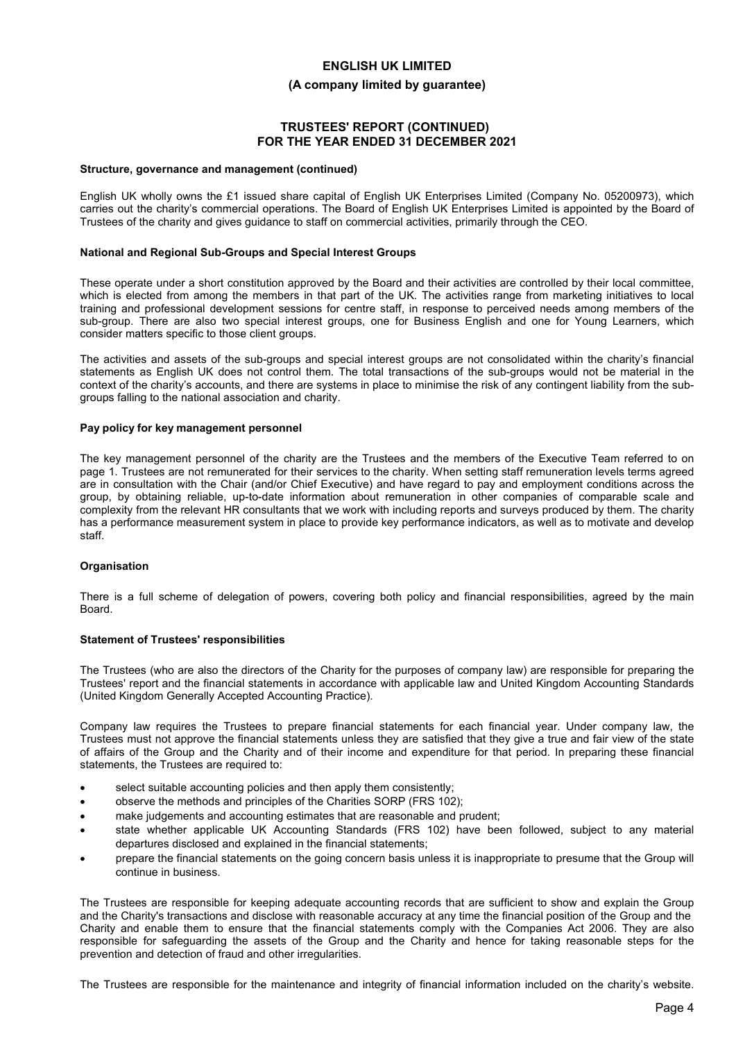**Structure, governance and management (continued)**

English UK wholly owns the £1 issued share capital of English UK Enterprises Limited (Company No. 05200973), which carries out the charity's commercial operations. The Board of English UK Enterprises Limited is appointed by the Board of Trustees of the charity and gives guidance to staff on commercial activities, primarily through the CEO.

**National and Regional Sub-Groups and Special Interest Groups**

These operate under a short constitution approved by the Board and their activities are controlled by their local committee, which is elected from among the members in that part of the UK. The activities range from marketing initiatives to local training and professional development sessions for centre staff, in response to perceived needs among members of the sub-group. There are also two special interest groups, one for Business English and one for Young Learners, which consider matters specific to those client groups.

The activities and assets of the sub-groups and special interest groups are not consolidated within the charity's financial statements as English UK does not control them. The total transactions of the sub-groups would not be material in the context of the charity's accounts, and there are systems in place to minimise the risk of any contingent liability from the sub-groups falling to the national association and charity.

**Pay policy for key management personnel**

The key management personnel of the charity are the Trustees and the members of the Executive Team referred to on page 1. Trustees are not remunerated for their services to the charity. When setting staff remuneration levels terms agreed are in consultation with the Chair (and/or Chief Executive) and have regard to pay and employment conditions across the group, by obtaining reliable, up-to-date information about remuneration in other companies of comparable scale and complexity from the relevant HR consultants that we work with including reports and surveys produced by them. The charity has a performance measurement system in place to provide key performance indicators, as well as to motivate and develop staff.

**Organisation**

There is a full scheme of delegation of powers, covering both policy and financial responsibilities, agreed by the main Board.

**Statement of Trustees' responsibilities**

The Trustees (who are also the directors of the Charity for the purposes of company law) are responsible for preparing the Trustees' report and the financial statements in accordance with applicable law and United Kingdom Accounting Standards (United Kingdom Generally Accepted Accounting Practice).

Company law requires the Trustees to prepare financial statements for each financial year. Under company law, the Trustees must not approve the financial statements unless they are satisfied that they give a true and fair view of the state of affairs of the Group and the Charity and of their income and expenditure for that period. In preparing these financial statements, the Trustees are required to:

- select suitable accounting policies and then apply them consistently;
- observe the methods and principles of the Charities SORP (FRS 102);
- make judgements and accounting estimates that are reasonable and prudent;
- state whether applicable UK Accounting Standards (FRS 102) have been followed, subject to any material departures disclosed and explained in the financial statements;
- prepare the financial statements on the going concern basis unless it is inappropriate to presume that the Group will continue in business.

The Trustees are responsible for keeping adequate accounting records that are sufficient to show and explain the Group and the Charity's transactions and disclose with reasonable accuracy at any time the financial position of the Group and the Charity and enable them to ensure that the financial statements comply with the Companies Act 2006. They are also responsible for safeguarding the assets of the Group and the Charity and hence for taking reasonable steps for the prevention and detection of fraud and other irregularities.

The Trustees are responsible for the maintenance and integrity of financial information included on the charity's website.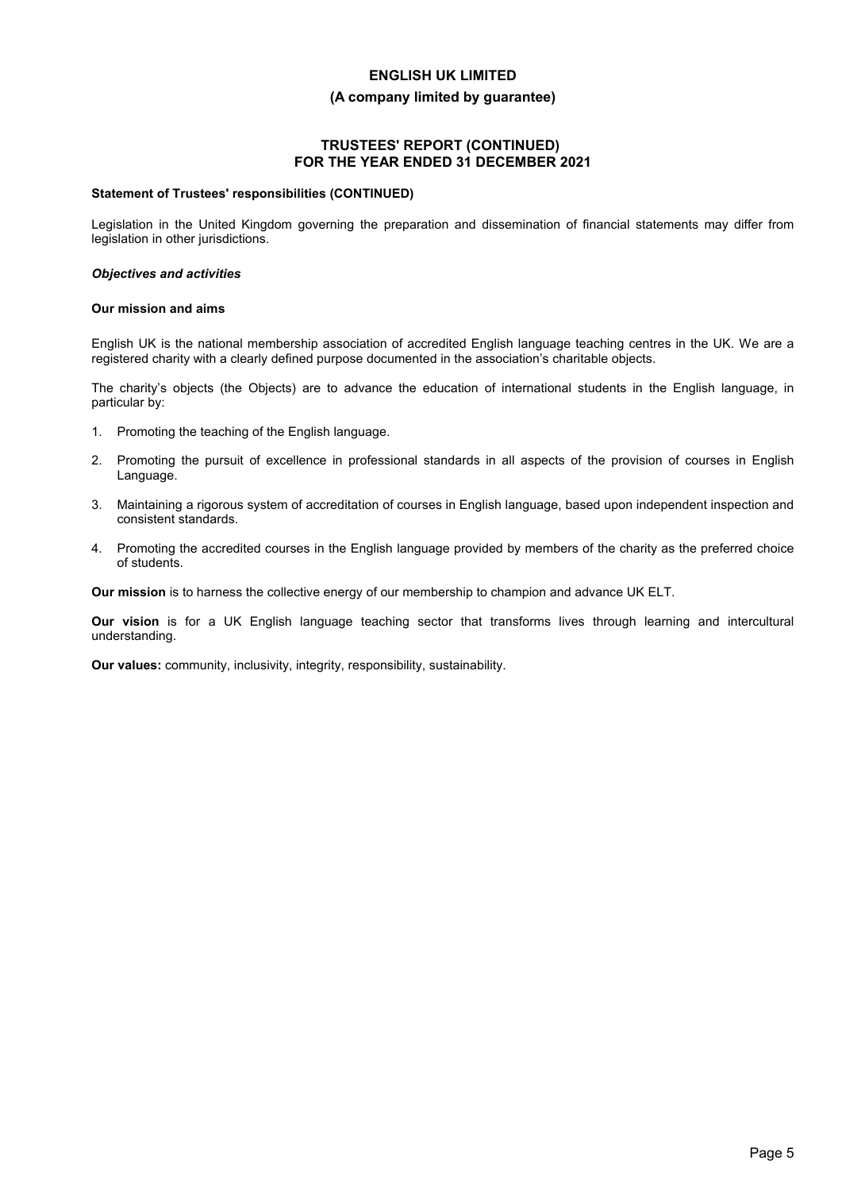**Statement of Trustees' responsibilities (CONTINUED)**

Legislation in the United Kingdom governing the preparation and dissemination of financial statements may differ from legislation in other jurisdictions.

***Objectives and activities***

**Our mission and aims**

English UK is the national membership association of accredited English language teaching centres in the UK. We are a registered charity with a clearly defined purpose documented in the association's charitable objects.

The charity's objects (the Objects) are to advance the education of international students in the English language, in particular by:

1. Promoting the teaching of the English language.
2. Promoting the pursuit of excellence in professional standards in all aspects of the provision of courses in English Language.
3. Maintaining a rigorous system of accreditation of courses in English language, based upon independent inspection and consistent standards.
4. Promoting the accredited courses in the English language provided by members of the charity as the preferred choice of students.

**Our mission** is to harness the collective energy of our membership to champion and advance UK ELT.

**Our vision** is for a UK English language teaching sector that transforms lives through learning and intercultural understanding.

**Our values:** community, inclusivity, integrity, responsibility, sustainability.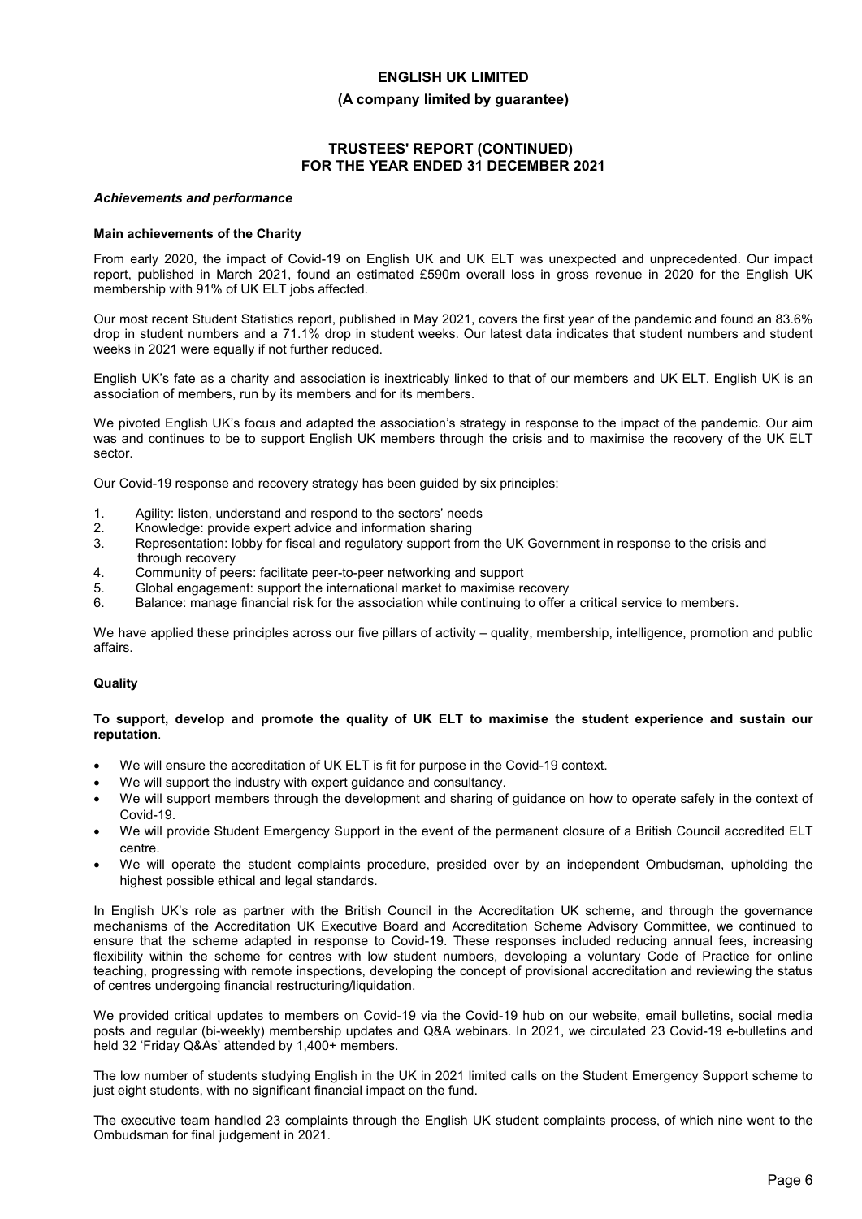## ENGLISH UK LIMITED

**(A company limited by guarantee)**

**TRUSTEES' REPORT (CONTINUED)**
**FOR THE YEAR ENDED 31 DECEMBER 2021**

### *Achievements and performance*

**Main achievements of the Charity**

From early 2020, the impact of Covid-19 on English UK and UK ELT was unexpected and unprecedented. Our impact report, published in March 2021, found an estimated £590m overall loss in gross revenue in 2020 for the English UK membership with 91% of UK ELT jobs affected.

Our most recent Student Statistics report, published in May 2021, covers the first year of the pandemic and found an 83.6% drop in student numbers and a 71.1% drop in student weeks. Our latest data indicates that student numbers and student weeks in 2021 were equally if not further reduced.

English UK's fate as a charity and association is inextricably linked to that of our members and UK ELT. English UK is an association of members, run by its members and for its members.

We pivoted English UK's focus and adapted the association's strategy in response to the impact of the pandemic. Our aim was and continues to be to support English UK members through the crisis and to maximise the recovery of the UK ELT sector.

Our Covid-19 response and recovery strategy has been guided by six principles:

1. Agility: listen, understand and respond to the sectors' needs
2. Knowledge: provide expert advice and information sharing
3. Representation: lobby for fiscal and regulatory support from the UK Government in response to the crisis and through recovery
4. Community of peers: facilitate peer-to-peer networking and support
5. Global engagement: support the international market to maximise recovery
6. Balance: manage financial risk for the association while continuing to offer a critical service to members.

We have applied these principles across our five pillars of activity – quality, membership, intelligence, promotion and public affairs.

**Quality**

**To support, develop and promote the quality of UK ELT to maximise the student experience and sustain our reputation**.

- We will ensure the accreditation of UK ELT is fit for purpose in the Covid-19 context.
- We will support the industry with expert guidance and consultancy.
- We will support members through the development and sharing of guidance on how to operate safely in the context of Covid-19.
- We will provide Student Emergency Support in the event of the permanent closure of a British Council accredited ELT centre.
- We will operate the student complaints procedure, presided over by an independent Ombudsman, upholding the highest possible ethical and legal standards.

In English UK's role as partner with the British Council in the Accreditation UK scheme, and through the governance mechanisms of the Accreditation UK Executive Board and Accreditation Scheme Advisory Committee, we continued to ensure that the scheme adapted in response to Covid-19. These responses included reducing annual fees, increasing flexibility within the scheme for centres with low student numbers, developing a voluntary Code of Practice for online teaching, progressing with remote inspections, developing the concept of provisional accreditation and reviewing the status of centres undergoing financial restructuring/liquidation.

We provided critical updates to members on Covid-19 via the Covid-19 hub on our website, email bulletins, social media posts and regular (bi-weekly) membership updates and Q&A webinars. In 2021, we circulated 23 Covid-19 e-bulletins and held 32 'Friday Q&As' attended by 1,400+ members.

The low number of students studying English in the UK in 2021 limited calls on the Student Emergency Support scheme to just eight students, with no significant financial impact on the fund.

The executive team handled 23 complaints through the English UK student complaints process, of which nine went to the Ombudsman for final judgement in 2021.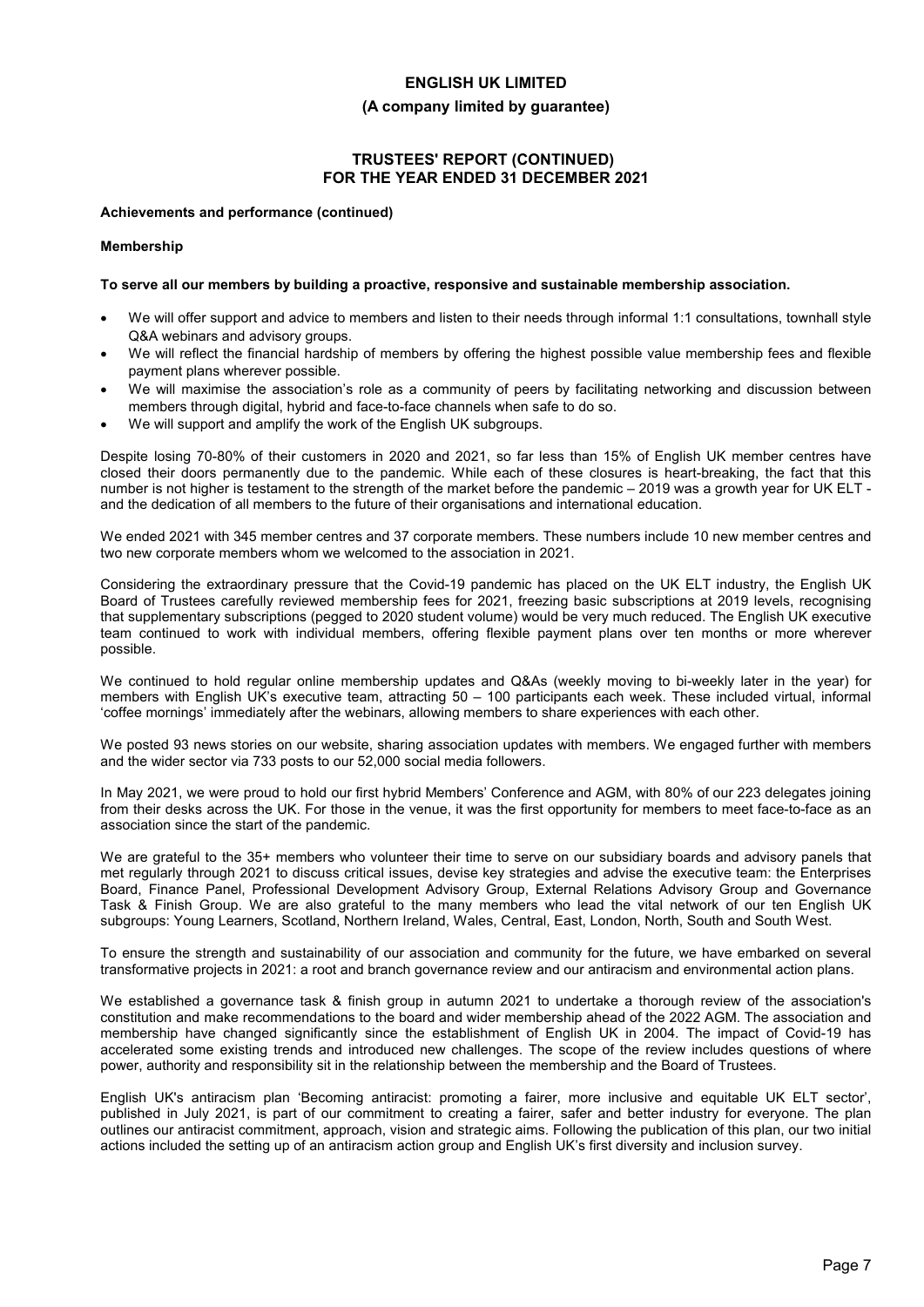**Achievements and performance (continued)**

**Membership**

**To serve all our members by building a proactive, responsive and sustainable membership association.**

- We will offer support and advice to members and listen to their needs through informal 1:1 consultations, townhall style Q&A webinars and advisory groups.
- We will reflect the financial hardship of members by offering the highest possible value membership fees and flexible payment plans wherever possible.
- We will maximise the association's role as a community of peers by facilitating networking and discussion between members through digital, hybrid and face-to-face channels when safe to do so.
- We will support and amplify the work of the English UK subgroups.

Despite losing 70-80% of their customers in 2020 and 2021, so far less than 15% of English UK member centres have closed their doors permanently due to the pandemic. While each of these closures is heart-breaking, the fact that this number is not higher is testament to the strength of the market before the pandemic – 2019 was a growth year for UK ELT - and the dedication of all members to the future of their organisations and international education.

We ended 2021 with 345 member centres and 37 corporate members. These numbers include 10 new member centres and two new corporate members whom we welcomed to the association in 2021.

Considering the extraordinary pressure that the Covid-19 pandemic has placed on the UK ELT industry, the English UK Board of Trustees carefully reviewed membership fees for 2021, freezing basic subscriptions at 2019 levels, recognising that supplementary subscriptions (pegged to 2020 student volume) would be very much reduced. The English UK executive team continued to work with individual members, offering flexible payment plans over ten months or more wherever possible.

We continued to hold regular online membership updates and Q&As (weekly moving to bi-weekly later in the year) for members with English UK's executive team, attracting 50 – 100 participants each week. These included virtual, informal 'coffee mornings' immediately after the webinars, allowing members to share experiences with each other.

We posted 93 news stories on our website, sharing association updates with members. We engaged further with members and the wider sector via 733 posts to our 52,000 social media followers.

In May 2021, we were proud to hold our first hybrid Members' Conference and AGM, with 80% of our 223 delegates joining from their desks across the UK. For those in the venue, it was the first opportunity for members to meet face-to-face as an association since the start of the pandemic.

We are grateful to the 35+ members who volunteer their time to serve on our subsidiary boards and advisory panels that met regularly through 2021 to discuss critical issues, devise key strategies and advise the executive team: the Enterprises Board, Finance Panel, Professional Development Advisory Group, External Relations Advisory Group and Governance Task & Finish Group. We are also grateful to the many members who lead the vital network of our ten English UK subgroups: Young Learners, Scotland, Northern Ireland, Wales, Central, East, London, North, South and South West.

To ensure the strength and sustainability of our association and community for the future, we have embarked on several transformative projects in 2021: a root and branch governance review and our antiracism and environmental action plans.

We established a governance task & finish group in autumn 2021 to undertake a thorough review of the association's constitution and make recommendations to the board and wider membership ahead of the 2022 AGM. The association and membership have changed significantly since the establishment of English UK in 2004. The impact of Covid-19 has accelerated some existing trends and introduced new challenges. The scope of the review includes questions of where power, authority and responsibility sit in the relationship between the membership and the Board of Trustees.

English UK's antiracism plan 'Becoming antiracist: promoting a fairer, more inclusive and equitable UK ELT sector', published in July 2021, is part of our commitment to creating a fairer, safer and better industry for everyone. The plan outlines our antiracist commitment, approach, vision and strategic aims. Following the publication of this plan, our two initial actions included the setting up of an antiracism action group and English UK's first diversity and inclusion survey.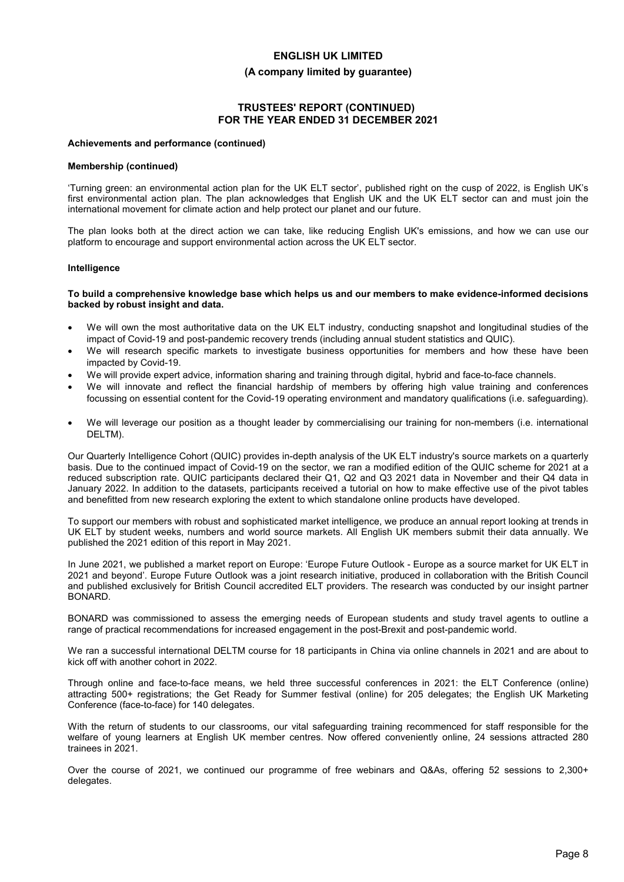**Achievements and performance (continued)**

**Membership (continued)**

'Turning green: an environmental action plan for the UK ELT sector', published right on the cusp of 2022, is English UK's first environmental action plan. The plan acknowledges that English UK and the UK ELT sector can and must join the international movement for climate action and help protect our planet and our future.

The plan looks both at the direct action we can take, like reducing English UK's emissions, and how we can use our platform to encourage and support environmental action across the UK ELT sector.

**Intelligence**

**To build a comprehensive knowledge base which helps us and our members to make evidence-informed decisions backed by robust insight and data.**

- We will own the most authoritative data on the UK ELT industry, conducting snapshot and longitudinal studies of the impact of Covid-19 and post-pandemic recovery trends (including annual student statistics and QUIC).
- We will research specific markets to investigate business opportunities for members and how these have been impacted by Covid-19.
- We will provide expert advice, information sharing and training through digital, hybrid and face-to-face channels.
- We will innovate and reflect the financial hardship of members by offering high value training and conferences focussing on essential content for the Covid-19 operating environment and mandatory qualifications (i.e. safeguarding).
- We will leverage our position as a thought leader by commercialising our training for non-members (i.e. international DELTM).

Our Quarterly Intelligence Cohort (QUIC) provides in-depth analysis of the UK ELT industry's source markets on a quarterly basis. Due to the continued impact of Covid-19 on the sector, we ran a modified edition of the QUIC scheme for 2021 at a reduced subscription rate. QUIC participants declared their Q1, Q2 and Q3 2021 data in November and their Q4 data in January 2022. In addition to the datasets, participants received a tutorial on how to make effective use of the pivot tables and benefitted from new research exploring the extent to which standalone online products have developed.

To support our members with robust and sophisticated market intelligence, we produce an annual report looking at trends in UK ELT by student weeks, numbers and world source markets. All English UK members submit their data annually. We published the 2021 edition of this report in May 2021.

In June 2021, we published a market report on Europe: 'Europe Future Outlook - Europe as a source market for UK ELT in 2021 and beyond'. Europe Future Outlook was a joint research initiative, produced in collaboration with the British Council and published exclusively for British Council accredited ELT providers. The research was conducted by our insight partner BONARD.

BONARD was commissioned to assess the emerging needs of European students and study travel agents to outline a range of practical recommendations for increased engagement in the post-Brexit and post-pandemic world.

We ran a successful international DELTM course for 18 participants in China via online channels in 2021 and are about to kick off with another cohort in 2022.

Through online and face-to-face means, we held three successful conferences in 2021: the ELT Conference (online) attracting 500+ registrations; the Get Ready for Summer festival (online) for 205 delegates; the English UK Marketing Conference (face-to-face) for 140 delegates.

With the return of students to our classrooms, our vital safeguarding training recommenced for staff responsible for the welfare of young learners at English UK member centres. Now offered conveniently online, 24 sessions attracted 280 trainees in 2021.

Over the course of 2021, we continued our programme of free webinars and Q&As, offering 52 sessions to 2,300+ delegates.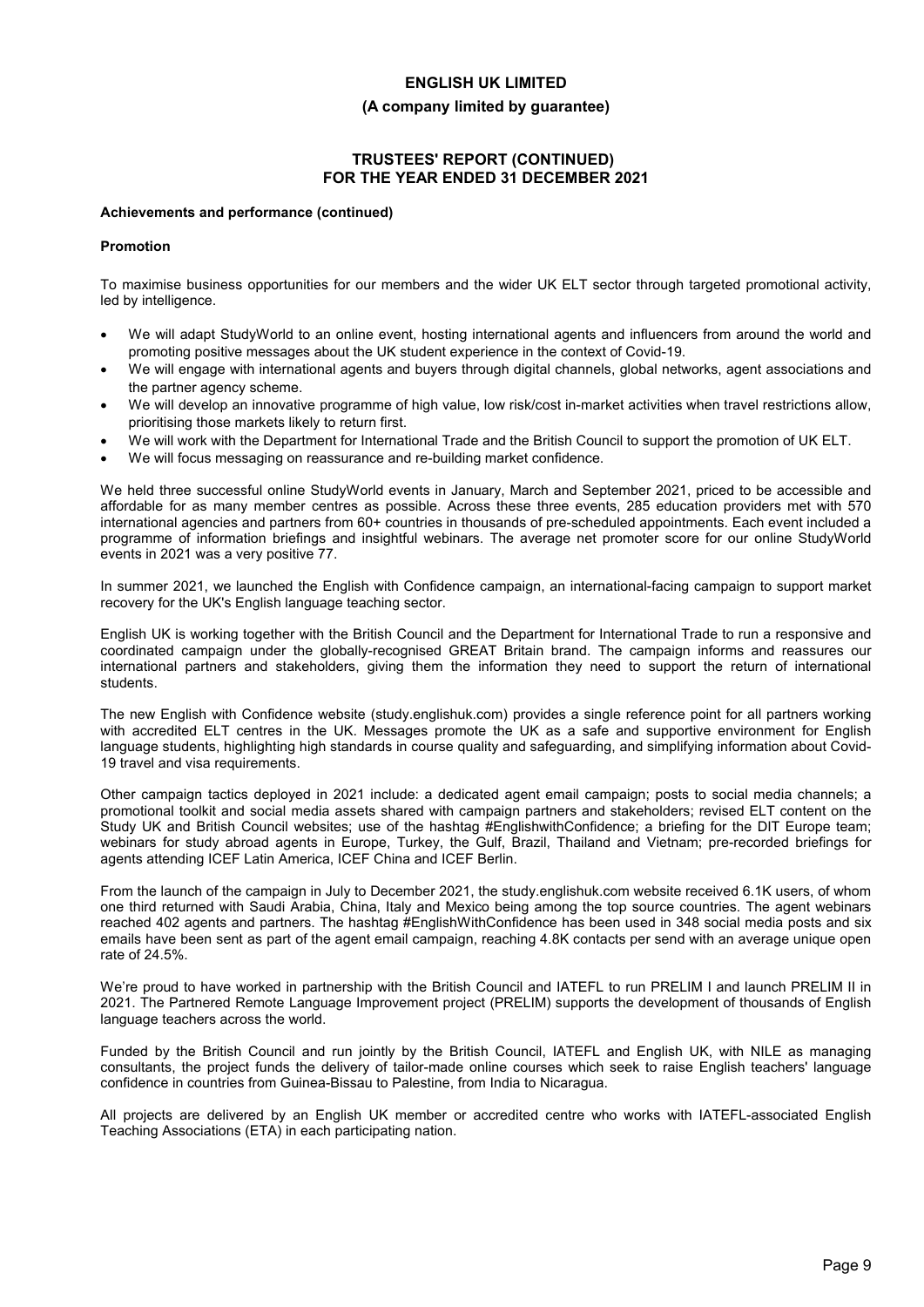### Achievements and performance (continued)

#### Promotion

To maximise business opportunities for our members and the wider UK ELT sector through targeted promotional activity, led by intelligence.

- We will adapt StudyWorld to an online event, hosting international agents and influencers from around the world and promoting positive messages about the UK student experience in the context of Covid-19.
- We will engage with international agents and buyers through digital channels, global networks, agent associations and the partner agency scheme.
- We will develop an innovative programme of high value, low risk/cost in-market activities when travel restrictions allow, prioritising those markets likely to return first.
- We will work with the Department for International Trade and the British Council to support the promotion of UK ELT.
- We will focus messaging on reassurance and re-building market confidence.

We held three successful online StudyWorld events in January, March and September 2021, priced to be accessible and affordable for as many member centres as possible. Across these three events, 285 education providers met with 570 international agencies and partners from 60+ countries in thousands of pre-scheduled appointments. Each event included a programme of information briefings and insightful webinars. The average net promoter score for our online StudyWorld events in 2021 was a very positive 77.

In summer 2021, we launched the English with Confidence campaign, an international-facing campaign to support market recovery for the UK's English language teaching sector.

English UK is working together with the British Council and the Department for International Trade to run a responsive and coordinated campaign under the globally-recognised GREAT Britain brand. The campaign informs and reassures our international partners and stakeholders, giving them the information they need to support the return of international students.

The new English with Confidence website (study.englishuk.com) provides a single reference point for all partners working with accredited ELT centres in the UK. Messages promote the UK as a safe and supportive environment for English language students, highlighting high standards in course quality and safeguarding, and simplifying information about Covid-19 travel and visa requirements.

Other campaign tactics deployed in 2021 include: a dedicated agent email campaign; posts to social media channels; a promotional toolkit and social media assets shared with campaign partners and stakeholders; revised ELT content on the Study UK and British Council websites; use of the hashtag #EnglishwithConfidence; a briefing for the DIT Europe team; webinars for study abroad agents in Europe, Turkey, the Gulf, Brazil, Thailand and Vietnam; pre-recorded briefings for agents attending ICEF Latin America, ICEF China and ICEF Berlin.

From the launch of the campaign in July to December 2021, the study.englishuk.com website received 6.1K users, of whom one third returned with Saudi Arabia, China, Italy and Mexico being among the top source countries. The agent webinars reached 402 agents and partners. The hashtag #EnglishWithConfidence has been used in 348 social media posts and six emails have been sent as part of the agent email campaign, reaching 4.8K contacts per send with an average unique open rate of 24.5%.

We're proud to have worked in partnership with the British Council and IATEFL to run PRELIM I and launch PRELIM II in 2021. The Partnered Remote Language Improvement project (PRELIM) supports the development of thousands of English language teachers across the world.

Funded by the British Council and run jointly by the British Council, IATEFL and English UK, with NILE as managing consultants, the project funds the delivery of tailor-made online courses which seek to raise English teachers' language confidence in countries from Guinea-Bissau to Palestine, from India to Nicaragua.

All projects are delivered by an English UK member or accredited centre who works with IATEFL-associated English Teaching Associations (ETA) in each participating nation.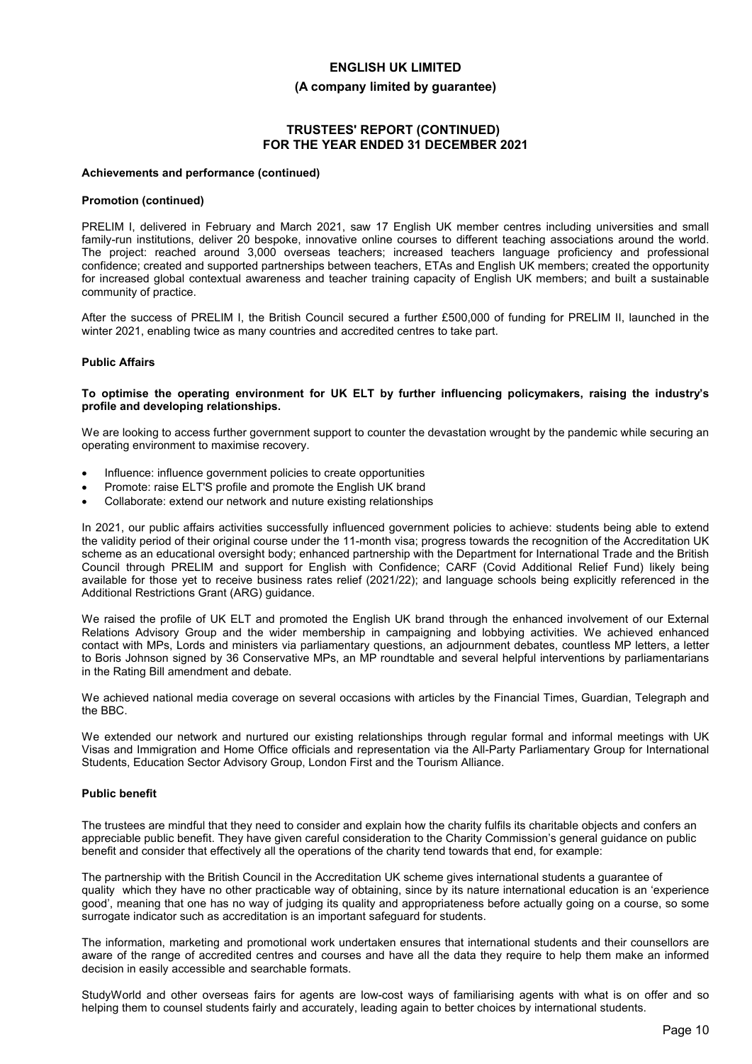**Achievements and performance (continued)**

**Promotion (continued)**

PRELIM I, delivered in February and March 2021, saw 17 English UK member centres including universities and small family-run institutions, deliver 20 bespoke, innovative online courses to different teaching associations around the world. The project: reached around 3,000 overseas teachers; increased teachers language proficiency and professional confidence; created and supported partnerships between teachers, ETAs and English UK members; created the opportunity for increased global contextual awareness and teacher training capacity of English UK members; and built a sustainable community of practice.

After the success of PRELIM I, the British Council secured a further £500,000 of funding for PRELIM II, launched in the winter 2021, enabling twice as many countries and accredited centres to take part.

**Public Affairs**

**To optimise the operating environment for UK ELT by further influencing policymakers, raising the industry's profile and developing relationships.**

We are looking to access further government support to counter the devastation wrought by the pandemic while securing an operating environment to maximise recovery.

- Influence: influence government policies to create opportunities
- Promote: raise ELT'S profile and promote the English UK brand
- Collaborate: extend our network and nuture existing relationships

In 2021, our public affairs activities successfully influenced government policies to achieve: students being able to extend the validity period of their original course under the 11-month visa; progress towards the recognition of the Accreditation UK scheme as an educational oversight body; enhanced partnership with the Department for International Trade and the British Council through PRELIM and support for English with Confidence; CARF (Covid Additional Relief Fund) likely being available for those yet to receive business rates relief (2021/22); and language schools being explicitly referenced in the Additional Restrictions Grant (ARG) guidance.

We raised the profile of UK ELT and promoted the English UK brand through the enhanced involvement of our External Relations Advisory Group and the wider membership in campaigning and lobbying activities. We achieved enhanced contact with MPs, Lords and ministers via parliamentary questions, an adjournment debates, countless MP letters, a letter to Boris Johnson signed by 36 Conservative MPs, an MP roundtable and several helpful interventions by parliamentarians in the Rating Bill amendment and debate.

We achieved national media coverage on several occasions with articles by the Financial Times, Guardian, Telegraph and the BBC.

We extended our network and nurtured our existing relationships through regular formal and informal meetings with UK Visas and Immigration and Home Office officials and representation via the All-Party Parliamentary Group for International Students, Education Sector Advisory Group, London First and the Tourism Alliance.

**Public benefit**

The trustees are mindful that they need to consider and explain how the charity fulfils its charitable objects and confers an appreciable public benefit. They have given careful consideration to the Charity Commission's general guidance on public benefit and consider that effectively all the operations of the charity tend towards that end, for example:

The partnership with the British Council in the Accreditation UK scheme gives international students a guarantee of quality which they have no other practicable way of obtaining, since by its nature international education is an 'experience good', meaning that one has no way of judging its quality and appropriateness before actually going on a course, so some surrogate indicator such as accreditation is an important safeguard for students.

The information, marketing and promotional work undertaken ensures that international students and their counsellors are aware of the range of accredited centres and courses and have all the data they require to help them make an informed decision in easily accessible and searchable formats.

StudyWorld and other overseas fairs for agents are low-cost ways of familiarising agents with what is on offer and so helping them to counsel students fairly and accurately, leading again to better choices by international students.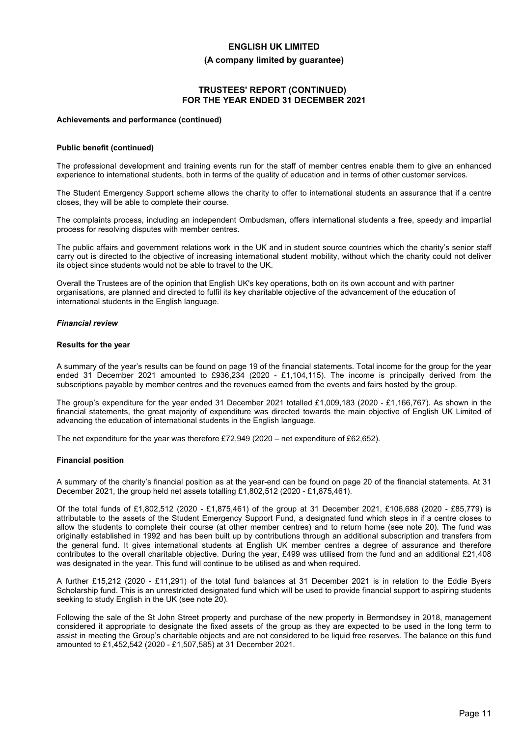**Achievements and performance (continued)**

**Public benefit (continued)**

The professional development and training events run for the staff of member centres enable them to give an enhanced experience to international students, both in terms of the quality of education and in terms of other customer services.

The Student Emergency Support scheme allows the charity to offer to international students an assurance that if a centre closes, they will be able to complete their course.

The complaints process, including an independent Ombudsman, offers international students a free, speedy and impartial process for resolving disputes with member centres.

The public affairs and government relations work in the UK and in student source countries which the charity's senior staff carry out is directed to the objective of increasing international student mobility, without which the charity could not deliver its object since students would not be able to travel to the UK.

Overall the Trustees are of the opinion that English UK's key operations, both on its own account and with partner organisations, are planned and directed to fulfil its key charitable objective of the advancement of the education of international students in the English language.

***Financial review***

**Results for the year**

A summary of the year's results can be found on page 19 of the financial statements. Total income for the group for the year ended 31 December 2021 amounted to £936,234 (2020 - £1,104,115). The income is principally derived from the subscriptions payable by member centres and the revenues earned from the events and fairs hosted by the group.

The group's expenditure for the year ended 31 December 2021 totalled £1,009,183 (2020 - £1,166,767). As shown in the financial statements, the great majority of expenditure was directed towards the main objective of English UK Limited of advancing the education of international students in the English language.

The net expenditure for the year was therefore £72,949 (2020 – net expenditure of £62,652).

**Financial position**

A summary of the charity's financial position as at the year-end can be found on page 20 of the financial statements. At 31 December 2021, the group held net assets totalling £1,802,512 (2020 - £1,875,461).

Of the total funds of £1,802,512 (2020 - £1,875,461) of the group at 31 December 2021, £106,688 (2020 - £85,779) is attributable to the assets of the Student Emergency Support Fund, a designated fund which steps in if a centre closes to allow the students to complete their course (at other member centres) and to return home (see note 20). The fund was originally established in 1992 and has been built up by contributions through an additional subscription and transfers from the general fund. It gives international students at English UK member centres a degree of assurance and therefore contributes to the overall charitable objective. During the year, £499 was utilised from the fund and an additional £21,408 was designated in the year. This fund will continue to be utilised as and when required.

A further £15,212 (2020 - £11,291) of the total fund balances at 31 December 2021 is in relation to the Eddie Byers Scholarship fund. This is an unrestricted designated fund which will be used to provide financial support to aspiring students seeking to study English in the UK (see note 20).

Following the sale of the St John Street property and purchase of the new property in Bermondsey in 2018, management considered it appropriate to designate the fixed assets of the group as they are expected to be used in the long term to assist in meeting the Group's charitable objects and are not considered to be liquid free reserves. The balance on this fund amounted to £1,452,542 (2020 - £1,507,585) at 31 December 2021.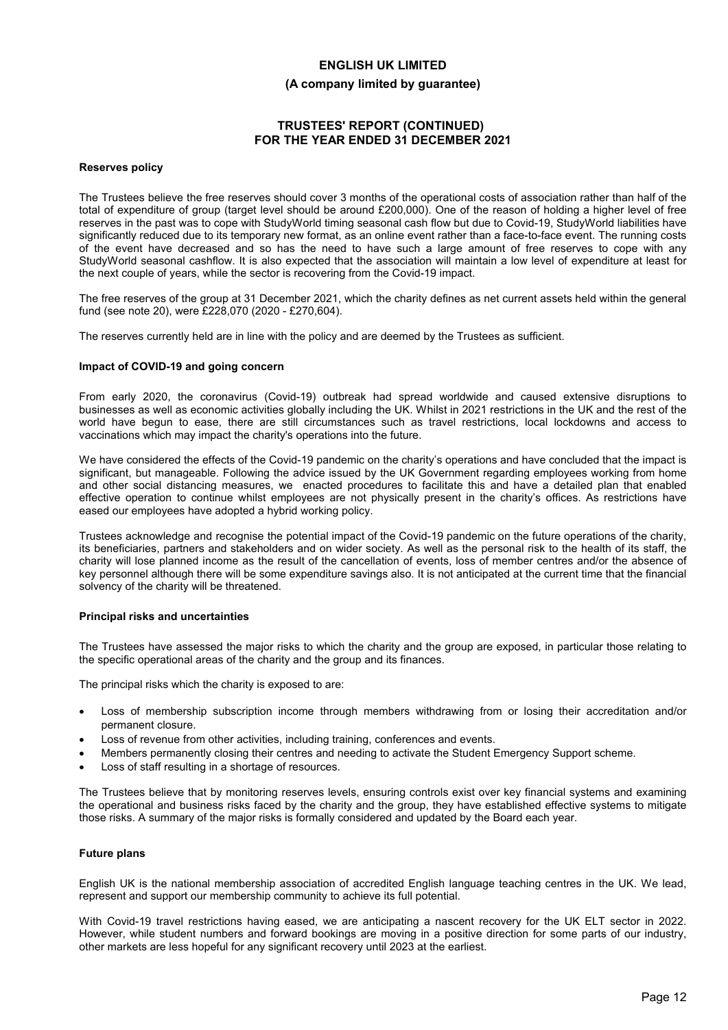## Reserves policy

The Trustees believe the free reserves should cover 3 months of the operational costs of association rather than half of the total of expenditure of group (target level should be around £200,000). One of the reason of holding a higher level of free reserves in the past was to cope with StudyWorld timing seasonal cash flow but due to Covid-19, StudyWorld liabilities have significantly reduced due to its temporary new format, as an online event rather than a face-to-face event. The running costs of the event have decreased and so has the need to have such a large amount of free reserves to cope with any StudyWorld seasonal cashflow. It is also expected that the association will maintain a low level of expenditure at least for the next couple of years, while the sector is recovering from the Covid-19 impact.

The free reserves of the group at 31 December 2021, which the charity defines as net current assets held within the general fund (see note 20), were £228,070 (2020 - £270,604).

The reserves currently held are in line with the policy and are deemed by the Trustees as sufficient.

## Impact of COVID-19 and going concern

From early 2020, the coronavirus (Covid-19) outbreak had spread worldwide and caused extensive disruptions to businesses as well as economic activities globally including the UK. Whilst in 2021 restrictions in the UK and the rest of the world have begun to ease, there are still circumstances such as travel restrictions, local lockdowns and access to vaccinations which may impact the charity's operations into the future.

We have considered the effects of the Covid-19 pandemic on the charity's operations and have concluded that the impact is significant, but manageable. Following the advice issued by the UK Government regarding employees working from home and other social distancing measures, we enacted procedures to facilitate this and have a detailed plan that enabled effective operation to continue whilst employees are not physically present in the charity's offices. As restrictions have eased our employees have adopted a hybrid working policy.

Trustees acknowledge and recognise the potential impact of the Covid-19 pandemic on the future operations of the charity, its beneficiaries, partners and stakeholders and on wider society. As well as the personal risk to the health of its staff, the charity will lose planned income as the result of the cancellation of events, loss of member centres and/or the absence of key personnel although there will be some expenditure savings also. It is not anticipated at the current time that the financial solvency of the charity will be threatened.

## Principal risks and uncertainties

The Trustees have assessed the major risks to which the charity and the group are exposed, in particular those relating to the specific operational areas of the charity and the group and its finances.

The principal risks which the charity is exposed to are:

- Loss of membership subscription income through members withdrawing from or losing their accreditation and/or permanent closure.
- Loss of revenue from other activities, including training, conferences and events.
- Members permanently closing their centres and needing to activate the Student Emergency Support scheme.
- Loss of staff resulting in a shortage of resources.

The Trustees believe that by monitoring reserves levels, ensuring controls exist over key financial systems and examining the operational and business risks faced by the charity and the group, they have established effective systems to mitigate those risks. A summary of the major risks is formally considered and updated by the Board each year.

## Future plans

English UK is the national membership association of accredited English language teaching centres in the UK. We lead, represent and support our membership community to achieve its full potential.

With Covid-19 travel restrictions having eased, we are anticipating a nascent recovery for the UK ELT sector in 2022. However, while student numbers and forward bookings are moving in a positive direction for some parts of our industry, other markets are less hopeful for any significant recovery until 2023 at the earliest.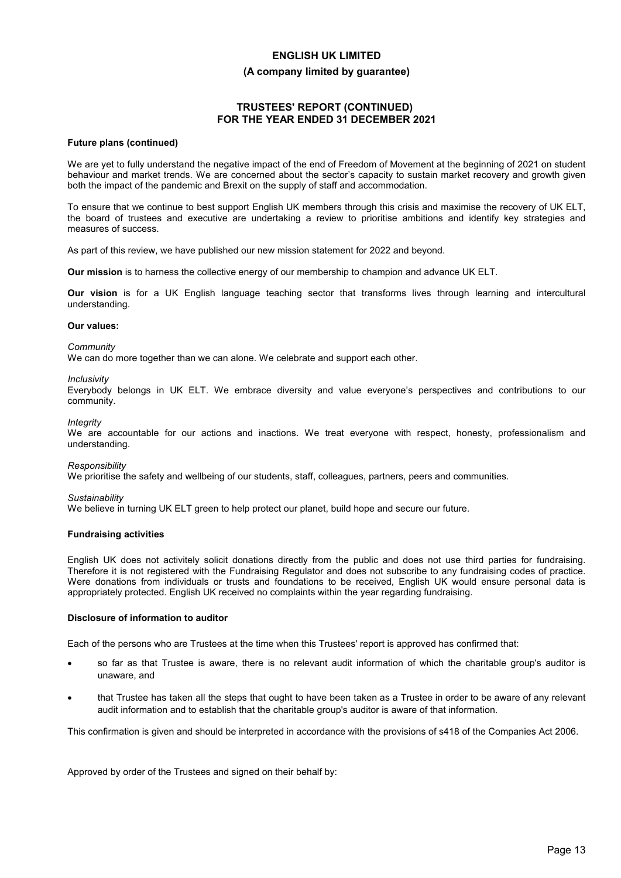**Future plans (continued)**

We are yet to fully understand the negative impact of the end of Freedom of Movement at the beginning of 2021 on student behaviour and market trends. We are concerned about the sector's capacity to sustain market recovery and growth given both the impact of the pandemic and Brexit on the supply of staff and accommodation.

To ensure that we continue to best support English UK members through this crisis and maximise the recovery of UK ELT, the board of trustees and executive are undertaking a review to prioritise ambitions and identify key strategies and measures of success.

As part of this review, we have published our new mission statement for 2022 and beyond.

**Our mission** is to harness the collective energy of our membership to champion and advance UK ELT.

**Our vision** is for a UK English language teaching sector that transforms lives through learning and intercultural understanding.

**Our values:**

*Community*
We can do more together than we can alone. We celebrate and support each other.

*Inclusivity*
Everybody belongs in UK ELT. We embrace diversity and value everyone's perspectives and contributions to our community.

*Integrity*
We are accountable for our actions and inactions. We treat everyone with respect, honesty, professionalism and understanding.

*Responsibility*
We prioritise the safety and wellbeing of our students, staff, colleagues, partners, peers and communities.

*Sustainability*
We believe in turning UK ELT green to help protect our planet, build hope and secure our future.

**Fundraising activities**

English UK does not activitely solicit donations directly from the public and does not use third parties for fundraising. Therefore it is not registered with the Fundraising Regulator and does not subscribe to any fundraising codes of practice. Were donations from individuals or trusts and foundations to be received, English UK would ensure personal data is appropriately protected. English UK received no complaints within the year regarding fundraising.

**Disclosure of information to auditor**

Each of the persons who are Trustees at the time when this Trustees' report is approved has confirmed that:

- so far as that Trustee is aware, there is no relevant audit information of which the charitable group's auditor is unaware, and
- that Trustee has taken all the steps that ought to have been taken as a Trustee in order to be aware of any relevant audit information and to establish that the charitable group's auditor is aware of that information.

This confirmation is given and should be interpreted in accordance with the provisions of s418 of the Companies Act 2006.

Approved by order of the Trustees and signed on their behalf by: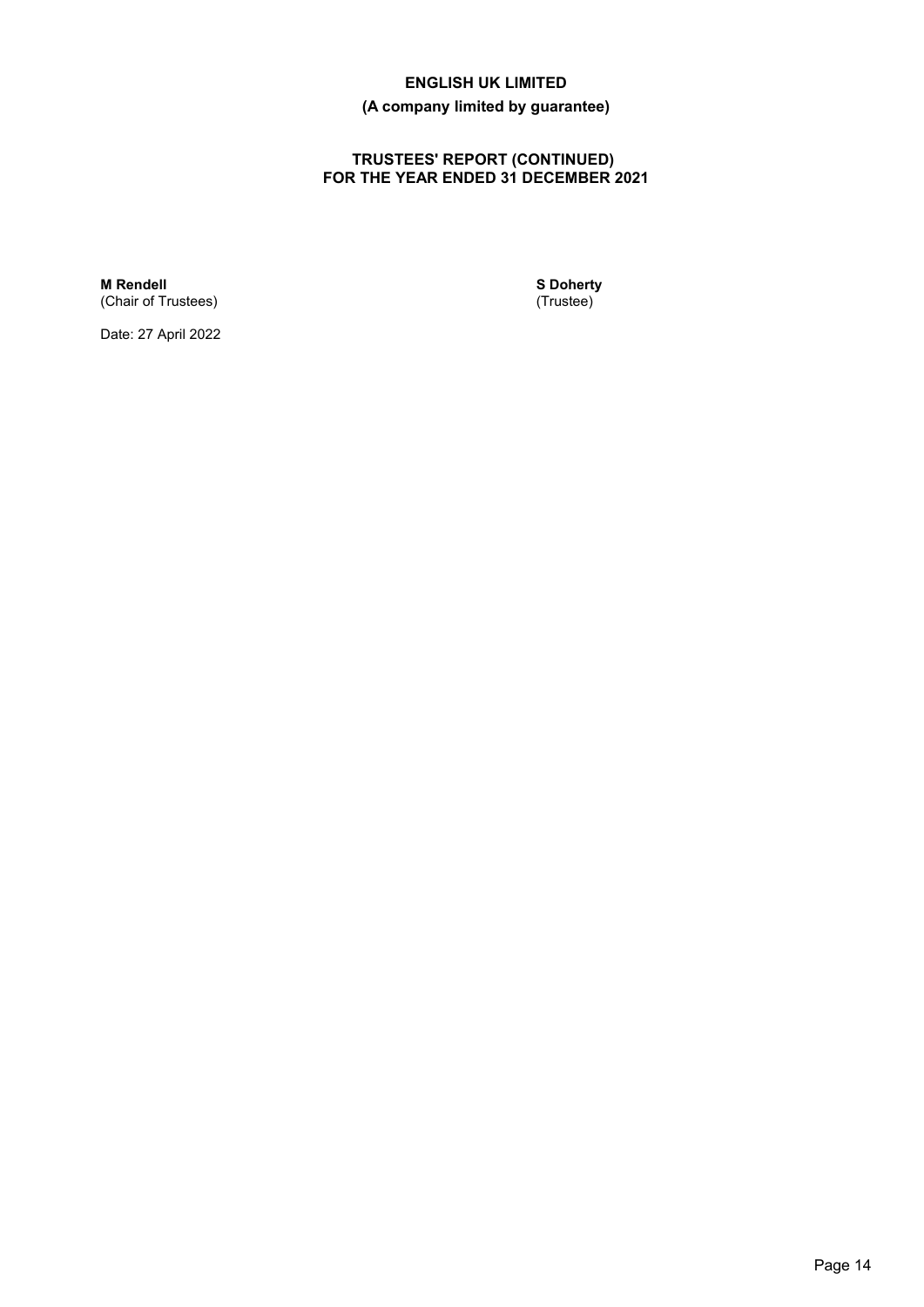**M Rendell**
(Chair of Trustees)

**S Doherty**
(Trustee)

Date: 27 April 2022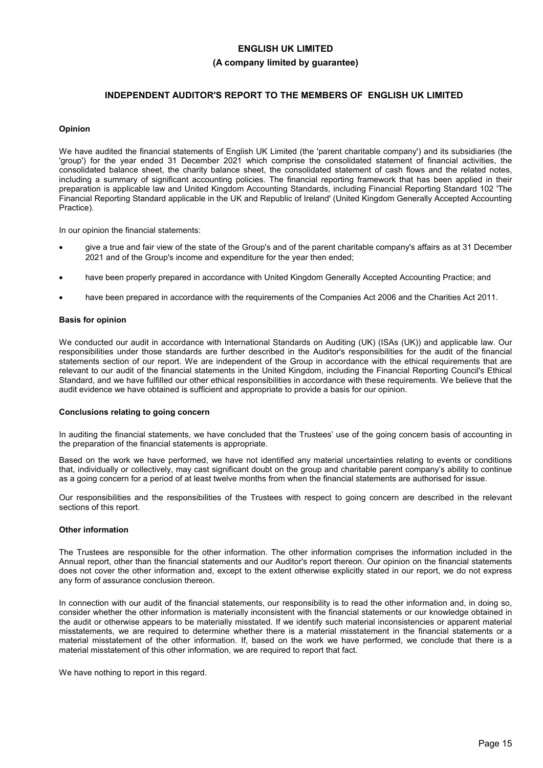# ENGLISH UK LIMITED

**(A company limited by guarantee)**

## INDEPENDENT AUDITOR'S REPORT TO THE MEMBERS OF ENGLISH UK LIMITED

### Opinion

We have audited the financial statements of English UK Limited (the 'parent charitable company') and its subsidiaries (the 'group') for the year ended 31 December 2021 which comprise the consolidated statement of financial activities, the consolidated balance sheet, the charity balance sheet, the consolidated statement of cash flows and the related notes, including a summary of significant accounting policies. The financial reporting framework that has been applied in their preparation is applicable law and United Kingdom Accounting Standards, including Financial Reporting Standard 102 'The Financial Reporting Standard applicable in the UK and Republic of Ireland' (United Kingdom Generally Accepted Accounting Practice).

In our opinion the financial statements:

- give a true and fair view of the state of the Group's and of the parent charitable company's affairs as at 31 December 2021 and of the Group's income and expenditure for the year then ended;
- have been properly prepared in accordance with United Kingdom Generally Accepted Accounting Practice; and
- have been prepared in accordance with the requirements of the Companies Act 2006 and the Charities Act 2011.

### Basis for opinion

We conducted our audit in accordance with International Standards on Auditing (UK) (ISAs (UK)) and applicable law. Our responsibilities under those standards are further described in the Auditor's responsibilities for the audit of the financial statements section of our report. We are independent of the Group in accordance with the ethical requirements that are relevant to our audit of the financial statements in the United Kingdom, including the Financial Reporting Council's Ethical Standard, and we have fulfilled our other ethical responsibilities in accordance with these requirements. We believe that the audit evidence we have obtained is sufficient and appropriate to provide a basis for our opinion.

### Conclusions relating to going concern

In auditing the financial statements, we have concluded that the Trustees' use of the going concern basis of accounting in the preparation of the financial statements is appropriate.

Based on the work we have performed, we have not identified any material uncertainties relating to events or conditions that, individually or collectively, may cast significant doubt on the group and charitable parent company's ability to continue as a going concern for a period of at least twelve months from when the financial statements are authorised for issue.

Our responsibilities and the responsibilities of the Trustees with respect to going concern are described in the relevant sections of this report.

### Other information

The Trustees are responsible for the other information. The other information comprises the information included in the Annual report, other than the financial statements and our Auditor's report thereon. Our opinion on the financial statements does not cover the other information and, except to the extent otherwise explicitly stated in our report, we do not express any form of assurance conclusion thereon.

In connection with our audit of the financial statements, our responsibility is to read the other information and, in doing so, consider whether the other information is materially inconsistent with the financial statements or our knowledge obtained in the audit or otherwise appears to be materially misstated. If we identify such material inconsistencies or apparent material misstatements, we are required to determine whether there is a material misstatement in the financial statements or a material misstatement of the other information. If, based on the work we have performed, we conclude that there is a material misstatement of this other information, we are required to report that fact.

We have nothing to report in this regard.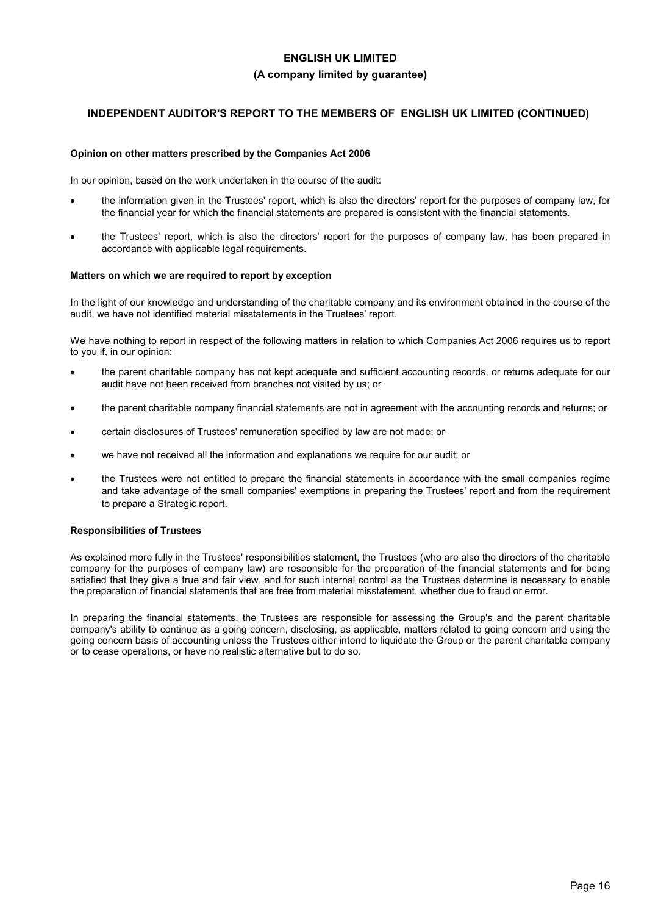**ENGLISH UK LIMITED**

**(A company limited by guarantee)**

## INDEPENDENT AUDITOR'S REPORT TO THE MEMBERS OF ENGLISH UK LIMITED (CONTINUED)

**Opinion on other matters prescribed by the Companies Act 2006**

In our opinion, based on the work undertaken in the course of the audit:

- the information given in the Trustees' report, which is also the directors' report for the purposes of company law, for the financial year for which the financial statements are prepared is consistent with the financial statements.
- the Trustees' report, which is also the directors' report for the purposes of company law, has been prepared in accordance with applicable legal requirements.

**Matters on which we are required to report by exception**

In the light of our knowledge and understanding of the charitable company and its environment obtained in the course of the audit, we have not identified material misstatements in the Trustees' report.

We have nothing to report in respect of the following matters in relation to which Companies Act 2006 requires us to report to you if, in our opinion:

- the parent charitable company has not kept adequate and sufficient accounting records, or returns adequate for our audit have not been received from branches not visited by us; or
- the parent charitable company financial statements are not in agreement with the accounting records and returns; or
- certain disclosures of Trustees' remuneration specified by law are not made; or
- we have not received all the information and explanations we require for our audit; or
- the Trustees were not entitled to prepare the financial statements in accordance with the small companies regime and take advantage of the small companies' exemptions in preparing the Trustees' report and from the requirement to prepare a Strategic report.

**Responsibilities of Trustees**

As explained more fully in the Trustees' responsibilities statement, the Trustees (who are also the directors of the charitable company for the purposes of company law) are responsible for the preparation of the financial statements and for being satisfied that they give a true and fair view, and for such internal control as the Trustees determine is necessary to enable the preparation of financial statements that are free from material misstatement, whether due to fraud or error.

In preparing the financial statements, the Trustees are responsible for assessing the Group's and the parent charitable company's ability to continue as a going concern, disclosing, as applicable, matters related to going concern and using the going concern basis of accounting unless the Trustees either intend to liquidate the Group or the parent charitable company or to cease operations, or have no realistic alternative but to do so.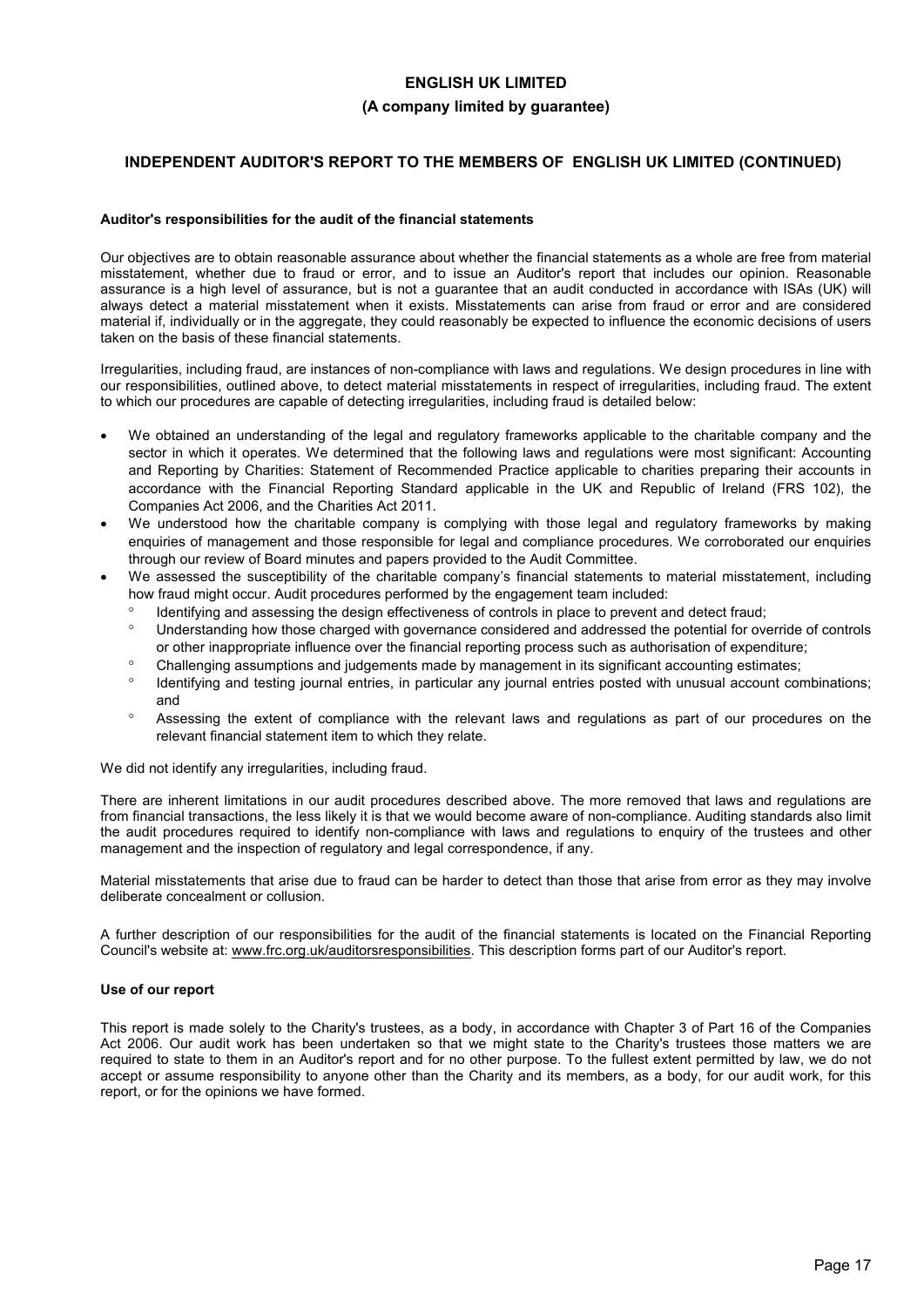# ENGLISH UK LIMITED

**(A company limited by guarantee)**

## INDEPENDENT AUDITOR'S REPORT TO THE MEMBERS OF ENGLISH UK LIMITED (CONTINUED)

### Auditor's responsibilities for the audit of the financial statements

Our objectives are to obtain reasonable assurance about whether the financial statements as a whole are free from material misstatement, whether due to fraud or error, and to issue an Auditor's report that includes our opinion. Reasonable assurance is a high level of assurance, but is not a guarantee that an audit conducted in accordance with ISAs (UK) will always detect a material misstatement when it exists. Misstatements can arise from fraud or error and are considered material if, individually or in the aggregate, they could reasonably be expected to influence the economic decisions of users taken on the basis of these financial statements.

Irregularities, including fraud, are instances of non-compliance with laws and regulations. We design procedures in line with our responsibilities, outlined above, to detect material misstatements in respect of irregularities, including fraud. The extent to which our procedures are capable of detecting irregularities, including fraud is detailed below:

- We obtained an understanding of the legal and regulatory frameworks applicable to the charitable company and the sector in which it operates. We determined that the following laws and regulations were most significant: Accounting and Reporting by Charities: Statement of Recommended Practice applicable to charities preparing their accounts in accordance with the Financial Reporting Standard applicable in the UK and Republic of Ireland (FRS 102), the Companies Act 2006, and the Charities Act 2011.
- We understood how the charitable company is complying with those legal and regulatory frameworks by making enquiries of management and those responsible for legal and compliance procedures. We corroborated our enquiries through our review of Board minutes and papers provided to the Audit Committee.
- We assessed the susceptibility of the charitable company's financial statements to material misstatement, including how fraud might occur. Audit procedures performed by the engagement team included:
  - Identifying and assessing the design effectiveness of controls in place to prevent and detect fraud;
  - Understanding how those charged with governance considered and addressed the potential for override of controls or other inappropriate influence over the financial reporting process such as authorisation of expenditure;
  - Challenging assumptions and judgements made by management in its significant accounting estimates;
  - Identifying and testing journal entries, in particular any journal entries posted with unusual account combinations; and
  - Assessing the extent of compliance with the relevant laws and regulations as part of our procedures on the relevant financial statement item to which they relate.

We did not identify any irregularities, including fraud.

There are inherent limitations in our audit procedures described above. The more removed that laws and regulations are from financial transactions, the less likely it is that we would become aware of non-compliance. Auditing standards also limit the audit procedures required to identify non-compliance with laws and regulations to enquiry of the trustees and other management and the inspection of regulatory and legal correspondence, if any.

Material misstatements that arise due to fraud can be harder to detect than those that arise from error as they may involve deliberate concealment or collusion.

A further description of our responsibilities for the audit of the financial statements is located on the Financial Reporting Council's website at: www.frc.org.uk/auditorsresponsibilities. This description forms part of our Auditor's report.

### Use of our report

This report is made solely to the Charity's trustees, as a body, in accordance with Chapter 3 of Part 16 of the Companies Act 2006. Our audit work has been undertaken so that we might state to the Charity's trustees those matters we are required to state to them in an Auditor's report and for no other purpose. To the fullest extent permitted by law, we do not accept or assume responsibility to anyone other than the Charity and its members, as a body, for our audit work, for this report, or for the opinions we have formed.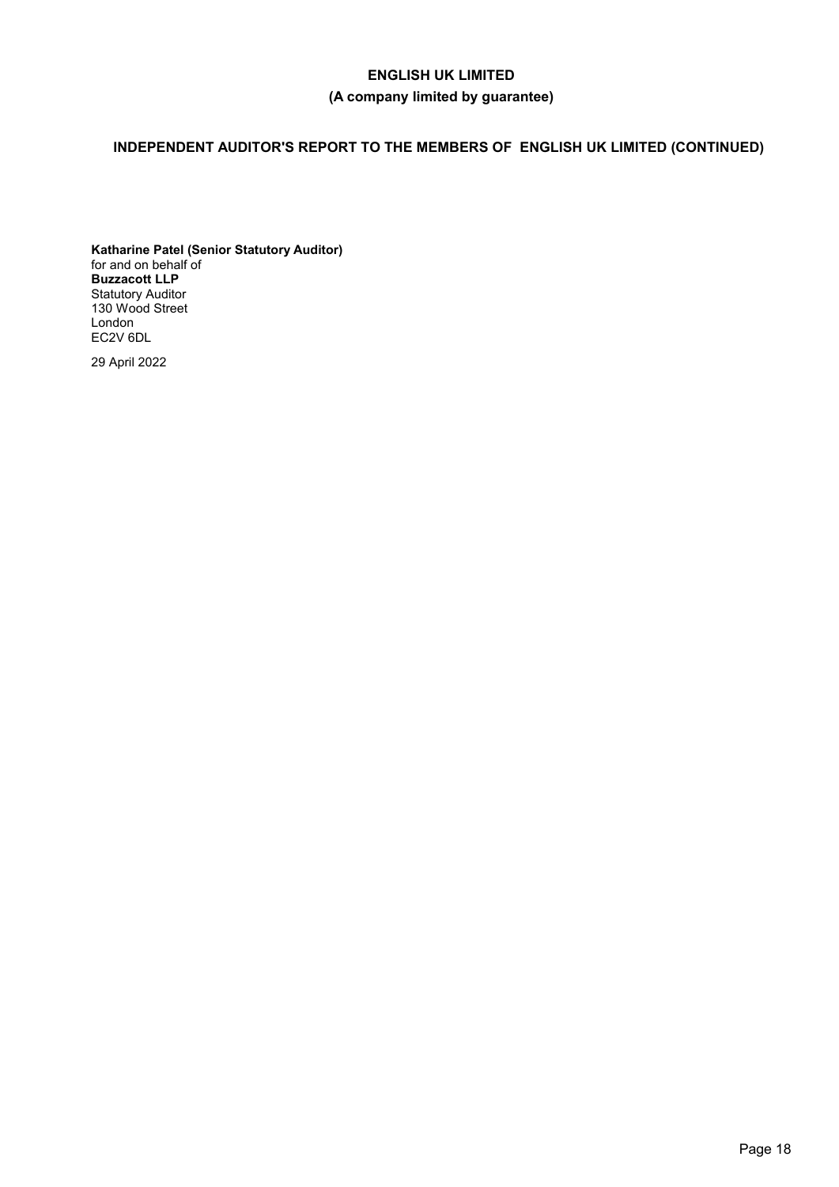**Katharine Patel (Senior Statutory Auditor)**
for and on behalf of
**Buzzacott LLP**
Statutory Auditor
130 Wood Street
London
EC2V 6DL

29 April 2022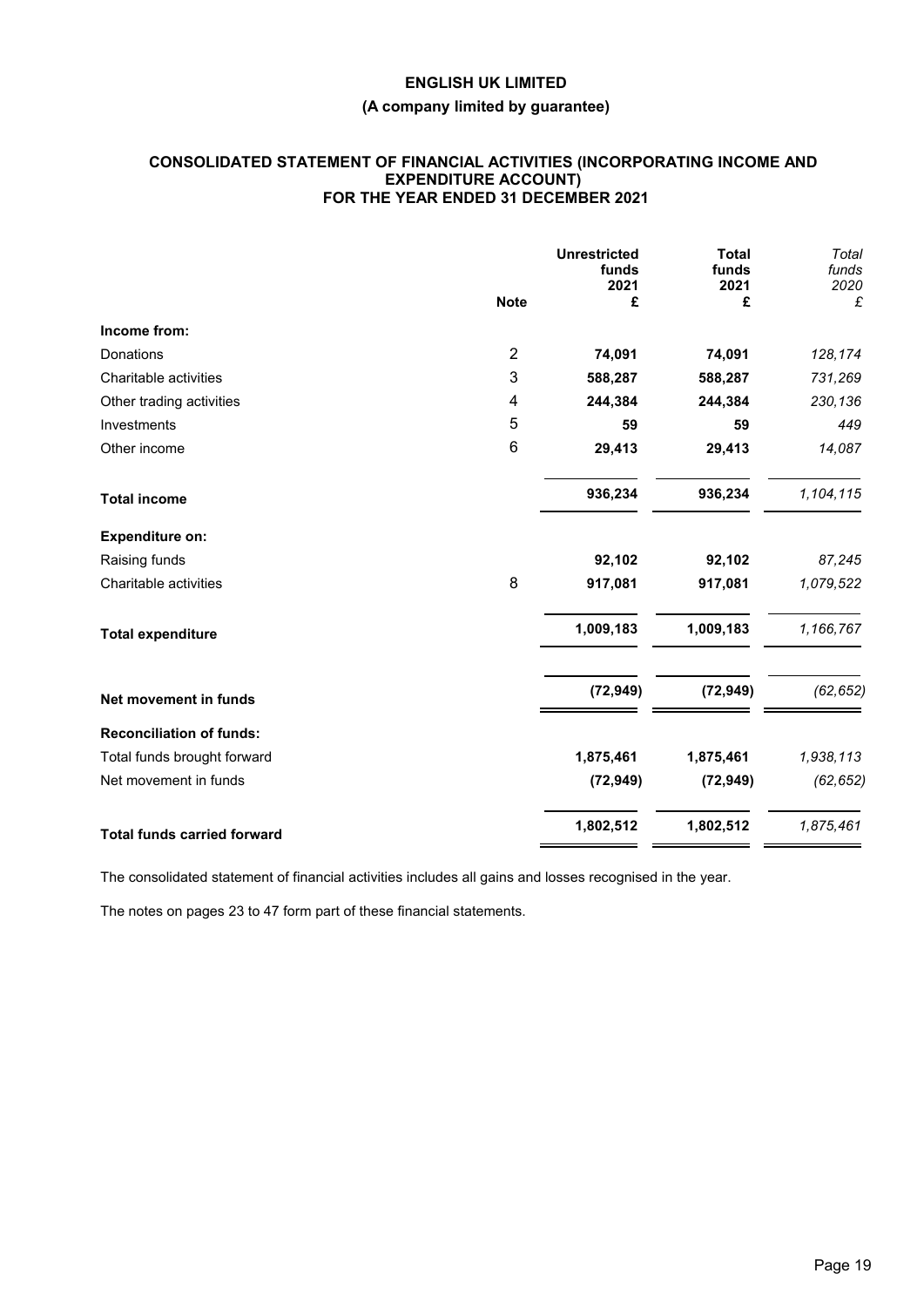# ENGLISH UK LIMITED

## (A company limited by guarantee)

### CONSOLIDATED STATEMENT OF FINANCIAL ACTIVITIES (INCORPORATING INCOME AND EXPENDITURE ACCOUNT) FOR THE YEAR ENDED 31 DECEMBER 2021

| | Note | Unrestricted funds 2021 £ | Total funds 2021 £ | *Total funds 2020 £* |
|---|---|---|---|---|
| **Income from:** | | | | |
| Donations | 2 | **74,091** | **74,091** | *128,174* |
| Charitable activities | 3 | **588,287** | **588,287** | *731,269* |
| Other trading activities | 4 | **244,384** | **244,384** | *230,136* |
| Investments | 5 | **59** | **59** | *449* |
| Other income | 6 | **29,413** | **29,413** | *14,087* |
| **Total income** | | **936,234** | **936,234** | *1,104,115* |
| **Expenditure on:** | | | | |
| Raising funds | | **92,102** | **92,102** | *87,245* |
| Charitable activities | 8 | **917,081** | **917,081** | *1,079,522* |
| **Total expenditure** | | **1,009,183** | **1,009,183** | *1,166,767* |
| **Net movement in funds** | | **(72,949)** | **(72,949)** | *(62,652)* |
| **Reconciliation of funds:** | | | | |
| Total funds brought forward | | **1,875,461** | **1,875,461** | *1,938,113* |
| Net movement in funds | | **(72,949)** | **(72,949)** | *(62,652)* |
| **Total funds carried forward** | | **1,802,512** | **1,802,512** | *1,875,461* |

The consolidated statement of financial activities includes all gains and losses recognised in the year.

The notes on pages 23 to 47 form part of these financial statements.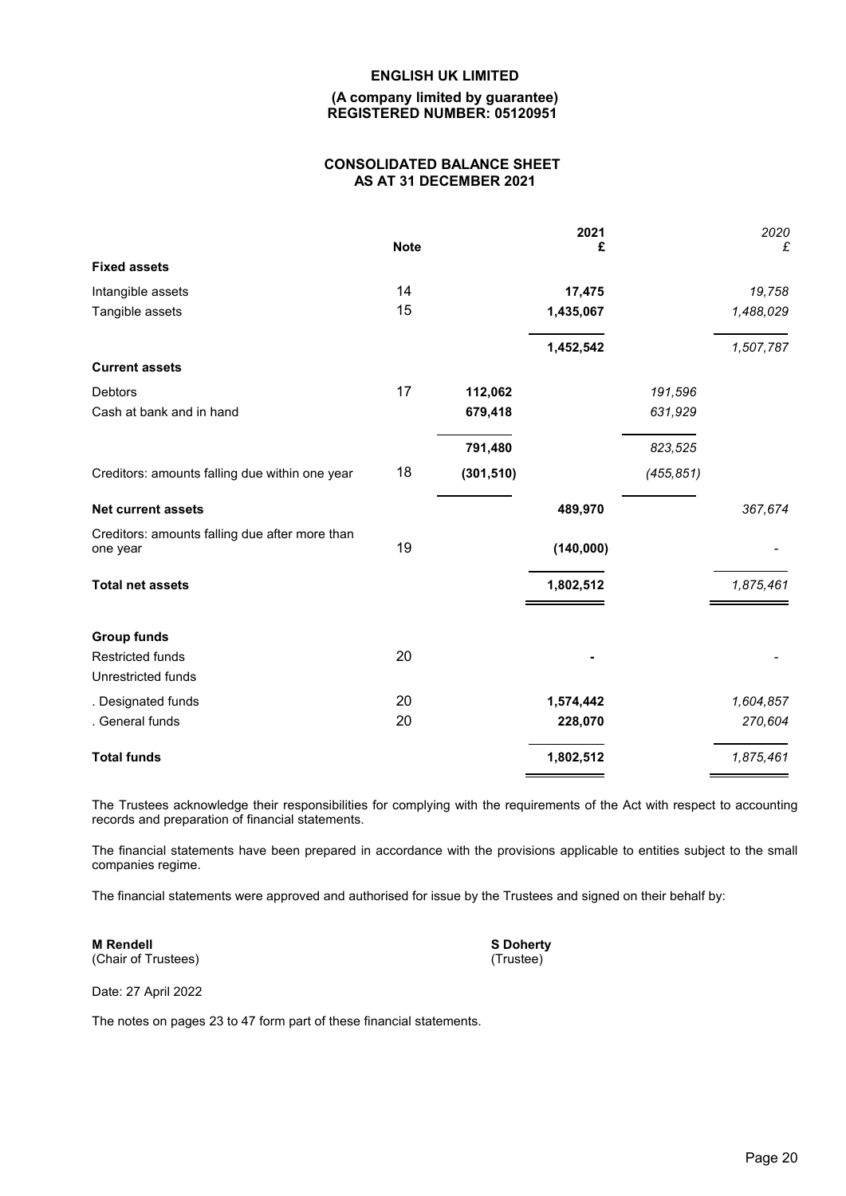**ENGLISH UK LIMITED**

**(A company limited by guarantee)**
**REGISTERED NUMBER: 05120951**

**CONSOLIDATED BALANCE SHEET**
**AS AT 31 DECEMBER 2021**

| | Note | | 2021 £ | | *2020 £* |
|---|---|---|---|---|---|
| **Fixed assets** | | | | | |
| Intangible assets | 14 | | **17,475** | | *19,758* |
| Tangible assets | 15 | | **1,435,067** | | *1,488,029* |
| | | | **1,452,542** | | *1,507,787* |
| **Current assets** | | | | | |
| Debtors | 17 | **112,062** | | *191,596* | |
| Cash at bank and in hand | | **679,418** | | *631,929* | |
| | | **791,480** | | *823,525* | |
| Creditors: amounts falling due within one year | 18 | **(301,510)** | | *(455,851)* | |
| **Net current assets** | | | **489,970** | | *367,674* |
| Creditors: amounts falling due after more than one year | 19 | | **(140,000)** | | *-* |
| **Total net assets** | | | **1,802,512** | | *1,875,461* |
| **Group funds** | | | | | |
| Restricted funds | 20 | | **-** | | *-* |
| Unrestricted funds | | | | | |
| . Designated funds | 20 | | **1,574,442** | | *1,604,857* |
| . General funds | 20 | | **228,070** | | *270,604* |
| **Total funds** | | | **1,802,512** | | *1,875,461* |

The Trustees acknowledge their responsibilities for complying with the requirements of the Act with respect to accounting records and preparation of financial statements.

The financial statements have been prepared in accordance with the provisions applicable to entities subject to the small companies regime.

The financial statements were approved and authorised for issue by the Trustees and signed on their behalf by:

**M Rendell**
(Chair of Trustees)

**S Doherty**
(Trustee)

Date: 27 April 2022

The notes on pages 23 to 47 form part of these financial statements.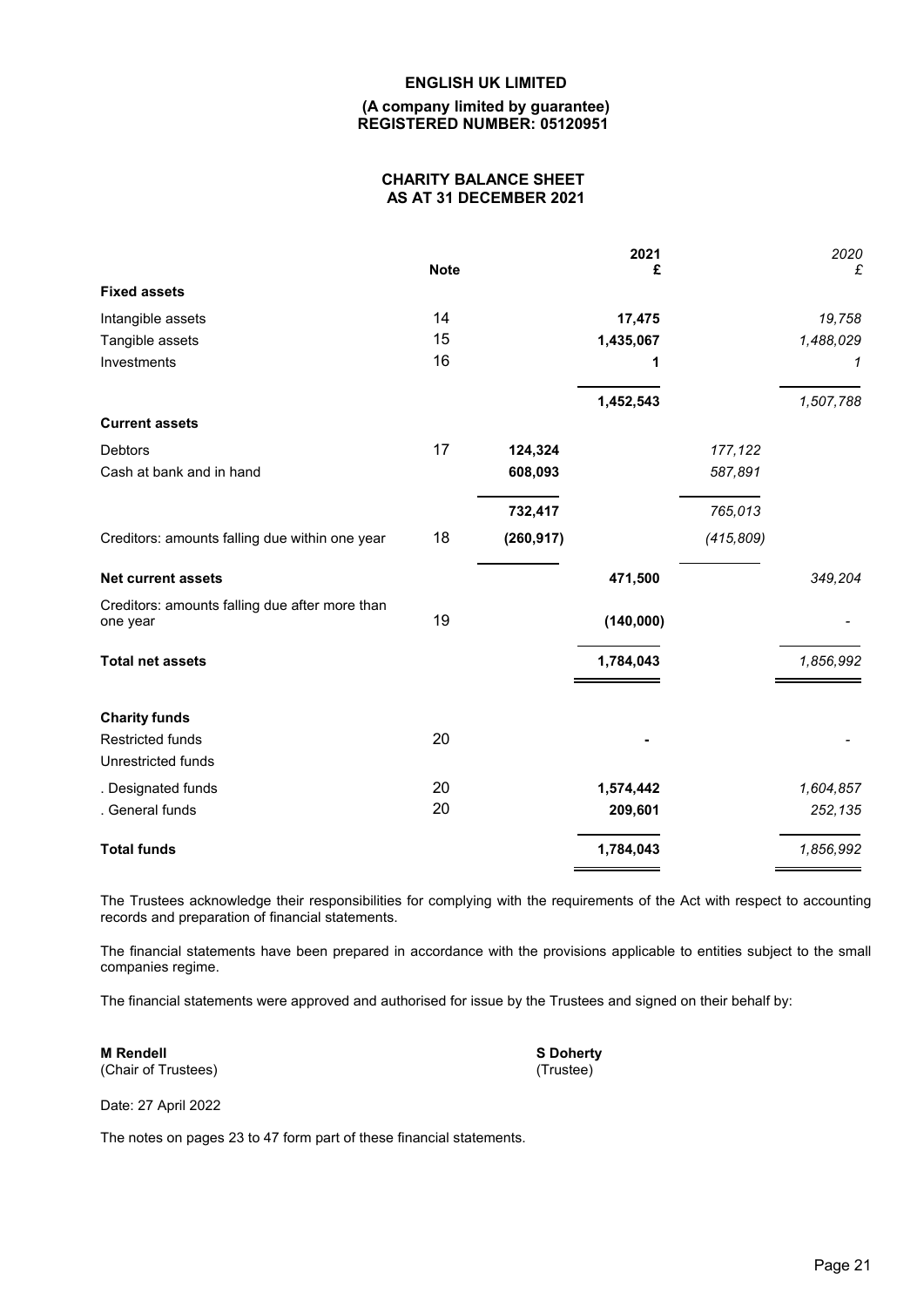**ENGLISH UK LIMITED**

**(A company limited by guarantee)**
**REGISTERED NUMBER: 05120951**

## CHARITY BALANCE SHEET
## AS AT 31 DECEMBER 2021

| | Note | | 2021 £ | | *2020 £* |
|---|---|---|---|---|---|
| **Fixed assets** | | | | | |
| Intangible assets | 14 | | **17,475** | | *19,758* |
| Tangible assets | 15 | | **1,435,067** | | *1,488,029* |
| Investments | 16 | | **1** | | *1* |
| | | | **1,452,543** | | *1,507,788* |
| **Current assets** | | | | | |
| Debtors | 17 | **124,324** | | *177,122* | |
| Cash at bank and in hand | | **608,093** | | *587,891* | |
| | | **732,417** | | *765,013* | |
| Creditors: amounts falling due within one year | 18 | **(260,917)** | | *(415,809)* | |
| **Net current assets** | | | **471,500** | | *349,204* |
| Creditors: amounts falling due after more than one year | 19 | | **(140,000)** | | *-* |
| **Total net assets** | | | **1,784,043** | | *1,856,992* |
| **Charity funds** | | | | | |
| Restricted funds | 20 | | **-** | | *-* |
| Unrestricted funds | | | | | |
| . Designated funds | 20 | | **1,574,442** | | *1,604,857* |
| . General funds | 20 | | **209,601** | | *252,135* |
| **Total funds** | | | **1,784,043** | | *1,856,992* |

The Trustees acknowledge their responsibilities for complying with the requirements of the Act with respect to accounting records and preparation of financial statements.

The financial statements have been prepared in accordance with the provisions applicable to entities subject to the small companies regime.

The financial statements were approved and authorised for issue by the Trustees and signed on their behalf by:

**M Rendell**
(Chair of Trustees)

**S Doherty**
(Trustee)

Date: 27 April 2022

The notes on pages 23 to 47 form part of these financial statements.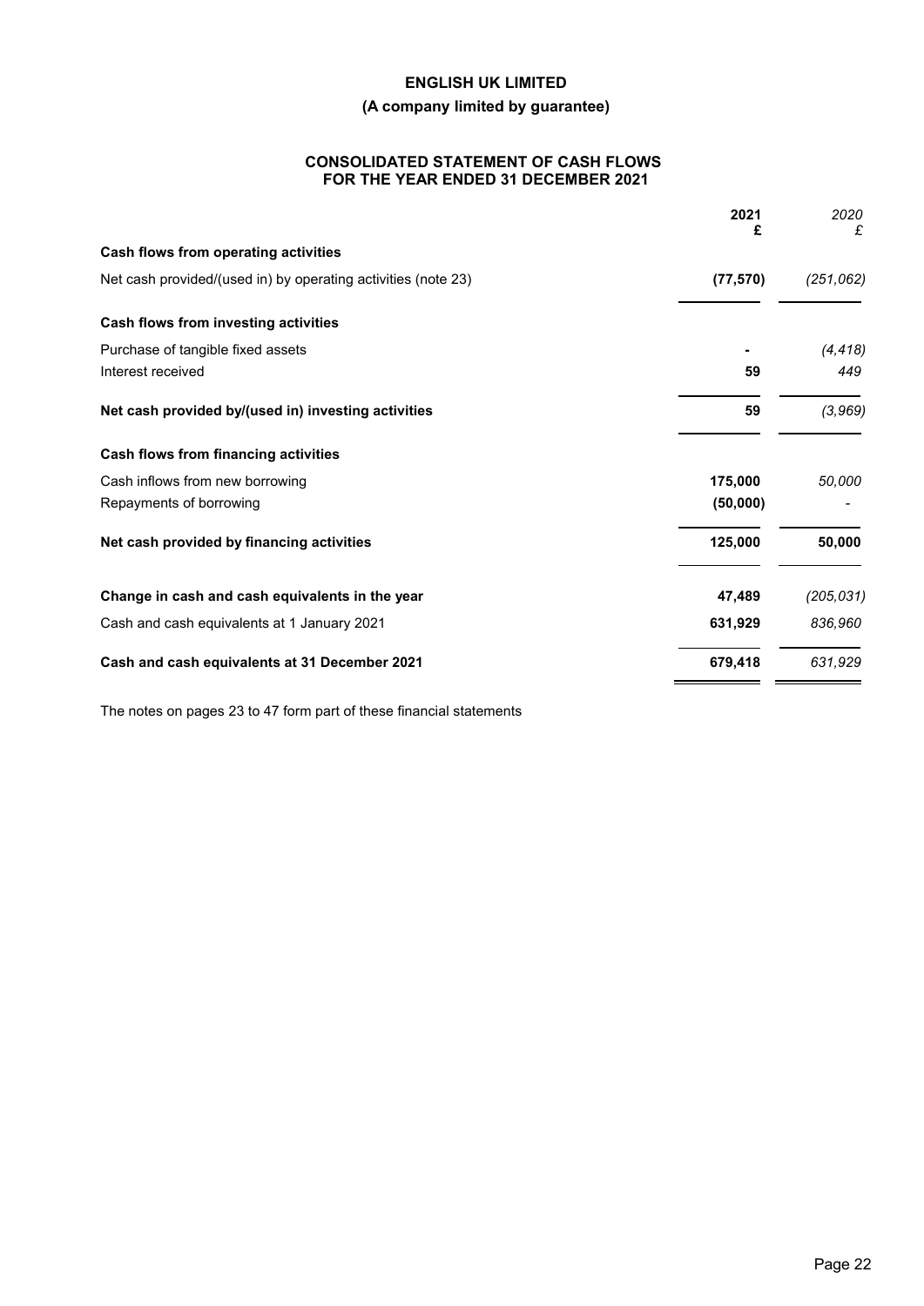# ENGLISH UK LIMITED

## (A company limited by guarantee)

### CONSOLIDATED STATEMENT OF CASH FLOWS FOR THE YEAR ENDED 31 DECEMBER 2021

| | 2021 £ | 2020 £ |
|---|---|---|
| **Cash flows from operating activities** | | |
| Net cash provided/(used in) by operating activities (note 23) | **(77,570)** | *(251,062)* |
| **Cash flows from investing activities** | | |
| Purchase of tangible fixed assets | **-** | *(4,418)* |
| Interest received | **59** | *449* |
| **Net cash provided by/(used in) investing activities** | **59** | *(3,969)* |
| **Cash flows from financing activities** | | |
| Cash inflows from new borrowing | **175,000** | *50,000* |
| Repayments of borrowing | **(50,000)** | *-* |
| **Net cash provided by financing activities** | **125,000** | **50,000** |
| **Change in cash and cash equivalents in the year** | **47,489** | *(205,031)* |
| Cash and cash equivalents at 1 January 2021 | **631,929** | *836,960* |
| **Cash and cash equivalents at 31 December 2021** | **679,418** | *631,929* |

The notes on pages 23 to 47 form part of these financial statements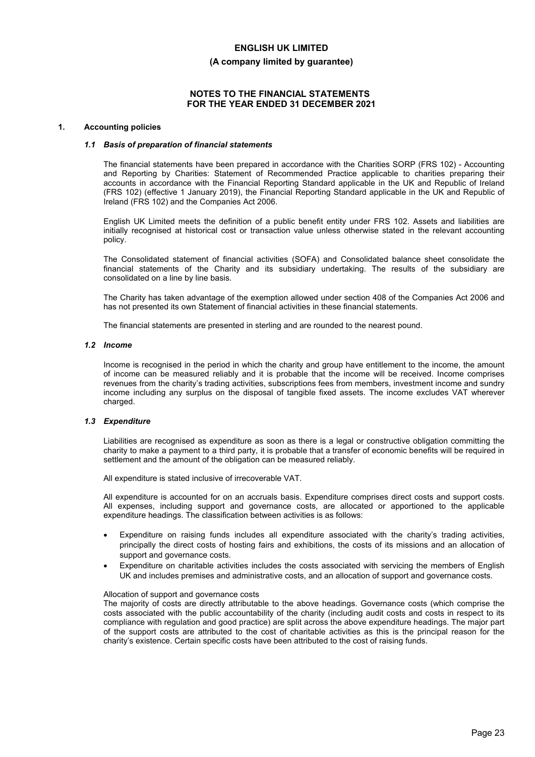# ENGLISH UK LIMITED

**(A company limited by guarantee)**

## NOTES TO THE FINANCIAL STATEMENTS
## FOR THE YEAR ENDED 31 DECEMBER 2021

### 1. Accounting policies

#### *1.1 Basis of preparation of financial statements*

The financial statements have been prepared in accordance with the Charities SORP (FRS 102) - Accounting and Reporting by Charities: Statement of Recommended Practice applicable to charities preparing their accounts in accordance with the Financial Reporting Standard applicable in the UK and Republic of Ireland (FRS 102) (effective 1 January 2019), the Financial Reporting Standard applicable in the UK and Republic of Ireland (FRS 102) and the Companies Act 2006.

English UK Limited meets the definition of a public benefit entity under FRS 102. Assets and liabilities are initially recognised at historical cost or transaction value unless otherwise stated in the relevant accounting policy.

The Consolidated statement of financial activities (SOFA) and Consolidated balance sheet consolidate the financial statements of the Charity and its subsidiary undertaking. The results of the subsidiary are consolidated on a line by line basis.

The Charity has taken advantage of the exemption allowed under section 408 of the Companies Act 2006 and has not presented its own Statement of financial activities in these financial statements.

The financial statements are presented in sterling and are rounded to the nearest pound.

#### *1.2 Income*

Income is recognised in the period in which the charity and group have entitlement to the income, the amount of income can be measured reliably and it is probable that the income will be received. Income comprises revenues from the charity's trading activities, subscriptions fees from members, investment income and sundry income including any surplus on the disposal of tangible fixed assets. The income excludes VAT wherever charged.

#### *1.3 Expenditure*

Liabilities are recognised as expenditure as soon as there is a legal or constructive obligation committing the charity to make a payment to a third party, it is probable that a transfer of economic benefits will be required in settlement and the amount of the obligation can be measured reliably.

All expenditure is stated inclusive of irrecoverable VAT.

All expenditure is accounted for on an accruals basis. Expenditure comprises direct costs and support costs. All expenses, including support and governance costs, are allocated or apportioned to the applicable expenditure headings. The classification between activities is as follows:

- Expenditure on raising funds includes all expenditure associated with the charity's trading activities, principally the direct costs of hosting fairs and exhibitions, the costs of its missions and an allocation of support and governance costs.
- Expenditure on charitable activities includes the costs associated with servicing the members of English UK and includes premises and administrative costs, and an allocation of support and governance costs.

Allocation of support and governance costs
The majority of costs are directly attributable to the above headings. Governance costs (which comprise the costs associated with the public accountability of the charity (including audit costs and costs in respect to its compliance with regulation and good practice) are split across the above expenditure headings. The major part of the support costs are attributed to the cost of charitable activities as this is the principal reason for the charity's existence. Certain specific costs have been attributed to the cost of raising funds.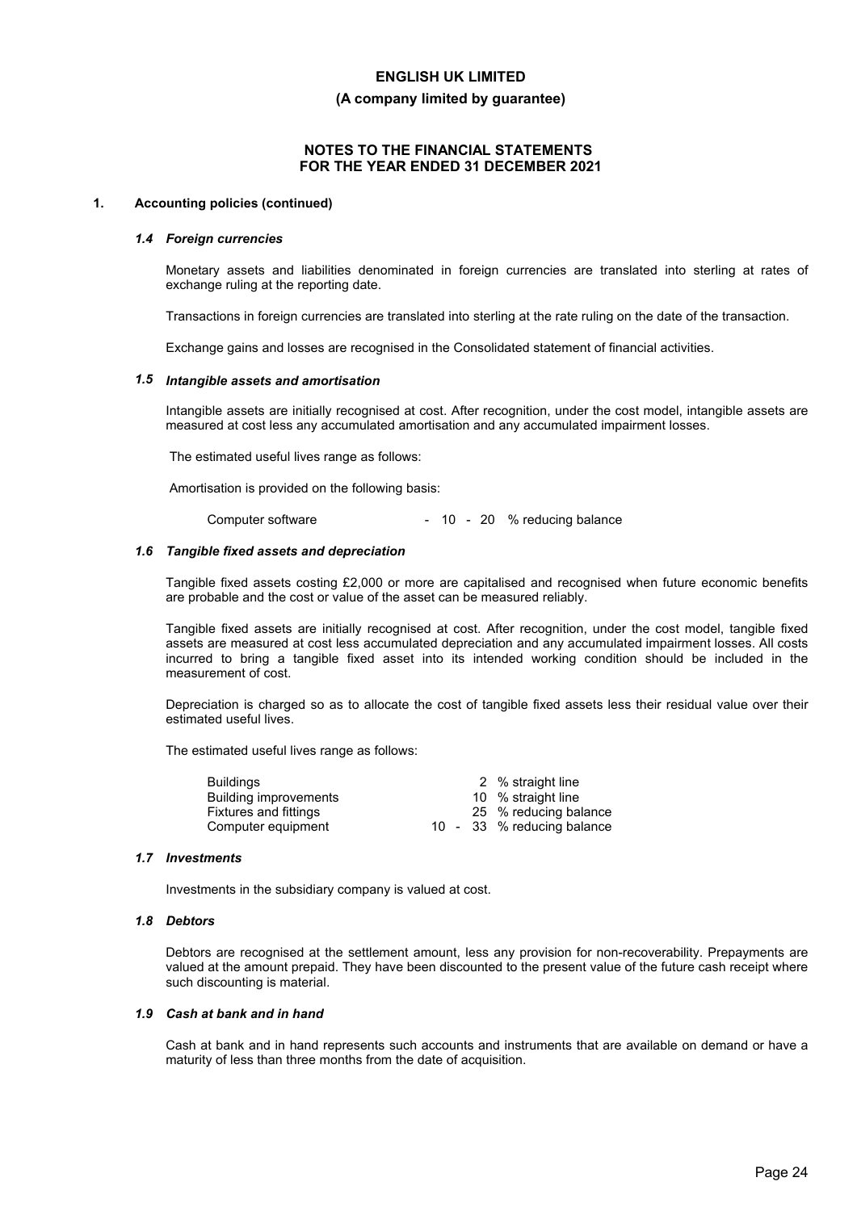**ENGLISH UK LIMITED**

**(A company limited by guarantee)**

**NOTES TO THE FINANCIAL STATEMENTS**
**FOR THE YEAR ENDED 31 DECEMBER 2021**

## 1. Accounting policies (continued)

### *1.4 Foreign currencies*

Monetary assets and liabilities denominated in foreign currencies are translated into sterling at rates of exchange ruling at the reporting date.

Transactions in foreign currencies are translated into sterling at the rate ruling on the date of the transaction.

Exchange gains and losses are recognised in the Consolidated statement of financial activities.

### *1.5 Intangible assets and amortisation*

Intangible assets are initially recognised at cost. After recognition, under the cost model, intangible assets are measured at cost less any accumulated amortisation and any accumulated impairment losses.

The estimated useful lives range as follows:

Amortisation is provided on the following basis:

| | |
|---|---|
| Computer software | - 10 - 20 % reducing balance |

### *1.6 Tangible fixed assets and depreciation*

Tangible fixed assets costing £2,000 or more are capitalised and recognised when future economic benefits are probable and the cost or value of the asset can be measured reliably.

Tangible fixed assets are initially recognised at cost. After recognition, under the cost model, tangible fixed assets are measured at cost less accumulated depreciation and any accumulated impairment losses. All costs incurred to bring a tangible fixed asset into its intended working condition should be included in the measurement of cost.

Depreciation is charged so as to allocate the cost of tangible fixed assets less their residual value over their estimated useful lives.

The estimated useful lives range as follows:

| | |
|---|---|
| Buildings | 2 % straight line |
| Building improvements | 10 % straight line |
| Fixtures and fittings | 25 % reducing balance |
| Computer equipment | 10 - 33 % reducing balance |

### *1.7 Investments*

Investments in the subsidiary company is valued at cost.

### *1.8 Debtors*

Debtors are recognised at the settlement amount, less any provision for non-recoverability. Prepayments are valued at the amount prepaid. They have been discounted to the present value of the future cash receipt where such discounting is material.

### *1.9 Cash at bank and in hand*

Cash at bank and in hand represents such accounts and instruments that are available on demand or have a maturity of less than three months from the date of acquisition.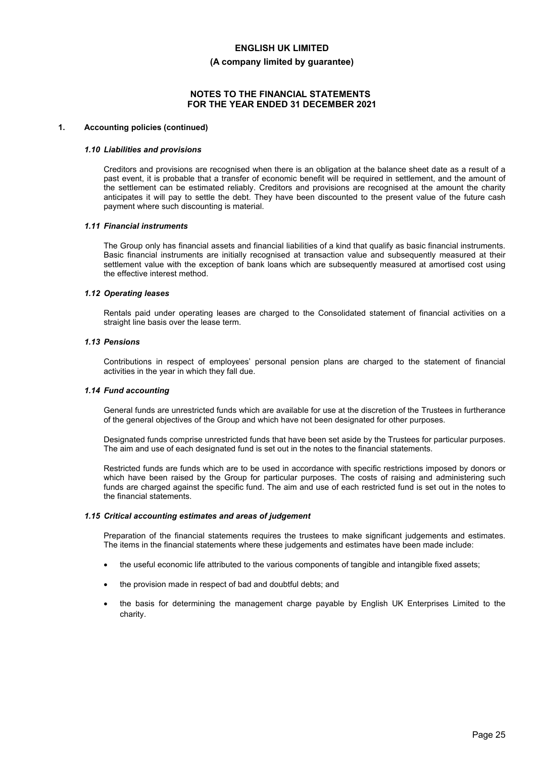## 1. Accounting policies (continued)

### *1.10 Liabilities and provisions*

Creditors and provisions are recognised when there is an obligation at the balance sheet date as a result of a past event, it is probable that a transfer of economic benefit will be required in settlement, and the amount of the settlement can be estimated reliably. Creditors and provisions are recognised at the amount the charity anticipates it will pay to settle the debt. They have been discounted to the present value of the future cash payment where such discounting is material.

### *1.11 Financial instruments*

The Group only has financial assets and financial liabilities of a kind that qualify as basic financial instruments. Basic financial instruments are initially recognised at transaction value and subsequently measured at their settlement value with the exception of bank loans which are subsequently measured at amortised cost using the effective interest method.

### *1.12 Operating leases*

Rentals paid under operating leases are charged to the Consolidated statement of financial activities on a straight line basis over the lease term.

### *1.13 Pensions*

Contributions in respect of employees' personal pension plans are charged to the statement of financial activities in the year in which they fall due.

### *1.14 Fund accounting*

General funds are unrestricted funds which are available for use at the discretion of the Trustees in furtherance of the general objectives of the Group and which have not been designated for other purposes.

Designated funds comprise unrestricted funds that have been set aside by the Trustees for particular purposes. The aim and use of each designated fund is set out in the notes to the financial statements.

Restricted funds are funds which are to be used in accordance with specific restrictions imposed by donors or which have been raised by the Group for particular purposes. The costs of raising and administering such funds are charged against the specific fund. The aim and use of each restricted fund is set out in the notes to the financial statements.

### *1.15 Critical accounting estimates and areas of judgement*

Preparation of the financial statements requires the trustees to make significant judgements and estimates. The items in the financial statements where these judgements and estimates have been made include:

- the useful economic life attributed to the various components of tangible and intangible fixed assets;
- the provision made in respect of bad and doubtful debts; and
- the basis for determining the management charge payable by English UK Enterprises Limited to the charity.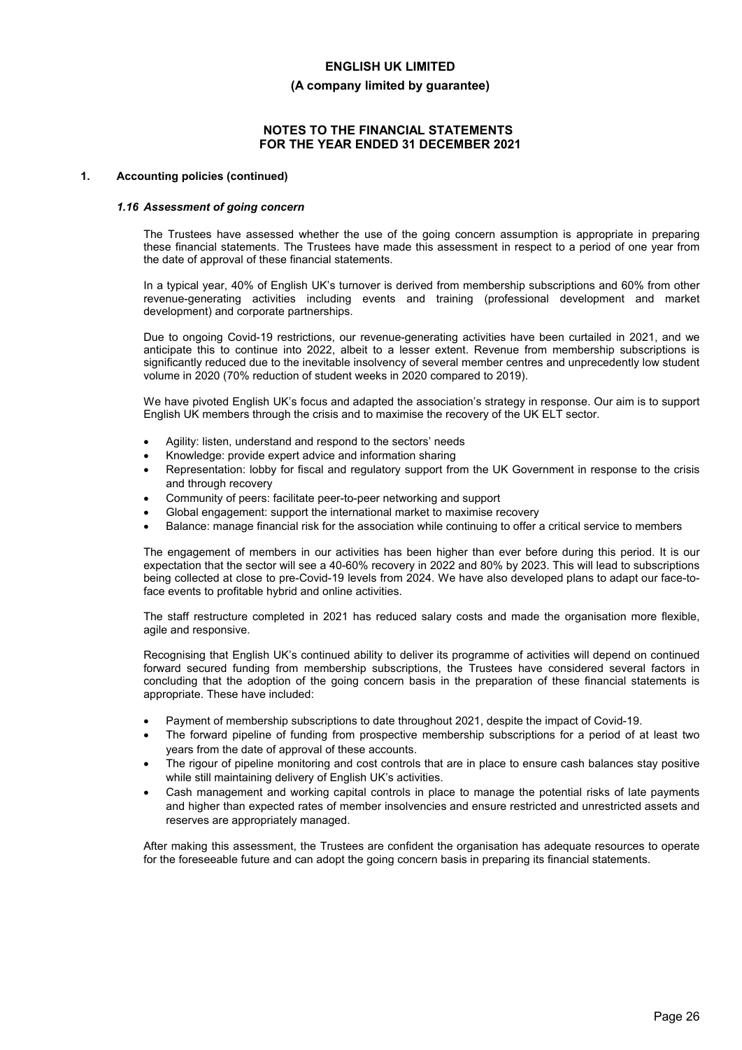# ENGLISH UK LIMITED

**(A company limited by guarantee)**

**NOTES TO THE FINANCIAL STATEMENTS**
**FOR THE YEAR ENDED 31 DECEMBER 2021**

## 1. Accounting policies (continued)

### *1.16 Assessment of going concern*

The Trustees have assessed whether the use of the going concern assumption is appropriate in preparing these financial statements. The Trustees have made this assessment in respect to a period of one year from the date of approval of these financial statements.

In a typical year, 40% of English UK's turnover is derived from membership subscriptions and 60% from other revenue-generating activities including events and training (professional development and market development) and corporate partnerships.

Due to ongoing Covid-19 restrictions, our revenue-generating activities have been curtailed in 2021, and we anticipate this to continue into 2022, albeit to a lesser extent. Revenue from membership subscriptions is significantly reduced due to the inevitable insolvency of several member centres and unprecedently low student volume in 2020 (70% reduction of student weeks in 2020 compared to 2019).

We have pivoted English UK's focus and adapted the association's strategy in response. Our aim is to support English UK members through the crisis and to maximise the recovery of the UK ELT sector.

- Agility: listen, understand and respond to the sectors' needs
- Knowledge: provide expert advice and information sharing
- Representation: lobby for fiscal and regulatory support from the UK Government in response to the crisis and through recovery
- Community of peers: facilitate peer-to-peer networking and support
- Global engagement: support the international market to maximise recovery
- Balance: manage financial risk for the association while continuing to offer a critical service to members

The engagement of members in our activities has been higher than ever before during this period. It is our expectation that the sector will see a 40-60% recovery in 2022 and 80% by 2023. This will lead to subscriptions being collected at close to pre-Covid-19 levels from 2024. We have also developed plans to adapt our face-to-face events to profitable hybrid and online activities.

The staff restructure completed in 2021 has reduced salary costs and made the organisation more flexible, agile and responsive.

Recognising that English UK's continued ability to deliver its programme of activities will depend on continued forward secured funding from membership subscriptions, the Trustees have considered several factors in concluding that the adoption of the going concern basis in the preparation of these financial statements is appropriate. These have included:

- Payment of membership subscriptions to date throughout 2021, despite the impact of Covid-19.
- The forward pipeline of funding from prospective membership subscriptions for a period of at least two years from the date of approval of these accounts.
- The rigour of pipeline monitoring and cost controls that are in place to ensure cash balances stay positive while still maintaining delivery of English UK's activities.
- Cash management and working capital controls in place to manage the potential risks of late payments and higher than expected rates of member insolvencies and ensure restricted and unrestricted assets and reserves are appropriately managed.

After making this assessment, the Trustees are confident the organisation has adequate resources to operate for the foreseeable future and can adopt the going concern basis in preparing its financial statements.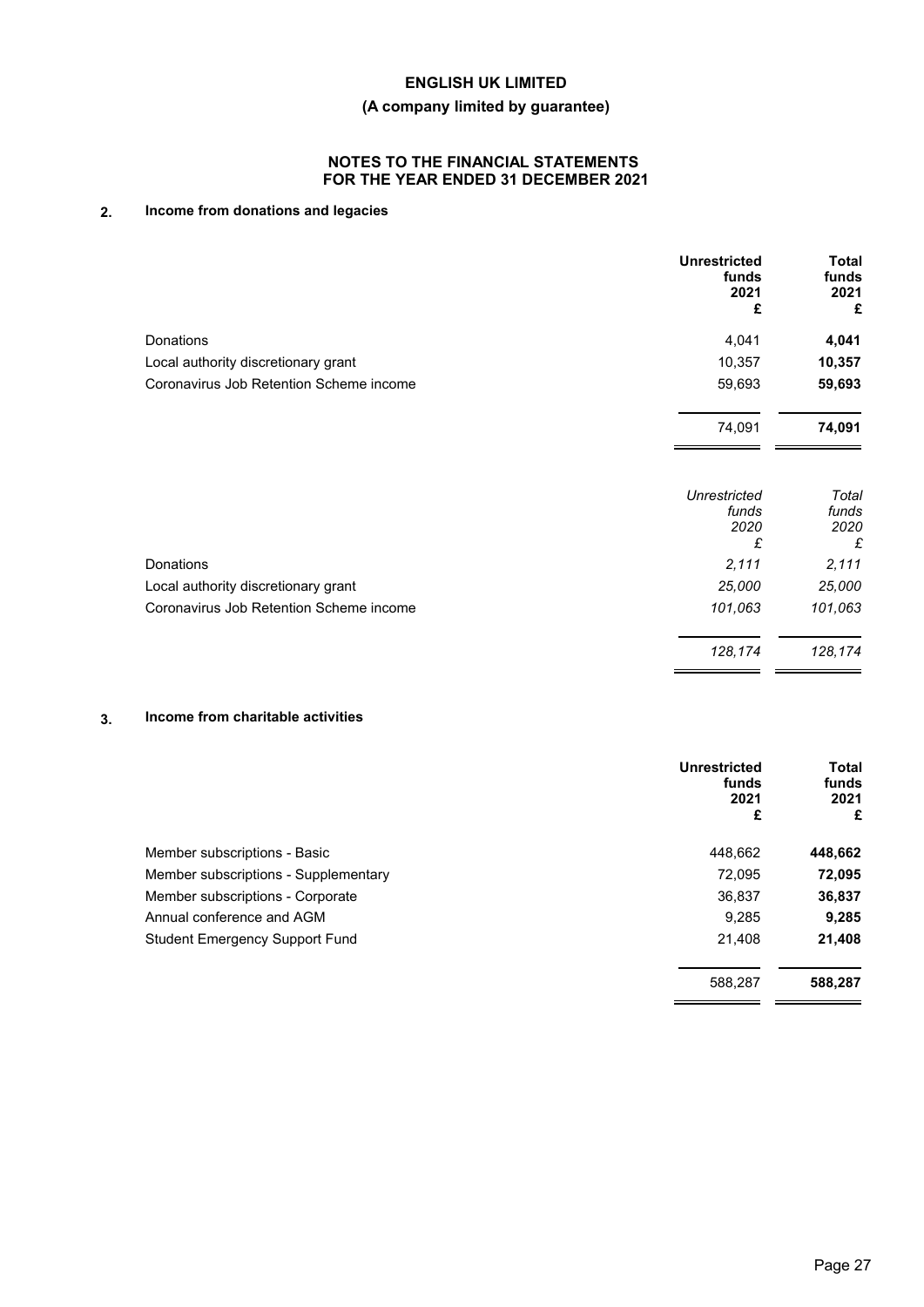**ENGLISH UK LIMITED**

**(A company limited by guarantee)**

**NOTES TO THE FINANCIAL STATEMENTS FOR THE YEAR ENDED 31 DECEMBER 2021**

## 2. Income from donations and legacies

| | Unrestricted funds 2021 £ | Total funds 2021 £ |
|---|---|---|
| Donations | 4,041 | **4,041** |
| Local authority discretionary grant | 10,357 | **10,357** |
| Coronavirus Job Retention Scheme income | 59,693 | **59,693** |
| | 74,091 | **74,091** |

| | *Unrestricted funds 2020 £* | *Total funds 2020 £* |
|---|---|---|
| Donations | *2,111* | *2,111* |
| Local authority discretionary grant | *25,000* | *25,000* |
| Coronavirus Job Retention Scheme income | *101,063* | *101,063* |
| | *128,174* | *128,174* |

## 3. Income from charitable activities

| | Unrestricted funds 2021 £ | Total funds 2021 £ |
|---|---|---|
| Member subscriptions - Basic | 448,662 | **448,662** |
| Member subscriptions - Supplementary | 72,095 | **72,095** |
| Member subscriptions - Corporate | 36,837 | **36,837** |
| Annual conference and AGM | 9,285 | **9,285** |
| Student Emergency Support Fund | 21,408 | **21,408** |
| | 588,287 | **588,287** |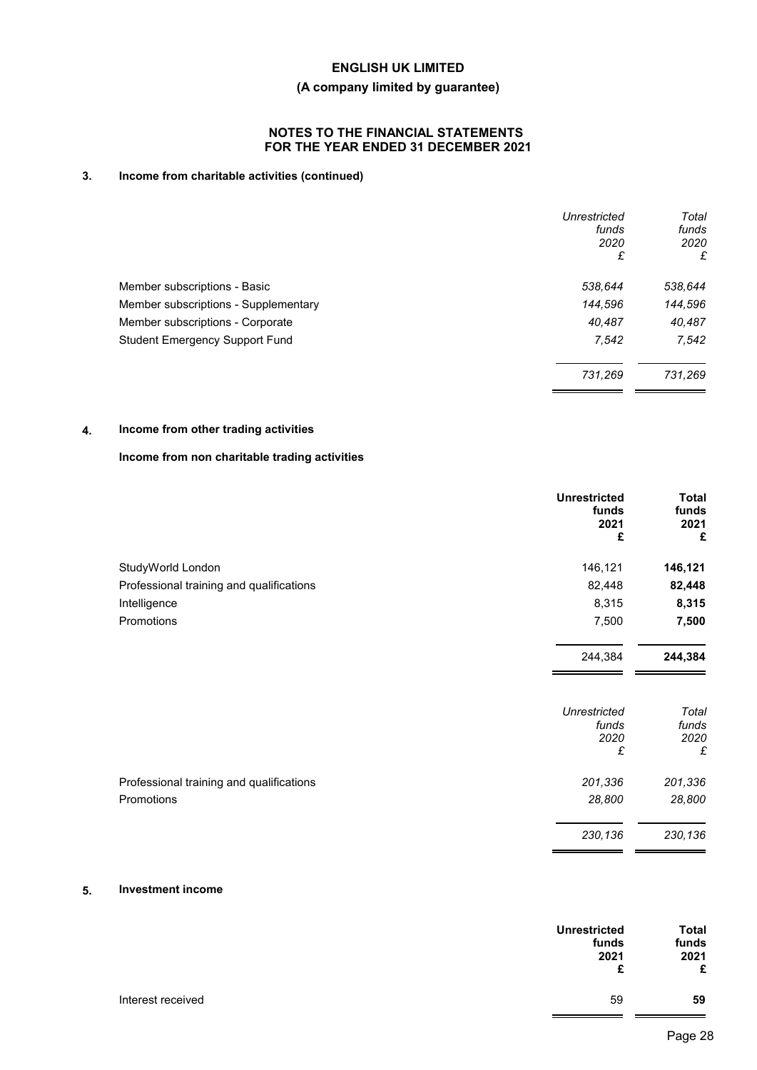**ENGLISH UK LIMITED**

**(A company limited by guarantee)**

**NOTES TO THE FINANCIAL STATEMENTS
FOR THE YEAR ENDED 31 DECEMBER 2021**

## 3. Income from charitable activities (continued)

| | *Unrestricted funds 2020 £* | *Total funds 2020 £* |
|---|---|---|
| Member subscriptions - Basic | *538,644* | *538,644* |
| Member subscriptions - Supplementary | *144,596* | *144,596* |
| Member subscriptions - Corporate | *40,487* | *40,487* |
| Student Emergency Support Fund | *7,542* | *7,542* |
| | *731,269* | *731,269* |

## 4. Income from other trading activities

**Income from non charitable trading activities**

| | **Unrestricted funds 2021 £** | **Total funds 2021 £** |
|---|---|---|
| StudyWorld London | 146,121 | **146,121** |
| Professional training and qualifications | 82,448 | **82,448** |
| Intelligence | 8,315 | **8,315** |
| Promotions | 7,500 | **7,500** |
| | 244,384 | **244,384** |

| | *Unrestricted funds 2020 £* | *Total funds 2020 £* |
|---|---|---|
| Professional training and qualifications | *201,336* | *201,336* |
| Promotions | *28,800* | *28,800* |
| | *230,136* | *230,136* |

## 5. Investment income

| | **Unrestricted funds 2021 £** | **Total funds 2021 £** |
|---|---|---|
| Interest received | 59 | **59** |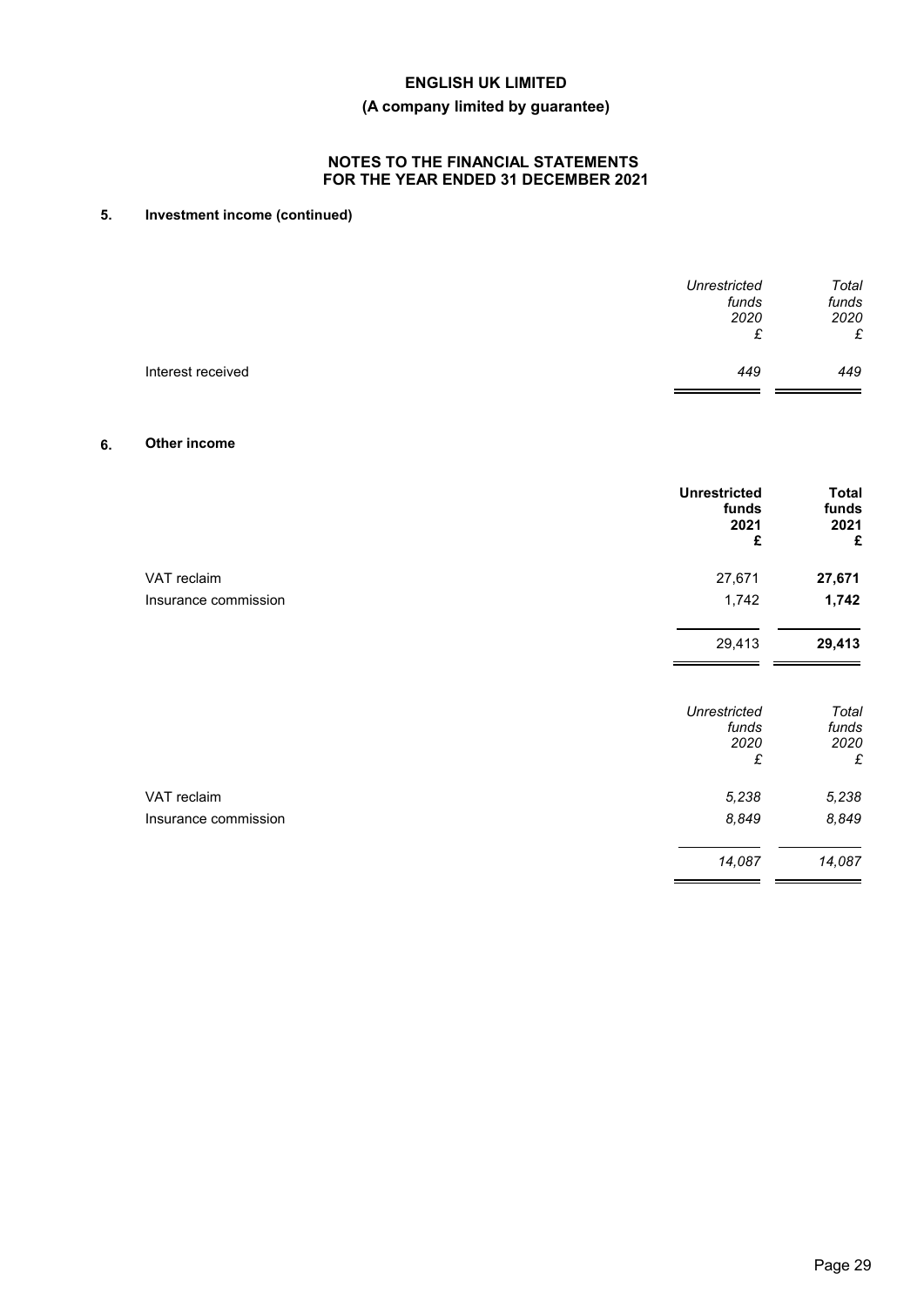## 5. Investment income (continued)

| | *Unrestricted funds 2020 £* | *Total funds 2020 £* |
|---|---|---|
| Interest received | *449* | *449* |

## 6. Other income

| | **Unrestricted funds 2021 £** | **Total funds 2021 £** |
|---|---|---|
| VAT reclaim | 27,671 | **27,671** |
| Insurance commission | 1,742 | **1,742** |
| | 29,413 | **29,413** |

| | *Unrestricted funds 2020 £* | *Total funds 2020 £* |
|---|---|---|
| VAT reclaim | *5,238* | *5,238* |
| Insurance commission | *8,849* | *8,849* |
| | *14,087* | *14,087* |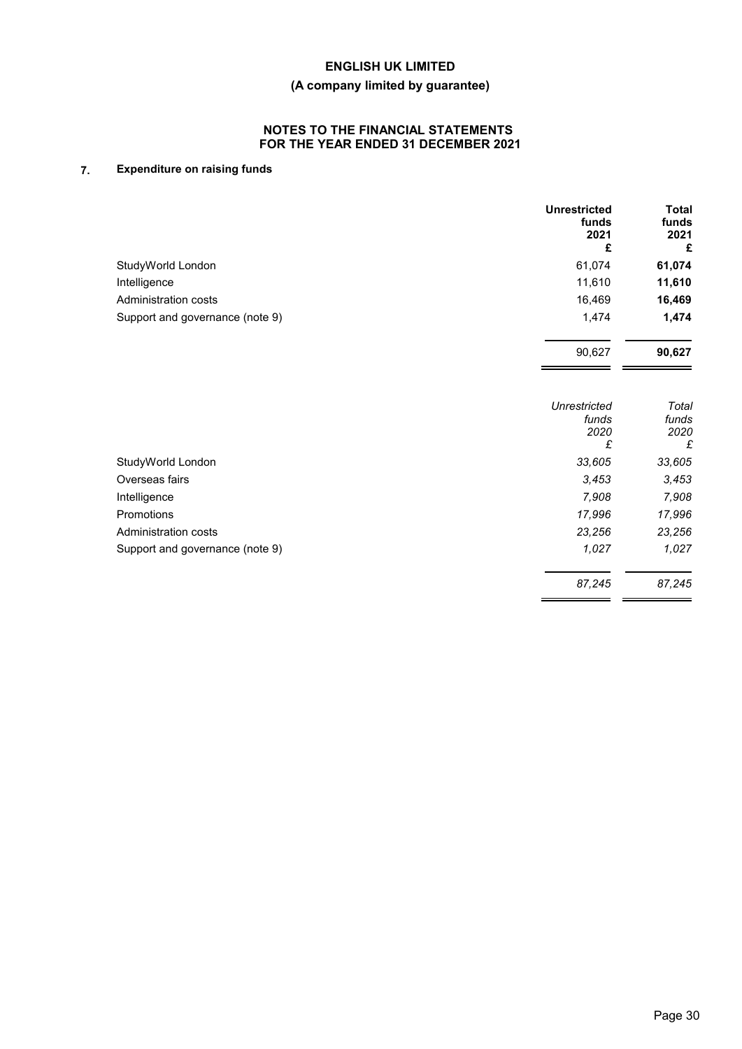# ENGLISH UK LIMITED

## (A company limited by guarantee)

### NOTES TO THE FINANCIAL STATEMENTS
### FOR THE YEAR ENDED 31 DECEMBER 2021

### 7. Expenditure on raising funds

| | Unrestricted funds 2021 £ | Total funds 2021 £ |
|---|---|---|
| StudyWorld London | 61,074 | **61,074** |
| Intelligence | 11,610 | **11,610** |
| Administration costs | 16,469 | **16,469** |
| Support and governance (note 9) | 1,474 | **1,474** |
| | 90,627 | **90,627** |

| | *Unrestricted funds 2020 £* | *Total funds 2020 £* |
|---|---|---|
| StudyWorld London | *33,605* | *33,605* |
| Overseas fairs | *3,453* | *3,453* |
| Intelligence | *7,908* | *7,908* |
| Promotions | *17,996* | *17,996* |
| Administration costs | *23,256* | *23,256* |
| Support and governance (note 9) | *1,027* | *1,027* |
| | *87,245* | *87,245* |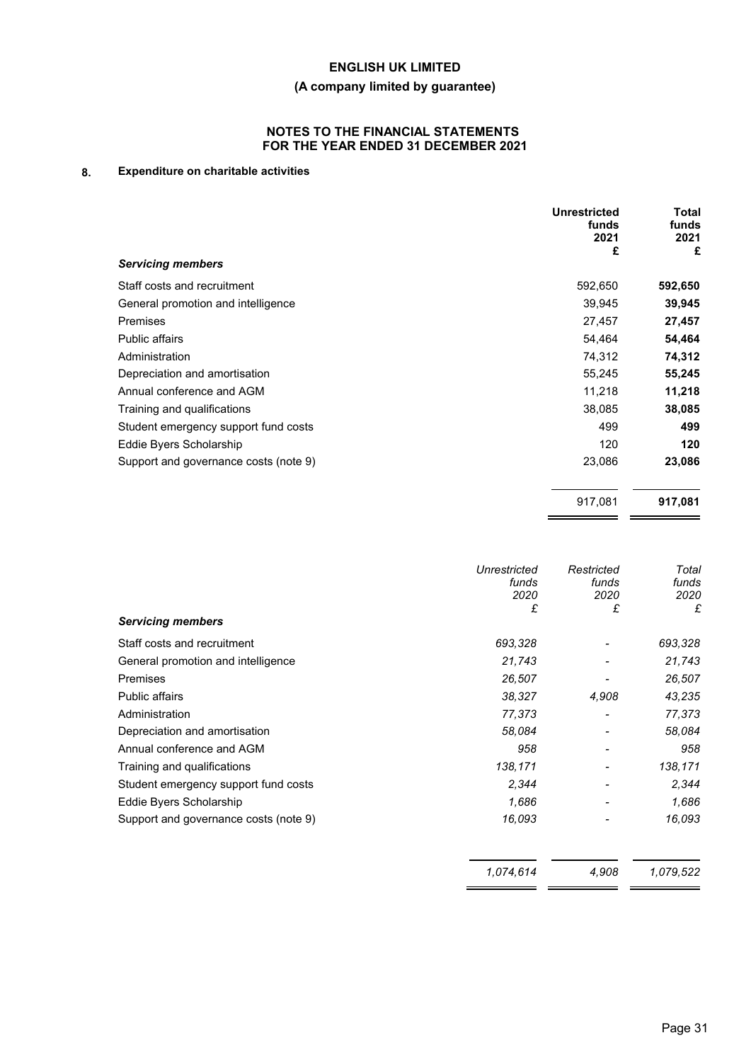# ENGLISH UK LIMITED

## (A company limited by guarantee)

### NOTES TO THE FINANCIAL STATEMENTS FOR THE YEAR ENDED 31 DECEMBER 2021

### 8. Expenditure on charitable activities

| | Unrestricted funds 2021 £ | Total funds 2021 £ |
|---|---|---|
| ***Servicing members*** | | |
| Staff costs and recruitment | 592,650 | **592,650** |
| General promotion and intelligence | 39,945 | **39,945** |
| Premises | 27,457 | **27,457** |
| Public affairs | 54,464 | **54,464** |
| Administration | 74,312 | **74,312** |
| Depreciation and amortisation | 55,245 | **55,245** |
| Annual conference and AGM | 11,218 | **11,218** |
| Training and qualifications | 38,085 | **38,085** |
| Student emergency support fund costs | 499 | **499** |
| Eddie Byers Scholarship | 120 | **120** |
| Support and governance costs (note 9) | 23,086 | **23,086** |
| | 917,081 | **917,081** |

| | *Unrestricted funds 2020 £* | *Restricted funds 2020 £* | *Total funds 2020 £* |
|---|---|---|---|
| ***Servicing members*** | | | |
| Staff costs and recruitment | *693,328* | - | *693,328* |
| General promotion and intelligence | *21,743* | - | *21,743* |
| Premises | *26,507* | - | *26,507* |
| Public affairs | *38,327* | *4,908* | *43,235* |
| Administration | *77,373* | - | *77,373* |
| Depreciation and amortisation | *58,084* | - | *58,084* |
| Annual conference and AGM | *958* | - | *958* |
| Training and qualifications | *138,171* | - | *138,171* |
| Student emergency support fund costs | *2,344* | - | *2,344* |
| Eddie Byers Scholarship | *1,686* | - | *1,686* |
| Support and governance costs (note 9) | *16,093* | - | *16,093* |
| | *1,074,614* | *4,908* | *1,079,522* |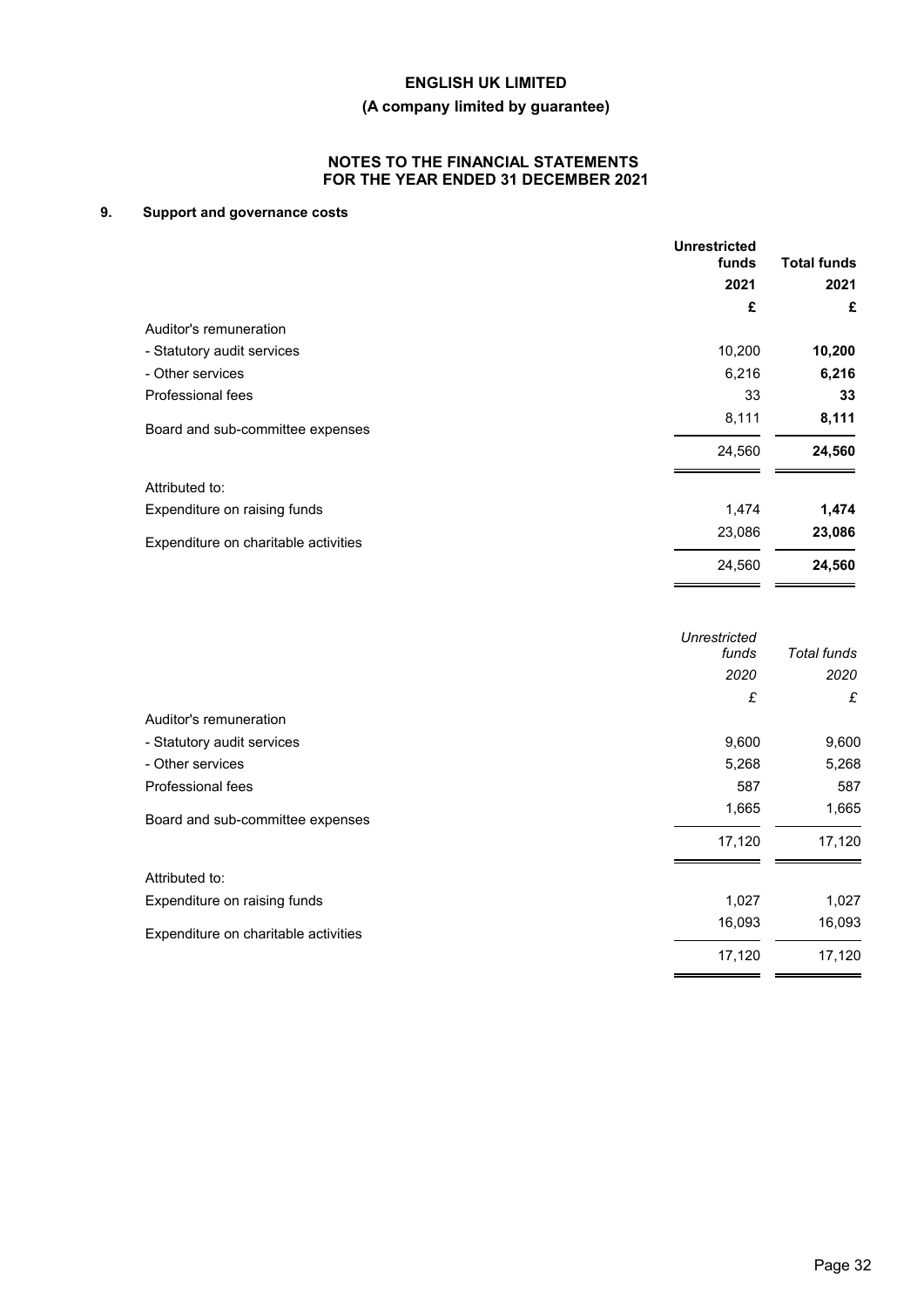# ENGLISH UK LIMITED

## (A company limited by guarantee)

### NOTES TO THE FINANCIAL STATEMENTS FOR THE YEAR ENDED 31 DECEMBER 2021

### 9. Support and governance costs

| | **Unrestricted funds 2021** | **Total funds 2021** |
|---|---|---|
| | **£** | **£** |
| Auditor's remuneration | | |
| - Statutory audit services | 10,200 | **10,200** |
| - Other services | 6,216 | **6,216** |
| Professional fees | 33 | **33** |
| Board and sub-committee expenses | 8,111 | **8,111** |
| | 24,560 | **24,560** |
| Attributed to: | | |
| Expenditure on raising funds | 1,474 | **1,474** |
| Expenditure on charitable activities | 23,086 | **23,086** |
| | 24,560 | **24,560** |

| | *Unrestricted funds 2020* | *Total funds 2020* |
|---|---|---|
| | *£* | *£* |
| Auditor's remuneration | | |
| - Statutory audit services | 9,600 | 9,600 |
| - Other services | 5,268 | 5,268 |
| Professional fees | 587 | 587 |
| Board and sub-committee expenses | 1,665 | 1,665 |
| | 17,120 | 17,120 |
| Attributed to: | | |
| Expenditure on raising funds | 1,027 | 1,027 |
| Expenditure on charitable activities | 16,093 | 16,093 |
| | 17,120 | 17,120 |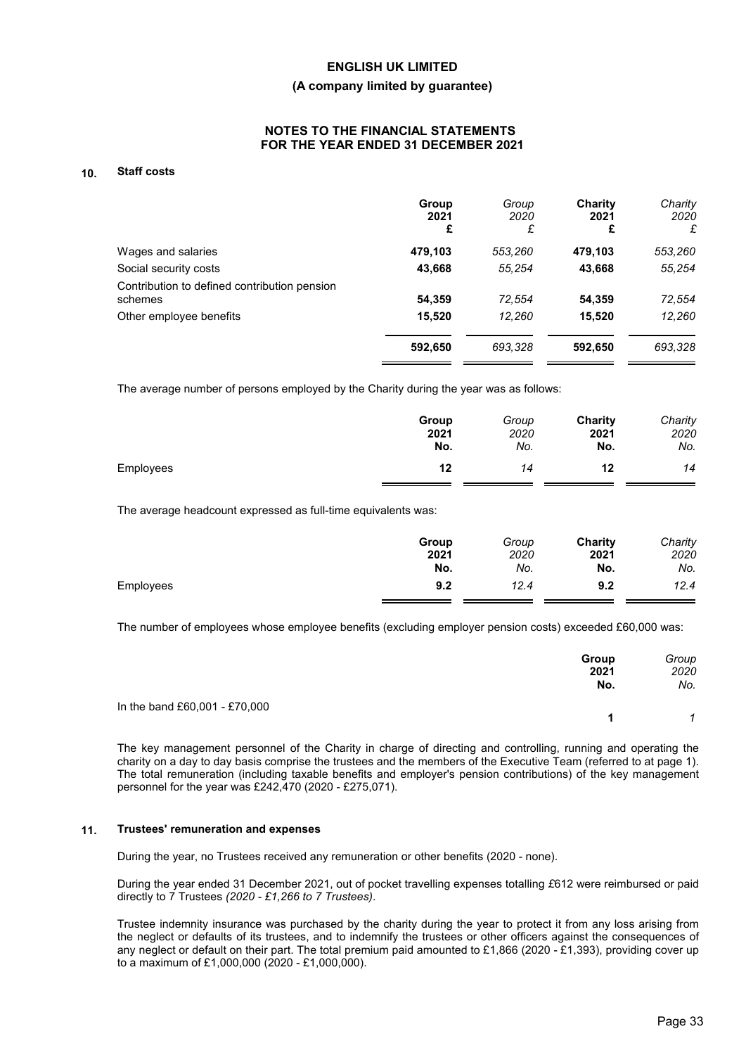## 10. Staff costs

| | Group 2021 £ | *Group 2020 £* | Charity 2021 £ | *Charity 2020 £* |
|---|---|---|---|---|
| Wages and salaries | **479,103** | *553,260* | **479,103** | *553,260* |
| Social security costs | **43,668** | *55,254* | **43,668** | *55,254* |
| Contribution to defined contribution pension schemes | **54,359** | *72,554* | **54,359** | *72,554* |
| Other employee benefits | **15,520** | *12,260* | **15,520** | *12,260* |
| | **592,650** | *693,328* | **592,650** | *693,328* |

The average number of persons employed by the Charity during the year was as follows:

| | Group 2021 No. | *Group 2020 No.* | Charity 2021 No. | *Charity 2020 No.* |
|---|---|---|---|---|
| Employees | **12** | *14* | **12** | *14* |

The average headcount expressed as full-time equivalents was:

| | Group 2021 No. | *Group 2020 No.* | Charity 2021 No. | *Charity 2020 No.* |
|---|---|---|---|---|
| Employees | **9.2** | *12.4* | **9.2** | *12.4* |

The number of employees whose employee benefits (excluding employer pension costs) exceeded £60,000 was:

| | Group 2021 No. | *Group 2020 No.* |
|---|---|---|
| In the band £60,001 - £70,000 | **1** | *1* |

The key management personnel of the Charity in charge of directing and controlling, running and operating the charity on a day to day basis comprise the trustees and the members of the Executive Team (referred to at page 1). The total remuneration (including taxable benefits and employer's pension contributions) of the key management personnel for the year was £242,470 (2020 - £275,071).

## 11. Trustees' remuneration and expenses

During the year, no Trustees received any remuneration or other benefits (2020 - none).

During the year ended 31 December 2021, out of pocket travelling expenses totalling £612 were reimbursed or paid directly to 7 Trustees *(2020 - £1,266 to 7 Trustees)*.

Trustee indemnity insurance was purchased by the charity during the year to protect it from any loss arising from the neglect or defaults of its trustees, and to indemnify the trustees or other officers against the consequences of any neglect or default on their part. The total premium paid amounted to £1,866 (2020 - £1,393), providing cover up to a maximum of £1,000,000 (2020 - £1,000,000).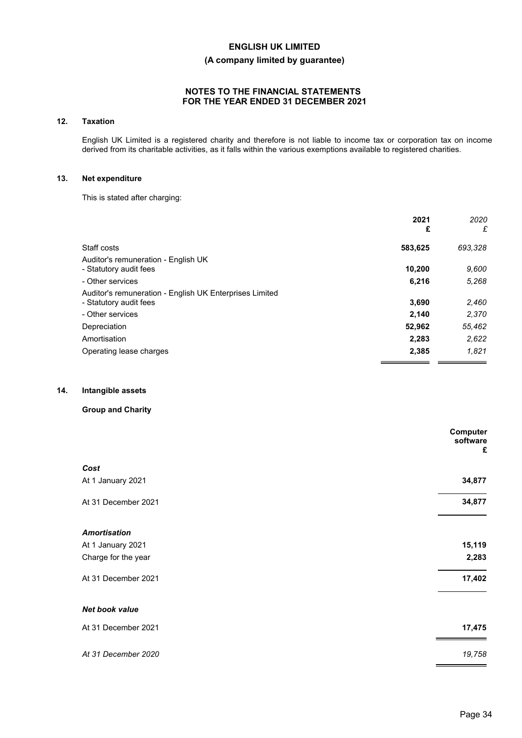## 12. Taxation

English UK Limited is a registered charity and therefore is not liable to income tax or corporation tax on income derived from its charitable activities, as it falls within the various exemptions available to registered charities.

## 13. Net expenditure

This is stated after charging:

| | **2021** **£** | *2020* *£* |
|---|---|---|
| Staff costs | **583,625** | *693,328* |
| Auditor's remuneration - English UK | | |
| - Statutory audit fees | **10,200** | *9,600* |
| - Other services | **6,216** | *5,268* |
| Auditor's remuneration - English UK Enterprises Limited | | |
| - Statutory audit fees | **3,690** | *2,460* |
| - Other services | **2,140** | *2,370* |
| Depreciation | **52,962** | *55,462* |
| Amortisation | **2,283** | *2,622* |
| Operating lease charges | **2,385** | *1,821* |

## 14. Intangible assets

**Group and Charity**

| | **Computer software £** |
|---|---|
| ***Cost*** | |
| At 1 January 2021 | **34,877** |
| At 31 December 2021 | **34,877** |
| ***Amortisation*** | |
| At 1 January 2021 | **15,119** |
| Charge for the year | **2,283** |
| At 31 December 2021 | **17,402** |
| ***Net book value*** | |
| At 31 December 2021 | **17,475** |
| *At 31 December 2020* | *19,758* |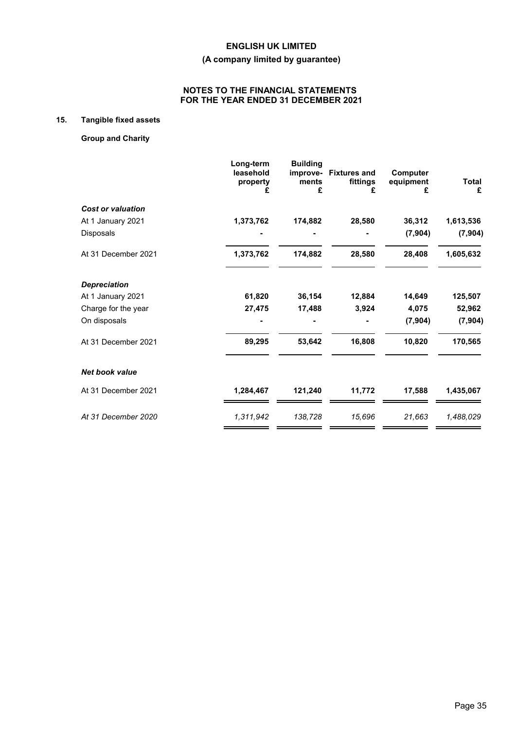## 15. Tangible fixed assets

**Group and Charity**

| | Long-term leasehold property £ | Building improve-ments £ | Fixtures and fittings £ | Computer equipment £ | Total £ |
|---|---|---|---|---|---|
| ***Cost or valuation*** | | | | | |
| At 1 January 2021 | **1,373,762** | **174,882** | **28,580** | **36,312** | **1,613,536** |
| Disposals | **-** | **-** | **-** | **(7,904)** | **(7,904)** |
| At 31 December 2021 | **1,373,762** | **174,882** | **28,580** | **28,408** | **1,605,632** |
| ***Depreciation*** | | | | | |
| At 1 January 2021 | **61,820** | **36,154** | **12,884** | **14,649** | **125,507** |
| Charge for the year | **27,475** | **17,488** | **3,924** | **4,075** | **52,962** |
| On disposals | **-** | **-** | **-** | **(7,904)** | **(7,904)** |
| At 31 December 2021 | **89,295** | **53,642** | **16,808** | **10,820** | **170,565** |
| ***Net book value*** | | | | | |
| At 31 December 2021 | **1,284,467** | **121,240** | **11,772** | **17,588** | **1,435,067** |
| *At 31 December 2020* | *1,311,942* | *138,728* | *15,696* | *21,663* | *1,488,029* |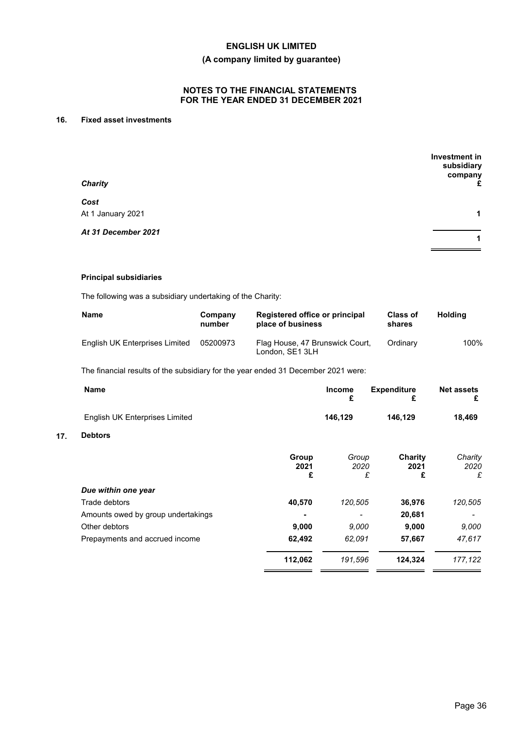## 16. Fixed asset investments

| *Charity* | Investment in subsidiary company £ |
|---|---|
| ***Cost*** | |
| At 1 January 2021 | **1** |
| ***At 31 December 2021*** | **1** |

**Principal subsidiaries**

The following was a subsidiary undertaking of the Charity:

| Name | Company number | Registered office or principal place of business | Class of shares | Holding |
|---|---|---|---|---|
| English UK Enterprises Limited | 05200973 | Flag House, 47 Brunswick Court, London, SE1 3LH | Ordinary | 100% |

The financial results of the subsidiary for the year ended 31 December 2021 were:

| Name | Income £ | Expenditure £ | Net assets £ |
|---|---|---|---|
| English UK Enterprises Limited | **146,129** | **146,129** | **18,469** |

## 17. Debtors

| | Group 2021 £ | *Group 2020 £* | Charity 2021 £ | *Charity 2020 £* |
|---|---|---|---|---|
| ***Due within one year*** | | | | |
| Trade debtors | **40,570** | *120,505* | **36,976** | *120,505* |
| Amounts owed by group undertakings | **-** | *-* | **20,681** | *-* |
| Other debtors | **9,000** | *9,000* | **9,000** | *9,000* |
| Prepayments and accrued income | **62,492** | *62,091* | **57,667** | *47,617* |
| | **112,062** | *191,596* | **124,324** | *177,122* |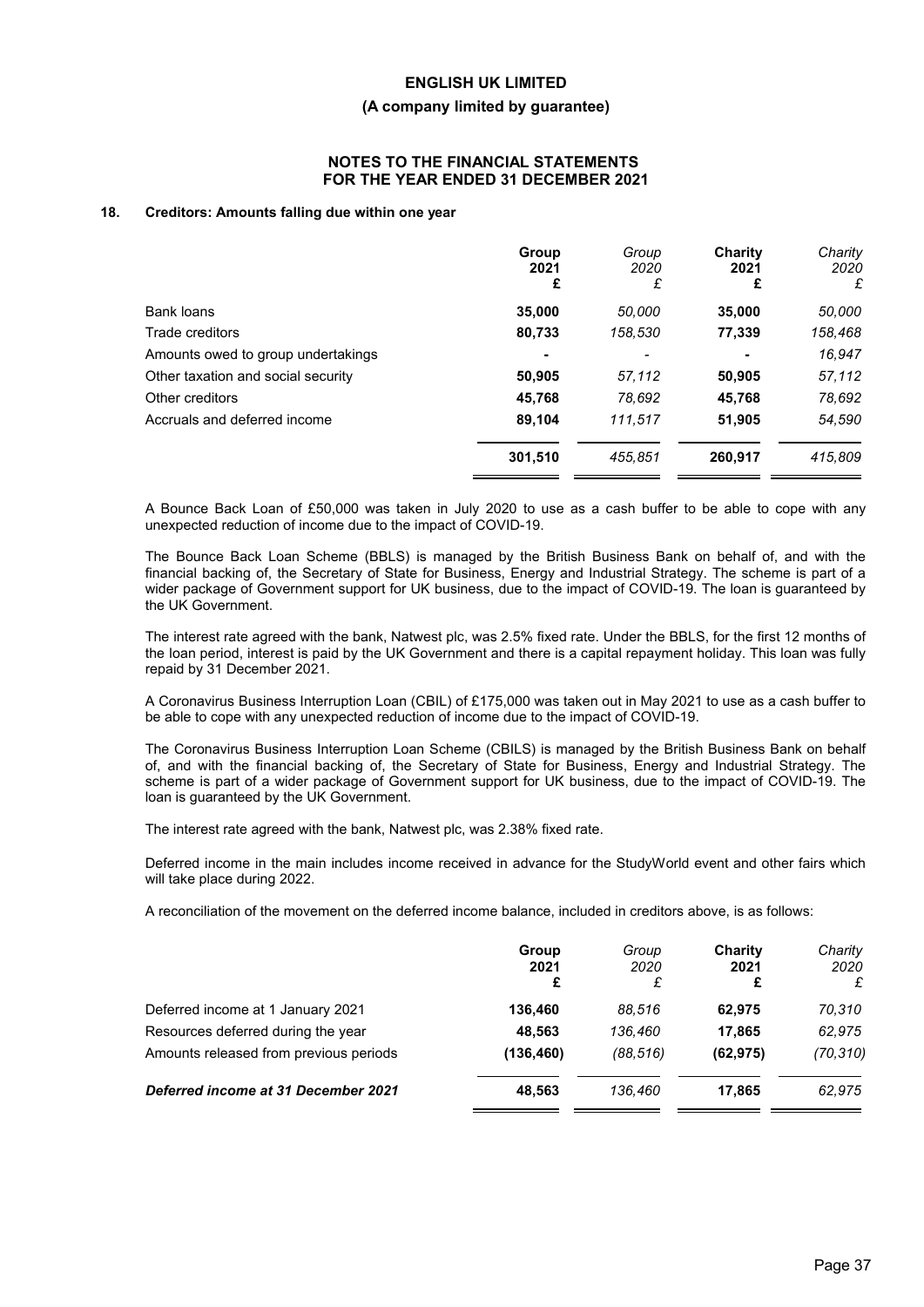**ENGLISH UK LIMITED**

**(A company limited by guarantee)**

**NOTES TO THE FINANCIAL STATEMENTS FOR THE YEAR ENDED 31 DECEMBER 2021**

## 18. Creditors: Amounts falling due within one year

| | **Group 2021 £** | *Group 2020 £* | **Charity 2021 £** | *Charity 2020 £* |
|---|---|---|---|---|
| Bank loans | **35,000** | *50,000* | **35,000** | *50,000* |
| Trade creditors | **80,733** | *158,530* | **77,339** | *158,468* |
| Amounts owed to group undertakings | **-** | *-* | **-** | *16,947* |
| Other taxation and social security | **50,905** | *57,112* | **50,905** | *57,112* |
| Other creditors | **45,768** | *78,692* | **45,768** | *78,692* |
| Accruals and deferred income | **89,104** | *111,517* | **51,905** | *54,590* |
| | **301,510** | *455,851* | **260,917** | *415,809* |

A Bounce Back Loan of £50,000 was taken in July 2020 to use as a cash buffer to be able to cope with any unexpected reduction of income due to the impact of COVID-19.

The Bounce Back Loan Scheme (BBLS) is managed by the British Business Bank on behalf of, and with the financial backing of, the Secretary of State for Business, Energy and Industrial Strategy. The scheme is part of a wider package of Government support for UK business, due to the impact of COVID-19. The loan is guaranteed by the UK Government.

The interest rate agreed with the bank, Natwest plc, was 2.5% fixed rate. Under the BBLS, for the first 12 months of the loan period, interest is paid by the UK Government and there is a capital repayment holiday. This loan was fully repaid by 31 December 2021.

A Coronavirus Business Interruption Loan (CBIL) of £175,000 was taken out in May 2021 to use as a cash buffer to be able to cope with any unexpected reduction of income due to the impact of COVID-19.

The Coronavirus Business Interruption Loan Scheme (CBILS) is managed by the British Business Bank on behalf of, and with the financial backing of, the Secretary of State for Business, Energy and Industrial Strategy. The scheme is part of a wider package of Government support for UK business, due to the impact of COVID-19. The loan is guaranteed by the UK Government.

The interest rate agreed with the bank, Natwest plc, was 2.38% fixed rate.

Deferred income in the main includes income received in advance for the StudyWorld event and other fairs which will take place during 2022.

A reconciliation of the movement on the deferred income balance, included in creditors above, is as follows:

| | **Group 2021 £** | *Group 2020 £* | **Charity 2021 £** | *Charity 2020 £* |
|---|---|---|---|---|
| Deferred income at 1 January 2021 | **136,460** | *88,516* | **62,975** | *70,310* |
| Resources deferred during the year | **48,563** | *136,460* | **17,865** | *62,975* |
| Amounts released from previous periods | **(136,460)** | *(88,516)* | **(62,975)** | *(70,310)* |
| ***Deferred income at 31 December 2021*** | **48,563** | *136,460* | **17,865** | *62,975* |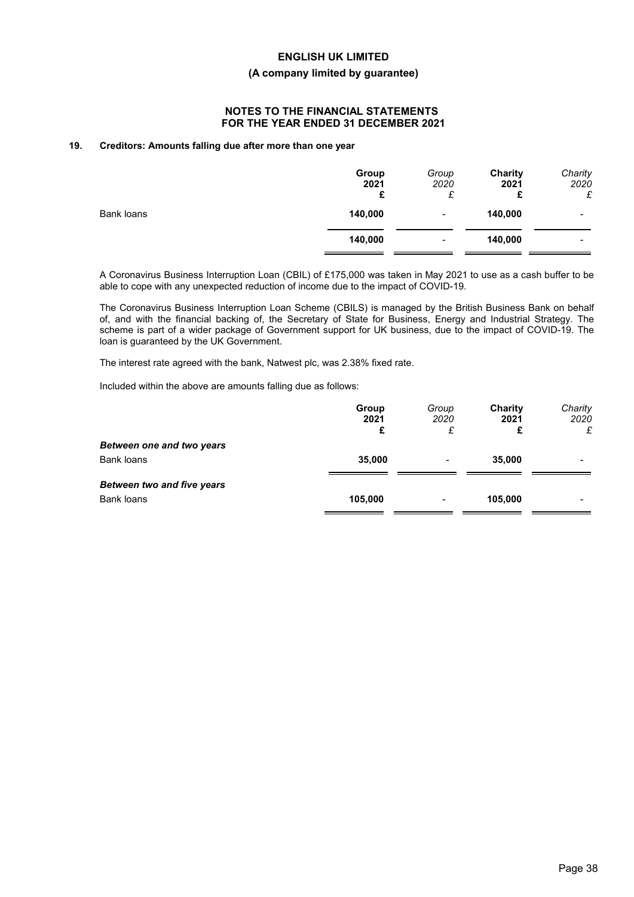## 19. Creditors: Amounts falling due after more than one year

| | Group 2021 £ | Group 2020 £ | Charity 2021 £ | Charity 2020 £ |
|---|---|---|---|---|
| Bank loans | 140,000 | - | 140,000 | - |
| | 140,000 | - | 140,000 | - |

A Coronavirus Business Interruption Loan (CBIL) of £175,000 was taken in May 2021 to use as a cash buffer to be able to cope with any unexpected reduction of income due to the impact of COVID-19.

The Coronavirus Business Interruption Loan Scheme (CBILS) is managed by the British Business Bank on behalf of, and with the financial backing of, the Secretary of State for Business, Energy and Industrial Strategy. The scheme is part of a wider package of Government support for UK business, due to the impact of COVID-19. The loan is guaranteed by the UK Government.

The interest rate agreed with the bank, Natwest plc, was 2.38% fixed rate.

Included within the above are amounts falling due as follows:

| | Group 2021 £ | Group 2020 £ | Charity 2021 £ | Charity 2020 £ |
|---|---|---|---|---|
| ***Between one and two years*** | | | | |
| Bank loans | 35,000 | - | 35,000 | - |
| ***Between two and five years*** | | | | |
| Bank loans | 105,000 | - | 105,000 | - |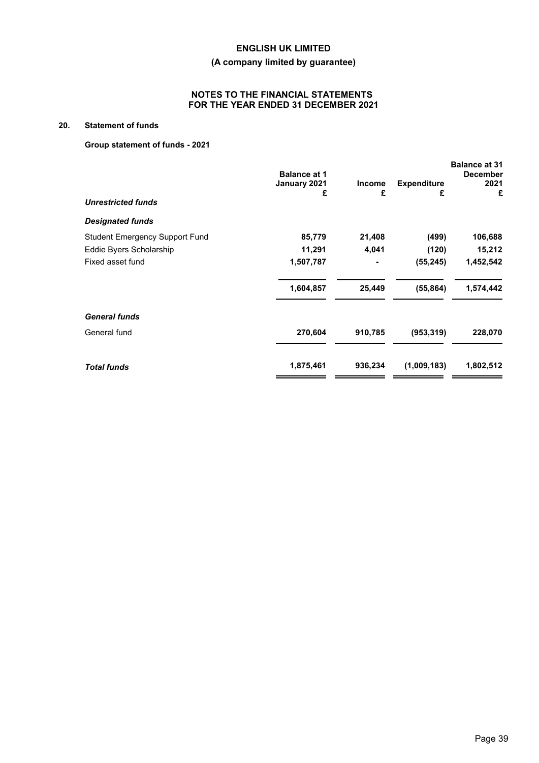**ENGLISH UK LIMITED**

**(A company limited by guarantee)**

**NOTES TO THE FINANCIAL STATEMENTS FOR THE YEAR ENDED 31 DECEMBER 2021**

## 20. Statement of funds

**Group statement of funds - 2021**

| | Balance at 1 January 2021 £ | Income £ | Expenditure £ | Balance at 31 December 2021 £ |
|---|---|---|---|---|
| ***Unrestricted funds*** | | | | |
| ***Designated funds*** | | | | |
| Student Emergency Support Fund | 85,779 | 21,408 | (499) | 106,688 |
| Eddie Byers Scholarship | 11,291 | 4,041 | (120) | 15,212 |
| Fixed asset fund | 1,507,787 | - | (55,245) | 1,452,542 |
| | 1,604,857 | 25,449 | (55,864) | 1,574,442 |
| ***General funds*** | | | | |
| General fund | 270,604 | 910,785 | (953,319) | 228,070 |
| ***Total funds*** | 1,875,461 | 936,234 | (1,009,183) | 1,802,512 |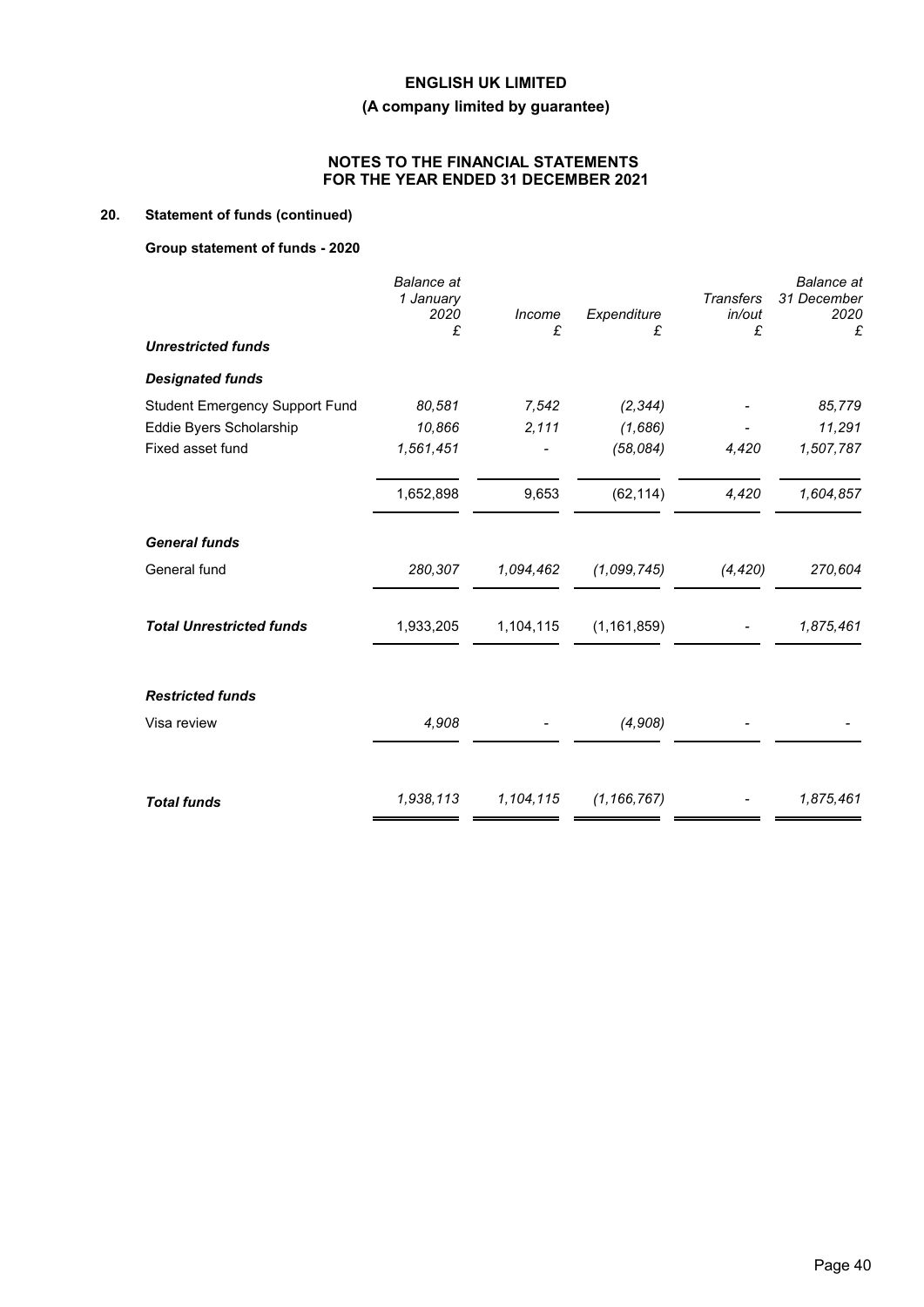**ENGLISH UK LIMITED**

**(A company limited by guarantee)**

**NOTES TO THE FINANCIAL STATEMENTS FOR THE YEAR ENDED 31 DECEMBER 2021**

## 20. Statement of funds (continued)

### Group statement of funds - 2020

| | *Balance at 1 January 2020* £ | *Income* £ | *Expenditure* £ | *Transfers in/out* £ | *Balance at 31 December 2020* £ |
|---|---|---|---|---|---|
| ***Unrestricted funds*** | | | | | |
| ***Designated funds*** | | | | | |
| Student Emergency Support Fund | *80,581* | *7,542* | *(2,344)* | *-* | *85,779* |
| Eddie Byers Scholarship | *10,866* | *2,111* | *(1,686)* | *-* | *11,291* |
| Fixed asset fund | *1,561,451* | *-* | *(58,084)* | *4,420* | *1,507,787* |
| | 1,652,898 | 9,653 | (62,114) | *4,420* | *1,604,857* |
| ***General funds*** | | | | | |
| General fund | *280,307* | *1,094,462* | *(1,099,745)* | *(4,420)* | *270,604* |
| ***Total Unrestricted funds*** | 1,933,205 | 1,104,115 | (1,161,859) | *-* | *1,875,461* |
| ***Restricted funds*** | | | | | |
| Visa review | *4,908* | *-* | *(4,908)* | *-* | *-* |
| ***Total funds*** | *1,938,113* | *1,104,115* | *(1,166,767)* | *-* | *1,875,461* |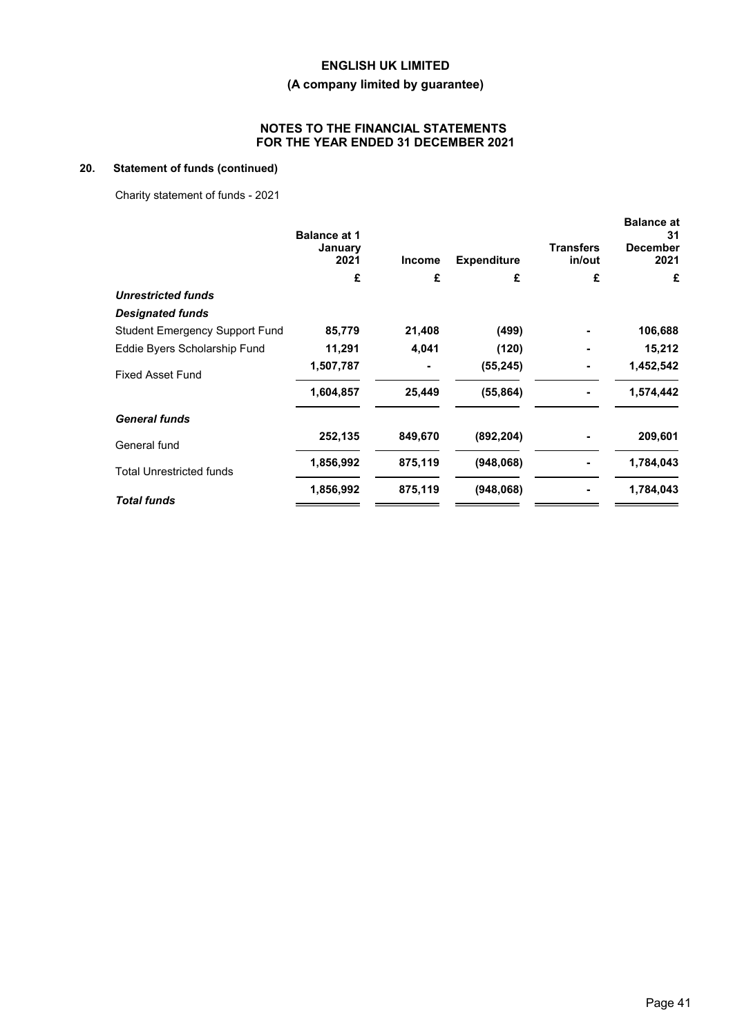ENGLISH UK LIMITED

(A company limited by guarantee)

NOTES TO THE FINANCIAL STATEMENTS
FOR THE YEAR ENDED 31 DECEMBER 2021

## 20. Statement of funds (continued)

Charity statement of funds - 2021

| | Balance at 1 January 2021 | Income | Expenditure | Transfers in/out | Balance at 31 December 2021 |
|---|---|---|---|---|---|
| | £ | £ | £ | £ | £ |
| ***Unrestricted funds*** | | | | | |
| ***Designated funds*** | | | | | |
| Student Emergency Support Fund | **85,779** | **21,408** | **(499)** | **-** | **106,688** |
| Eddie Byers Scholarship Fund | **11,291** | **4,041** | **(120)** | **-** | **15,212** |
| Fixed Asset Fund | **1,507,787** | **-** | **(55,245)** | **-** | **1,452,542** |
| | **1,604,857** | **25,449** | **(55,864)** | **-** | **1,574,442** |
| ***General funds*** | | | | | |
| General fund | **252,135** | **849,670** | **(892,204)** | **-** | **209,601** |
| Total Unrestricted funds | **1,856,992** | **875,119** | **(948,068)** | **-** | **1,784,043** |
| ***Total funds*** | **1,856,992** | **875,119** | **(948,068)** | **-** | **1,784,043** |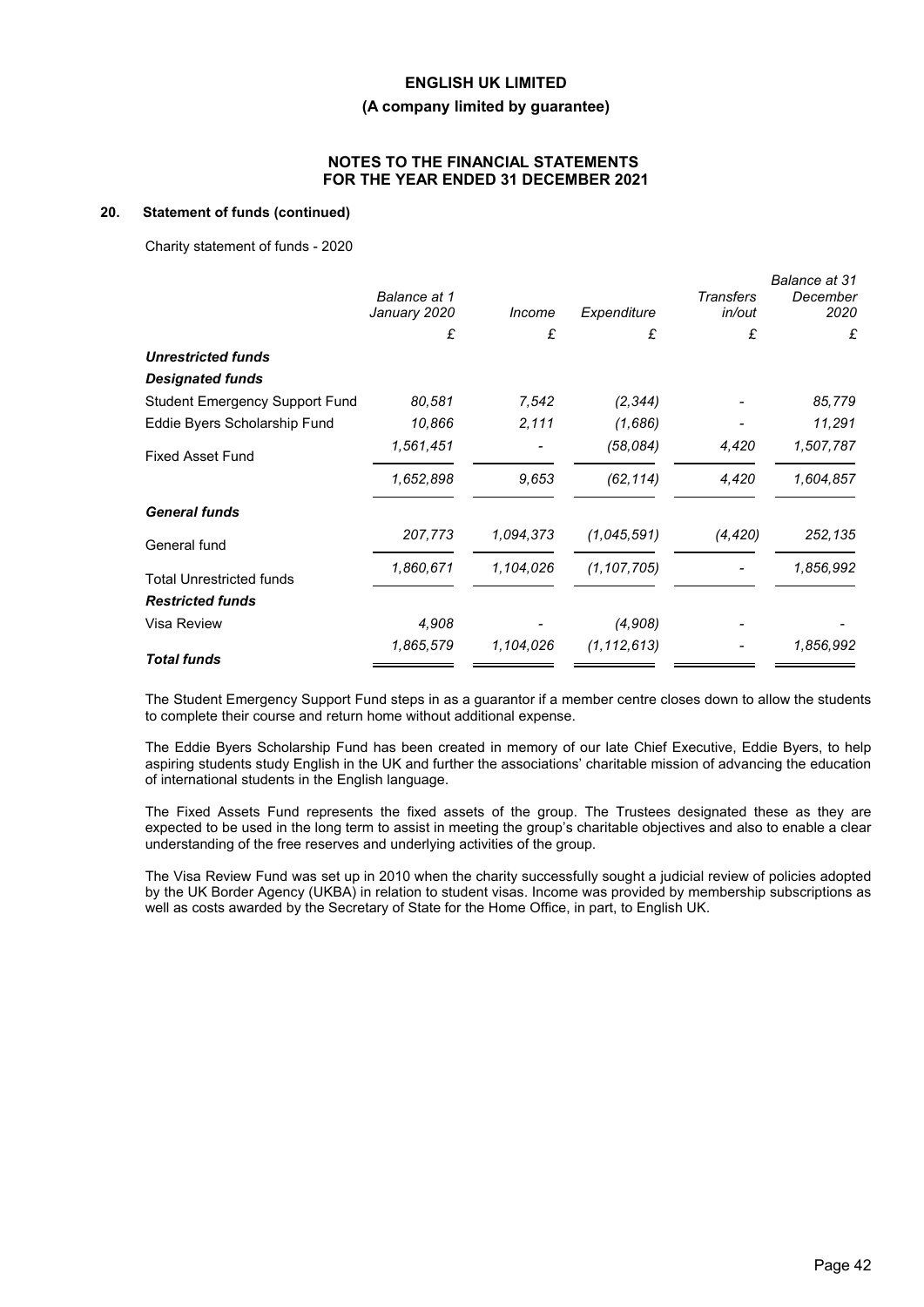**ENGLISH UK LIMITED**

**(A company limited by guarantee)**

**NOTES TO THE FINANCIAL STATEMENTS FOR THE YEAR ENDED 31 DECEMBER 2021**

## 20. Statement of funds (continued)

Charity statement of funds - 2020

| | *Balance at 1 January 2020* | *Income* | *Expenditure* | *Transfers in/out* | *Balance at 31 December 2020* |
|---|---|---|---|---|---|
| | £ | £ | £ | £ | £ |
| ***Unrestricted funds*** | | | | | |
| ***Designated funds*** | | | | | |
| Student Emergency Support Fund | *80,581* | *7,542* | *(2,344)* | *-* | *85,779* |
| Eddie Byers Scholarship Fund | *10,866* | *2,111* | *(1,686)* | *-* | *11,291* |
| Fixed Asset Fund | *1,561,451* | *-* | *(58,084)* | *4,420* | *1,507,787* |
| | *1,652,898* | *9,653* | *(62,114)* | *4,420* | *1,604,857* |
| ***General funds*** | | | | | |
| General fund | *207,773* | *1,094,373* | *(1,045,591)* | *(4,420)* | *252,135* |
| Total Unrestricted funds | *1,860,671* | *1,104,026* | *(1,107,705)* | *-* | *1,856,992* |
| ***Restricted funds*** | | | | | |
| Visa Review | *4,908* | *-* | *(4,908)* | *-* | *-* |
| ***Total funds*** | *1,865,579* | *1,104,026* | *(1,112,613)* | *-* | *1,856,992* |

The Student Emergency Support Fund steps in as a guarantor if a member centre closes down to allow the students to complete their course and return home without additional expense.

The Eddie Byers Scholarship Fund has been created in memory of our late Chief Executive, Eddie Byers, to help aspiring students study English in the UK and further the associations' charitable mission of advancing the education of international students in the English language.

The Fixed Assets Fund represents the fixed assets of the group. The Trustees designated these as they are expected to be used in the long term to assist in meeting the group's charitable objectives and also to enable a clear understanding of the free reserves and underlying activities of the group.

The Visa Review Fund was set up in 2010 when the charity successfully sought a judicial review of policies adopted by the UK Border Agency (UKBA) in relation to student visas. Income was provided by membership subscriptions as well as costs awarded by the Secretary of State for the Home Office, in part, to English UK.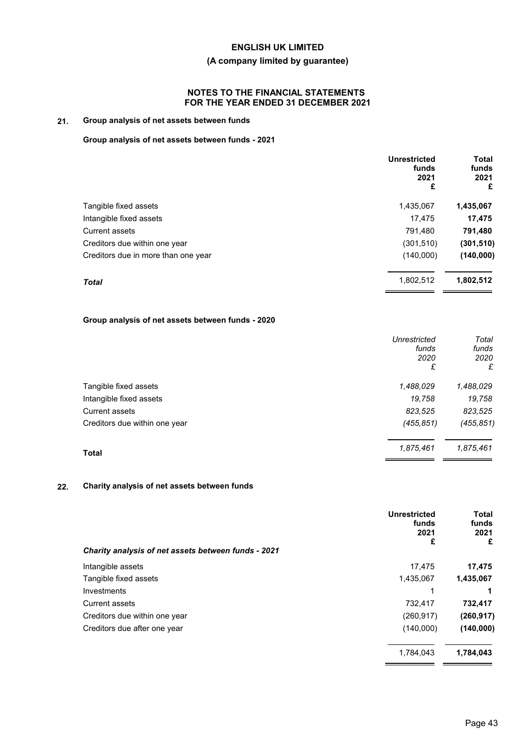**ENGLISH UK LIMITED**

**(A company limited by guarantee)**

**NOTES TO THE FINANCIAL STATEMENTS**
**FOR THE YEAR ENDED 31 DECEMBER 2021**

## 21. Group analysis of net assets between funds

### Group analysis of net assets between funds - 2021

| | Unrestricted funds 2021 £ | Total funds 2021 £ |
|---|---|---|
| Tangible fixed assets | 1,435,067 | **1,435,067** |
| Intangible fixed assets | 17,475 | **17,475** |
| Current assets | 791,480 | **791,480** |
| Creditors due within one year | (301,510) | **(301,510)** |
| Creditors due in more than one year | (140,000) | **(140,000)** |
| ***Total*** | 1,802,512 | **1,802,512** |

### Group analysis of net assets between funds - 2020

| | *Unrestricted funds 2020 £* | *Total funds 2020 £* |
|---|---|---|
| Tangible fixed assets | *1,488,029* | *1,488,029* |
| Intangible fixed assets | *19,758* | *19,758* |
| Current assets | *823,525* | *823,525* |
| Creditors due within one year | *(455,851)* | *(455,851)* |
| **Total** | *1,875,461* | *1,875,461* |

## 22. Charity analysis of net assets between funds

| ***Charity analysis of net assets between funds - 2021*** | Unrestricted funds 2021 £ | Total funds 2021 £ |
|---|---|---|
| Intangible assets | 17,475 | **17,475** |
| Tangible fixed assets | 1,435,067 | **1,435,067** |
| Investments | 1 | **1** |
| Current assets | 732,417 | **732,417** |
| Creditors due within one year | (260,917) | **(260,917)** |
| Creditors due after one year | (140,000) | **(140,000)** |
| | 1,784,043 | **1,784,043** |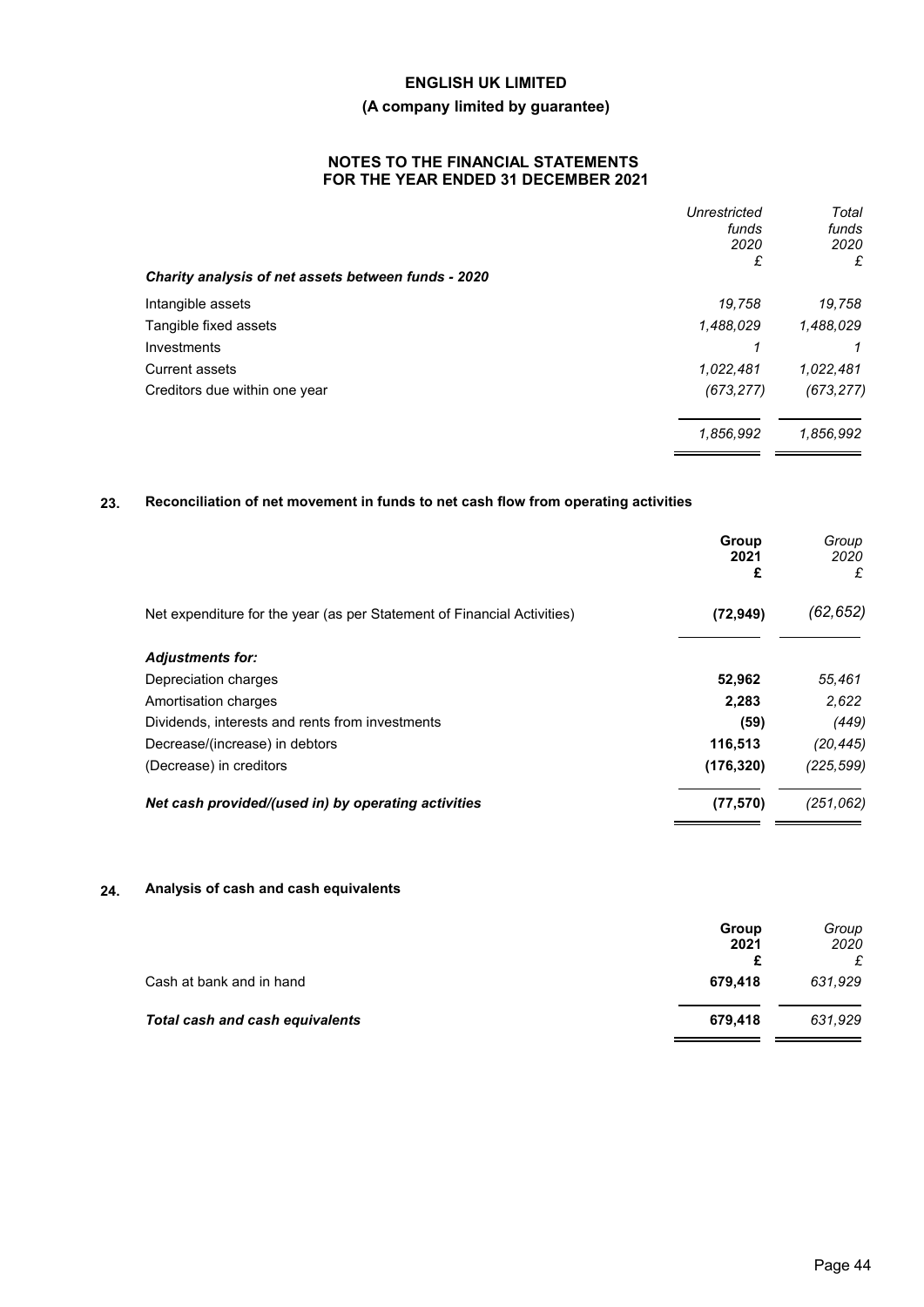|  | *Unrestricted funds 2020 £* | *Total funds 2020 £* |
|---|---|---|
| ***Charity analysis of net assets between funds - 2020*** | | |
| Intangible assets | *19,758* | *19,758* |
| Tangible fixed assets | *1,488,029* | *1,488,029* |
| Investments | *1* | *1* |
| Current assets | *1,022,481* | *1,022,481* |
| Creditors due within one year | *(673,277)* | *(673,277)* |
|  | *1,856,992* | *1,856,992* |

## 23. Reconciliation of net movement in funds to net cash flow from operating activities

|  | **Group 2021 £** | *Group 2020 £* |
|---|---|---|
| Net expenditure for the year (as per Statement of Financial Activities) | **(72,949)** | *(62,652)* |
| ***Adjustments for:*** | | |
| Depreciation charges | **52,962** | *55,461* |
| Amortisation charges | **2,283** | *2,622* |
| Dividends, interests and rents from investments | **(59)** | *(449)* |
| Decrease/(increase) in debtors | **116,513** | *(20,445)* |
| (Decrease) in creditors | **(176,320)** | *(225,599)* |
| ***Net cash provided/(used in) by operating activities*** | **(77,570)** | *(251,062)* |

## 24. Analysis of cash and cash equivalents

|  | **Group 2021 £** | *Group 2020 £* |
|---|---|---|
| Cash at bank and in hand | **679,418** | *631,929* |
| ***Total cash and cash equivalents*** | **679,418** | *631,929* |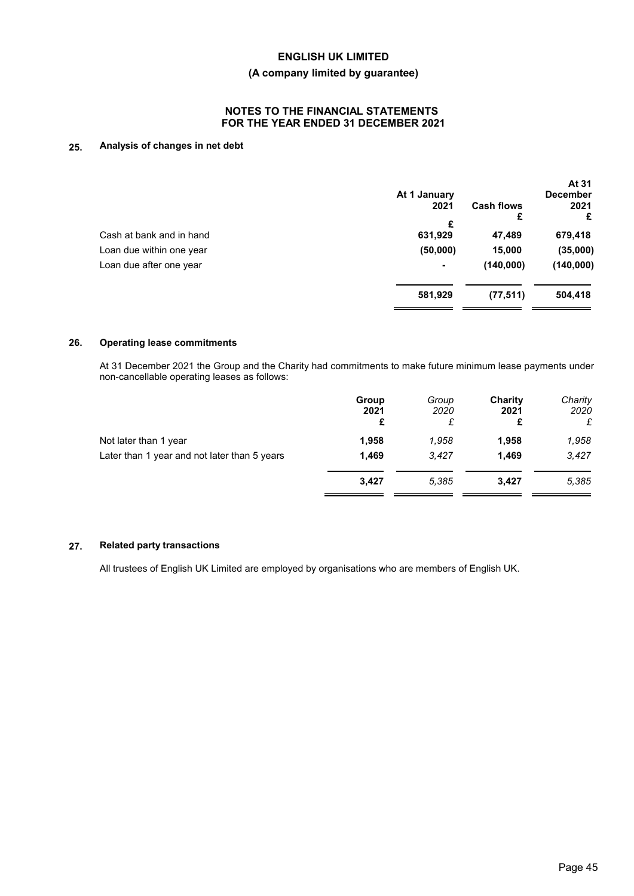# ENGLISH UK LIMITED

## (A company limited by guarantee)

### NOTES TO THE FINANCIAL STATEMENTS FOR THE YEAR ENDED 31 DECEMBER 2021

### 25. Analysis of changes in net debt

| | At 1 January 2021 £ | Cash flows £ | At 31 December 2021 £ |
|---|---|---|---|
| Cash at bank and in hand | 631,929 | 47,489 | 679,418 |
| Loan due within one year | (50,000) | 15,000 | (35,000) |
| Loan due after one year | - | (140,000) | (140,000) |
| | **581,929** | **(77,511)** | **504,418** |

### 26. Operating lease commitments

At 31 December 2021 the Group and the Charity had commitments to make future minimum lease payments under non-cancellable operating leases as follows:

| | **Group 2021 £** | *Group 2020 £* | **Charity 2021 £** | *Charity 2020 £* |
|---|---|---|---|---|
| Not later than 1 year | **1,958** | *1,958* | **1,958** | *1,958* |
| Later than 1 year and not later than 5 years | **1,469** | *3,427* | **1,469** | *3,427* |
| | **3,427** | *5,385* | **3,427** | *5,385* |

### 27. Related party transactions

All trustees of English UK Limited are employed by organisations who are members of English UK.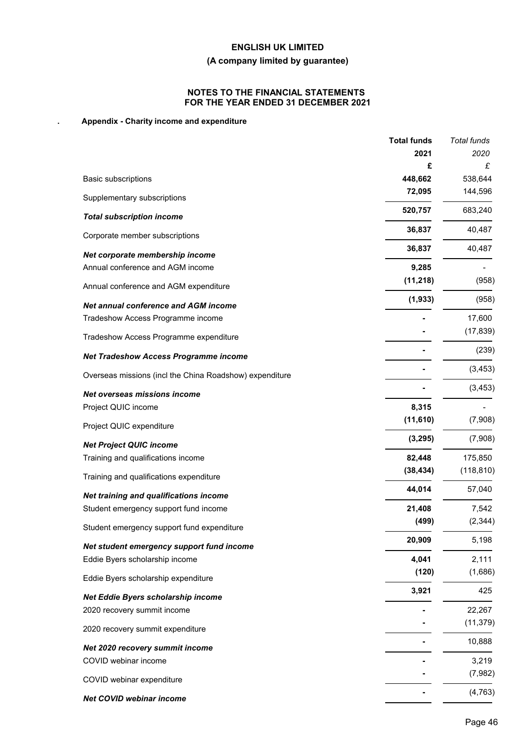**ENGLISH UK LIMITED**

**(A company limited by guarantee)**

**NOTES TO THE FINANCIAL STATEMENTS
FOR THE YEAR ENDED 31 DECEMBER 2021**

**. Appendix - Charity income and expenditure**

| | **Total funds 2021 £** | *Total funds 2020 £* |
|---|---|---|
| Basic subscriptions | **448,662** | 538,644 |
| Supplementary subscriptions | **72,095** | 144,596 |
| ***Total subscription income*** | **520,757** | 683,240 |
| Corporate member subscriptions | **36,837** | 40,487 |
| ***Net corporate membership income*** | **36,837** | 40,487 |
| Annual conference and AGM income | **9,285** | - |
| Annual conference and AGM expenditure | **(11,218)** | (958) |
| ***Net annual conference and AGM income*** | **(1,933)** | (958) |
| Tradeshow Access Programme income | **-** | 17,600 |
| Tradeshow Access Programme expenditure | **-** | (17,839) |
| ***Net Tradeshow Access Programme income*** | **-** | (239) |
| Overseas missions (incl the China Roadshow) expenditure | **-** | (3,453) |
| ***Net overseas missions income*** | **-** | (3,453) |
| Project QUIC income | **8,315** | - |
| Project QUIC expenditure | **(11,610)** | (7,908) |
| ***Net Project QUIC income*** | **(3,295)** | (7,908) |
| Training and qualifications income | **82,448** | 175,850 |
| Training and qualifications expenditure | **(38,434)** | (118,810) |
| ***Net training and qualifications income*** | **44,014** | 57,040 |
| Student emergency support fund income | **21,408** | 7,542 |
| Student emergency support fund expenditure | **(499)** | (2,344) |
| ***Net student emergency support fund income*** | **20,909** | 5,198 |
| Eddie Byers scholarship income | **4,041** | 2,111 |
| Eddie Byers scholarship expenditure | **(120)** | (1,686) |
| ***Net Eddie Byers scholarship income*** | **3,921** | 425 |
| 2020 recovery summit income | **-** | 22,267 |
| 2020 recovery summit expenditure | **-** | (11,379) |
| ***Net 2020 recovery summit income*** | **-** | 10,888 |
| COVID webinar income | **-** | 3,219 |
| COVID webinar expenditure | **-** | (7,982) |
| ***Net COVID webinar income*** | **-** | (4,763) |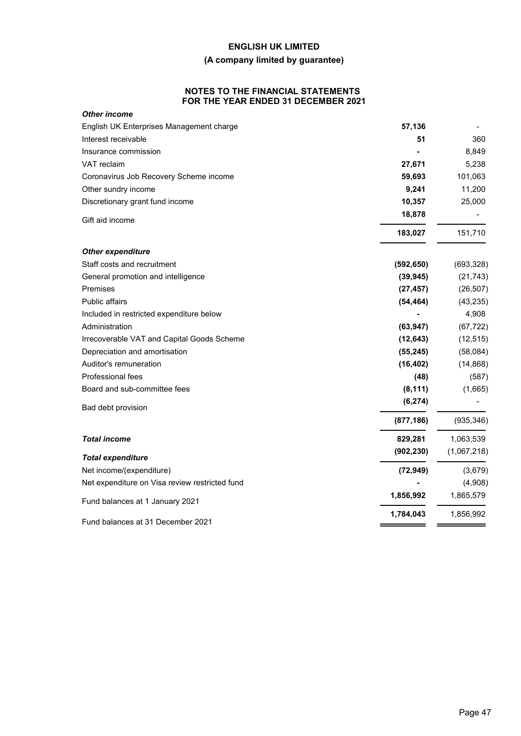# ENGLISH UK LIMITED

## (A company limited by guarantee)

### NOTES TO THE FINANCIAL STATEMENTS FOR THE YEAR ENDED 31 DECEMBER 2021

| | | |
|---|---|---|
| ***Other income*** | | |
| English UK Enterprises Management charge | **57,136** | - |
| Interest receivable | **51** | 360 |
| Insurance commission | **-** | 8,849 |
| VAT reclaim | **27,671** | 5,238 |
| Coronavirus Job Recovery Scheme income | **59,693** | 101,063 |
| Other sundry income | **9,241** | 11,200 |
| Discretionary grant fund income | **10,357** | 25,000 |
| Gift aid income | **18,878** | - |
| | **183,027** | 151,710 |
| ***Other expenditure*** | | |
| Staff costs and recruitment | **(592,650)** | (693,328) |
| General promotion and intelligence | **(39,945)** | (21,743) |
| Premises | **(27,457)** | (26,507) |
| Public affairs | **(54,464)** | (43,235) |
| Included in restricted expenditure below | **-** | 4,908 |
| Administration | **(63,947)** | (67,722) |
| Irrecoverable VAT and Capital Goods Scheme | **(12,643)** | (12,515) |
| Depreciation and amortisation | **(55,245)** | (58,084) |
| Auditor's remuneration | **(16,402)** | (14,868) |
| Professional fees | **(48)** | (587) |
| Board and sub-committee fees | **(8,111)** | (1,665) |
| Bad debt provision | **(6,274)** | - |
| | **(877,186)** | (935,346) |
| ***Total income*** | **829,281** | 1,063,539 |
| ***Total expenditure*** | **(902,230)** | (1,067,218) |
| Net income/(expenditure) | **(72,949)** | (3,679) |
| Net expenditure on Visa review restricted fund | **-** | (4,908) |
| Fund balances at 1 January 2021 | **1,856,992** | 1,865,579 |
| Fund balances at 31 December 2021 | **1,784,043** | 1,856,992 |